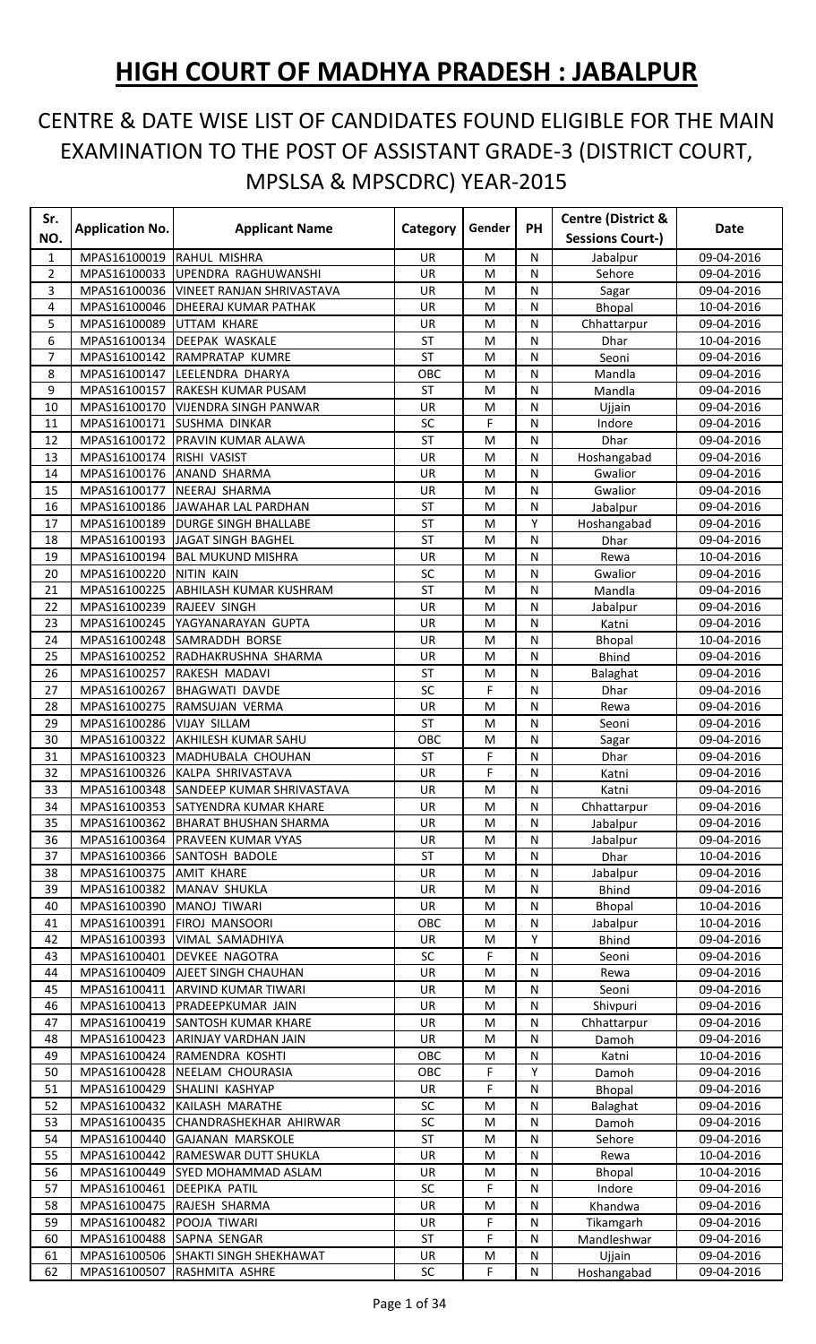# HIGH COURT OF MADHYA PRADESH : JABALPUR

## CENTRE & DATE WISE LIST OF CANDIDATES FOUND ELIGIBLE FOR THE MAIN EXAMINATION TO THE POST OF ASSISTANT GRADE-3 (DISTRICT COURT, MPSLSA & MPSCDRC) YEAR-2015

| Sr. NO. | Application No. | Applicant Name | Category | Gender | PH | Centre (District & Sessions Court-) | Date |
|---|---|---|---|---|---|---|---|
| 1 | MPAS16100019 | RAHUL MISHRA | UR | M | N | Jabalpur | 09-04-2016 |
| 2 | MPAS16100033 | UPENDRA RAGHUWANSHI | UR | M | N | Sehore | 09-04-2016 |
| 3 | MPAS16100036 | VINEET RANJAN SHRIVASTAVA | UR | M | N | Sagar | 09-04-2016 |
| 4 | MPAS16100046 | DHEERAJ KUMAR PATHAK | UR | M | N | Bhopal | 10-04-2016 |
| 5 | MPAS16100089 | UTTAM KHARE | UR | M | N | Chhattarpur | 09-04-2016 |
| 6 | MPAS16100134 | DEEPAK WASKALE | ST | M | N | Dhar | 10-04-2016 |
| 7 | MPAS16100142 | RAMPRATAP KUMRE | ST | M | N | Seoni | 09-04-2016 |
| 8 | MPAS16100147 | LEELENDRA DHARYA | OBC | M | N | Mandla | 09-04-2016 |
| 9 | MPAS16100157 | RAKESH KUMAR PUSAM | ST | M | N | Mandla | 09-04-2016 |
| 10 | MPAS16100170 | VIJENDRA SINGH PANWAR | UR | M | N | Ujjain | 09-04-2016 |
| 11 | MPAS16100171 | SUSHMA DINKAR | SC | F | N | Indore | 09-04-2016 |
| 12 | MPAS16100172 | PRAVIN KUMAR ALAWA | ST | M | N | Dhar | 09-04-2016 |
| 13 | MPAS16100174 | RISHI VASIST | UR | M | N | Hoshangabad | 09-04-2016 |
| 14 | MPAS16100176 | ANAND SHARMA | UR | M | N | Gwalior | 09-04-2016 |
| 15 | MPAS16100177 | NEERAJ SHARMA | UR | M | N | Gwalior | 09-04-2016 |
| 16 | MPAS16100186 | JAWAHAR LAL PARDHAN | ST | M | N | Jabalpur | 09-04-2016 |
| 17 | MPAS16100189 | DURGE SINGH BHALLABE | ST | M | Y | Hoshangabad | 09-04-2016 |
| 18 | MPAS16100193 | JAGAT SINGH BAGHEL | ST | M | N | Dhar | 09-04-2016 |
| 19 | MPAS16100194 | BAL MUKUND MISHRA | UR | M | N | Rewa | 10-04-2016 |
| 20 | MPAS16100220 | NITIN KAIN | SC | M | N | Gwalior | 09-04-2016 |
| 21 | MPAS16100225 | ABHILASH KUMAR KUSHRAM | ST | M | N | Mandla | 09-04-2016 |
| 22 | MPAS16100239 | RAJEEV SINGH | UR | M | N | Jabalpur | 09-04-2016 |
| 23 | MPAS16100245 | YAGYANARAYAN GUPTA | UR | M | N | Katni | 09-04-2016 |
| 24 | MPAS16100248 | SAMRADDH BORSE | UR | M | N | Bhopal | 10-04-2016 |
| 25 | MPAS16100252 | RADHAKRUSHNA SHARMA | UR | M | N | Bhind | 09-04-2016 |
| 26 | MPAS16100257 | RAKESH MADAVI | ST | M | N | Balaghat | 09-04-2016 |
| 27 | MPAS16100267 | BHAGWATI DAVDE | SC | F | N | Dhar | 09-04-2016 |
| 28 | MPAS16100275 | RAMSUJAN VERMA | UR | M | N | Rewa | 09-04-2016 |
| 29 | MPAS16100286 | VIJAY SILLAM | ST | M | N | Seoni | 09-04-2016 |
| 30 | MPAS16100322 | AKHILESH KUMAR SAHU | OBC | M | N | Sagar | 09-04-2016 |
| 31 | MPAS16100323 | MADHUBALA CHOUHAN | ST | F | N | Dhar | 09-04-2016 |
| 32 | MPAS16100326 | KALPA SHRIVASTAVA | UR | F | N | Katni | 09-04-2016 |
| 33 | MPAS16100348 | SANDEEP KUMAR SHRIVASTAVA | UR | M | N | Katni | 09-04-2016 |
| 34 | MPAS16100353 | SATYENDRA KUMAR KHARE | UR | M | N | Chhattarpur | 09-04-2016 |
| 35 | MPAS16100362 | BHARAT BHUSHAN SHARMA | UR | M | N | Jabalpur | 09-04-2016 |
| 36 | MPAS16100364 | PRAVEEN KUMAR VYAS | UR | M | N | Jabalpur | 09-04-2016 |
| 37 | MPAS16100366 | SANTOSH BADOLE | ST | M | N | Dhar | 10-04-2016 |
| 38 | MPAS16100375 | AMIT KHARE | UR | M | N | Jabalpur | 09-04-2016 |
| 39 | MPAS16100382 | MANAV SHUKLA | UR | M | N | Bhind | 09-04-2016 |
| 40 | MPAS16100390 | MANOJ TIWARI | UR | M | N | Bhopal | 10-04-2016 |
| 41 | MPAS16100391 | FIROJ MANSOORI | OBC | M | N | Jabalpur | 10-04-2016 |
| 42 | MPAS16100393 | VIMAL SAMADHIYA | UR | M | Y | Bhind | 09-04-2016 |
| 43 | MPAS16100401 | DEVKEE NAGOTRA | SC | F | N | Seoni | 09-04-2016 |
| 44 | MPAS16100409 | AJEET SINGH CHAUHAN | UR | M | N | Rewa | 09-04-2016 |
| 45 | MPAS16100411 | ARVIND KUMAR TIWARI | UR | M | N | Seoni | 09-04-2016 |
| 46 | MPAS16100413 | PRADEEPKUMAR JAIN | UR | M | N | Shivpuri | 09-04-2016 |
| 47 | MPAS16100419 | SANTOSH KUMAR KHARE | UR | M | N | Chhattarpur | 09-04-2016 |
| 48 | MPAS16100423 | ARINJAY VARDHAN JAIN | UR | M | N | Damoh | 09-04-2016 |
| 49 | MPAS16100424 | RAMENDRA KOSHTI | OBC | M | N | Katni | 10-04-2016 |
| 50 | MPAS16100428 | NEELAM CHOURASIA | OBC | F | Y | Damoh | 09-04-2016 |
| 51 | MPAS16100429 | SHALINI KASHYAP | UR | F | N | Bhopal | 09-04-2016 |
| 52 | MPAS16100432 | KAILASH MARATHE | SC | M | N | Balaghat | 09-04-2016 |
| 53 | MPAS16100435 | CHANDRASHEKHAR AHIRWAR | SC | M | N | Damoh | 09-04-2016 |
| 54 | MPAS16100440 | GAJANAN MARSKOLE | ST | M | N | Sehore | 09-04-2016 |
| 55 | MPAS16100442 | RAMESWAR DUTT SHUKLA | UR | M | N | Rewa | 10-04-2016 |
| 56 | MPAS16100449 | SYED MOHAMMAD ASLAM | UR | M | N | Bhopal | 10-04-2016 |
| 57 | MPAS16100461 | DEEPIKA PATIL | SC | F | N | Indore | 09-04-2016 |
| 58 | MPAS16100475 | RAJESH SHARMA | UR | M | N | Khandwa | 09-04-2016 |
| 59 | MPAS16100482 | POOJA TIWARI | UR | F | N | Tikamgarh | 09-04-2016 |
| 60 | MPAS16100488 | SAPNA SENGAR | ST | F | N | Mandleshwar | 09-04-2016 |
| 61 | MPAS16100506 | SHAKTI SINGH SHEKHAWAT | UR | M | N | Ujjain | 09-04-2016 |
| 62 | MPAS16100507 | RASHMITA ASHRE | SC | F | N | Hoshangabad | 09-04-2016 |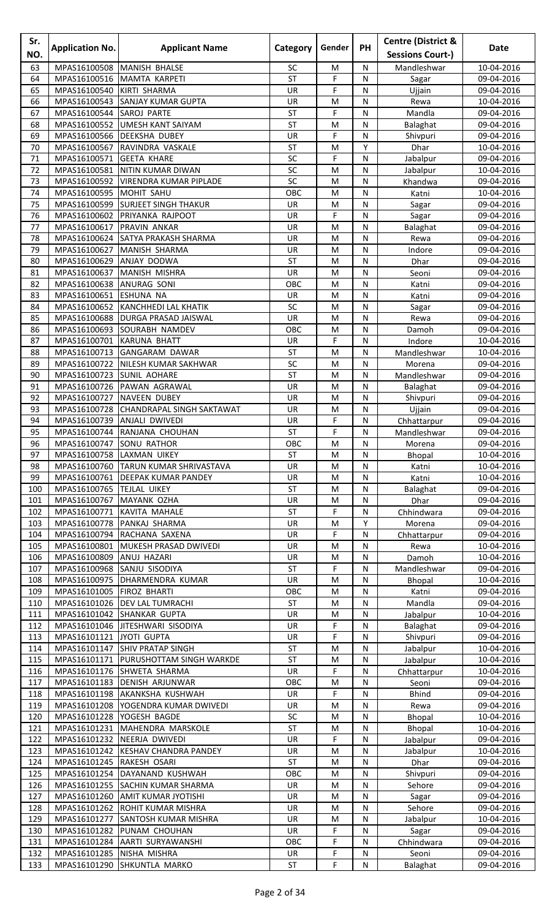| Sr. NO. | Application No. | Applicant Name | Category | Gender | PH | Centre (District & Sessions Court-) | Date |
|---|---|---|---|---|---|---|---|
| 63 | MPAS16100508 | MANISH BHALSE | SC | M | N | Mandleshwar | 10-04-2016 |
| 64 | MPAS16100516 | MAMTA KARPETI | ST | F | N | Sagar | 09-04-2016 |
| 65 | MPAS16100540 | KIRTI SHARMA | UR | F | N | Ujjain | 09-04-2016 |
| 66 | MPAS16100543 | SANJAY KUMAR GUPTA | UR | M | N | Rewa | 10-04-2016 |
| 67 | MPAS16100544 | SAROJ PARTE | ST | F | N | Mandla | 09-04-2016 |
| 68 | MPAS16100552 | UMESH KANT SAIYAM | ST | M | N | Balaghat | 09-04-2016 |
| 69 | MPAS16100566 | DEEKSHA DUBEY | UR | F | N | Shivpuri | 09-04-2016 |
| 70 | MPAS16100567 | RAVINDRA VASKALE | ST | M | Y | Dhar | 10-04-2016 |
| 71 | MPAS16100571 | GEETA KHARE | SC | F | N | Jabalpur | 09-04-2016 |
| 72 | MPAS16100581 | NITIN KUMAR DIWAN | SC | M | N | Jabalpur | 10-04-2016 |
| 73 | MPAS16100592 | VIRENDRA KUMAR PIPLADE | SC | M | N | Khandwa | 09-04-2016 |
| 74 | MPAS16100595 | MOHIT SAHU | OBC | M | N | Katni | 10-04-2016 |
| 75 | MPAS16100599 | SURJEET SINGH THAKUR | UR | M | N | Sagar | 09-04-2016 |
| 76 | MPAS16100602 | PRIYANKA RAJPOOT | UR | F | N | Sagar | 09-04-2016 |
| 77 | MPAS16100617 | PRAVIN ANKAR | UR | M | N | Balaghat | 09-04-2016 |
| 78 | MPAS16100624 | SATYA PRAKASH SHARMA | UR | M | N | Rewa | 09-04-2016 |
| 79 | MPAS16100627 | MANISH SHARMA | UR | M | N | Indore | 09-04-2016 |
| 80 | MPAS16100629 | ANJAY DODWA | ST | M | N | Dhar | 09-04-2016 |
| 81 | MPAS16100637 | MANISH MISHRA | UR | M | N | Seoni | 09-04-2016 |
| 82 | MPAS16100638 | ANURAG SONI | OBC | M | N | Katni | 09-04-2016 |
| 83 | MPAS16100651 | ESHUNA NA | UR | M | N | Katni | 09-04-2016 |
| 84 | MPAS16100652 | KANCHHEDI LAL KHATIK | SC | M | N | Sagar | 09-04-2016 |
| 85 | MPAS16100688 | DURGA PRASAD JAISWAL | UR | M | N | Rewa | 09-04-2016 |
| 86 | MPAS16100693 | SOURABH NAMDEV | OBC | M | N | Damoh | 09-04-2016 |
| 87 | MPAS16100701 | KARUNA BHATT | UR | F | N | Indore | 10-04-2016 |
| 88 | MPAS16100713 | GANGARAM DAWAR | ST | M | N | Mandleshwar | 10-04-2016 |
| 89 | MPAS16100722 | NILESH KUMAR SAKHWAR | SC | M | N | Morena | 09-04-2016 |
| 90 | MPAS16100723 | SUNIL AOHARE | ST | M | N | Mandleshwar | 09-04-2016 |
| 91 | MPAS16100726 | PAWAN AGRAWAL | UR | M | N | Balaghat | 09-04-2016 |
| 92 | MPAS16100727 | NAVEEN DUBEY | UR | M | N | Shivpuri | 09-04-2016 |
| 93 | MPAS16100728 | CHANDRAPAL SINGH SAKTAWAT | UR | M | N | Ujjain | 09-04-2016 |
| 94 | MPAS16100739 | ANJALI DWIVEDI | UR | F | N | Chhattarpur | 09-04-2016 |
| 95 | MPAS16100744 | RANJANA CHOUHAN | ST | F | N | Mandleshwar | 09-04-2016 |
| 96 | MPAS16100747 | SONU RATHOR | OBC | M | N | Morena | 09-04-2016 |
| 97 | MPAS16100758 | LAXMAN UIKEY | ST | M | N | Bhopal | 10-04-2016 |
| 98 | MPAS16100760 | TARUN KUMAR SHRIVASTAVA | UR | M | N | Katni | 10-04-2016 |
| 99 | MPAS16100761 | DEEPAK KUMAR PANDEY | UR | M | N | Katni | 10-04-2016 |
| 100 | MPAS16100765 | TEJLAL UIKEY | ST | M | N | Balaghat | 09-04-2016 |
| 101 | MPAS16100767 | MAYANK OZHA | UR | M | N | Dhar | 09-04-2016 |
| 102 | MPAS16100771 | KAVITA MAHALE | ST | F | N | Chhindwara | 09-04-2016 |
| 103 | MPAS16100778 | PANKAJ SHARMA | UR | M | Y | Morena | 09-04-2016 |
| 104 | MPAS16100794 | RACHANA SAXENA | UR | F | N | Chhattarpur | 09-04-2016 |
| 105 | MPAS16100801 | MUKESH PRASAD DWIVEDI | UR | M | N | Rewa | 10-04-2016 |
| 106 | MPAS16100809 | ANUJ HAZARI | UR | M | N | Damoh | 10-04-2016 |
| 107 | MPAS16100968 | SANJU SISODIYA | ST | F | N | Mandleshwar | 09-04-2016 |
| 108 | MPAS16100975 | DHARMENDRA KUMAR | UR | M | N | Bhopal | 10-04-2016 |
| 109 | MPAS16101005 | FIROZ BHARTI | OBC | M | N | Katni | 09-04-2016 |
| 110 | MPAS16101026 | DEV LAL TUMRACHI | ST | M | N | Mandla | 09-04-2016 |
| 111 | MPAS16101042 | SHANKAR GUPTA | UR | M | N | Jabalpur | 10-04-2016 |
| 112 | MPAS16101046 | JITESHWARI SISODIYA | UR | F | N | Balaghat | 09-04-2016 |
| 113 | MPAS16101121 | JYOTI GUPTA | UR | F | N | Shivpuri | 09-04-2016 |
| 114 | MPAS16101147 | SHIV PRATAP SINGH | ST | M | N | Jabalpur | 10-04-2016 |
| 115 | MPAS16101171 | PURUSHOTTAM SINGH WARKDE | ST | M | N | Jabalpur | 10-04-2016 |
| 116 | MPAS16101176 | SHWETA SHARMA | UR | F | N | Chhattarpur | 10-04-2016 |
| 117 | MPAS16101183 | DENISH ARJUNWAR | OBC | M | N | Seoni | 09-04-2016 |
| 118 | MPAS16101198 | AKANKSHA KUSHWAH | UR | F | N | Bhind | 09-04-2016 |
| 119 | MPAS16101208 | YOGENDRA KUMAR DWIVEDI | UR | M | N | Rewa | 09-04-2016 |
| 120 | MPAS16101228 | YOGESH BAGDE | SC | M | N | Bhopal | 10-04-2016 |
| 121 | MPAS16101231 | MAHENDRA MARSKOLE | ST | M | N | Bhopal | 10-04-2016 |
| 122 | MPAS16101232 | NEERJA DWIVEDI | UR | F | N | Jabalpur | 09-04-2016 |
| 123 | MPAS16101242 | KESHAV CHANDRA PANDEY | UR | M | N | Jabalpur | 10-04-2016 |
| 124 | MPAS16101245 | RAKESH OSARI | ST | M | N | Dhar | 09-04-2016 |
| 125 | MPAS16101254 | DAYANAND KUSHWAH | OBC | M | N | Shivpuri | 09-04-2016 |
| 126 | MPAS16101255 | SACHIN KUMAR SHARMA | UR | M | N | Sehore | 09-04-2016 |
| 127 | MPAS16101260 | AMIT KUMAR JYOTISHI | UR | M | N | Sagar | 09-04-2016 |
| 128 | MPAS16101262 | ROHIT KUMAR MISHRA | UR | M | N | Sehore | 09-04-2016 |
| 129 | MPAS16101277 | SANTOSH KUMAR MISHRA | UR | M | N | Jabalpur | 10-04-2016 |
| 130 | MPAS16101282 | PUNAM CHOUHAN | UR | F | N | Sagar | 09-04-2016 |
| 131 | MPAS16101284 | AARTI SURYAWANSHI | OBC | F | N | Chhindwara | 09-04-2016 |
| 132 | MPAS16101285 | NISHA MISHRA | UR | F | N | Seoni | 09-04-2016 |
| 133 | MPAS16101290 | SHKUNTLA MARKO | ST | F | N | Balaghat | 09-04-2016 |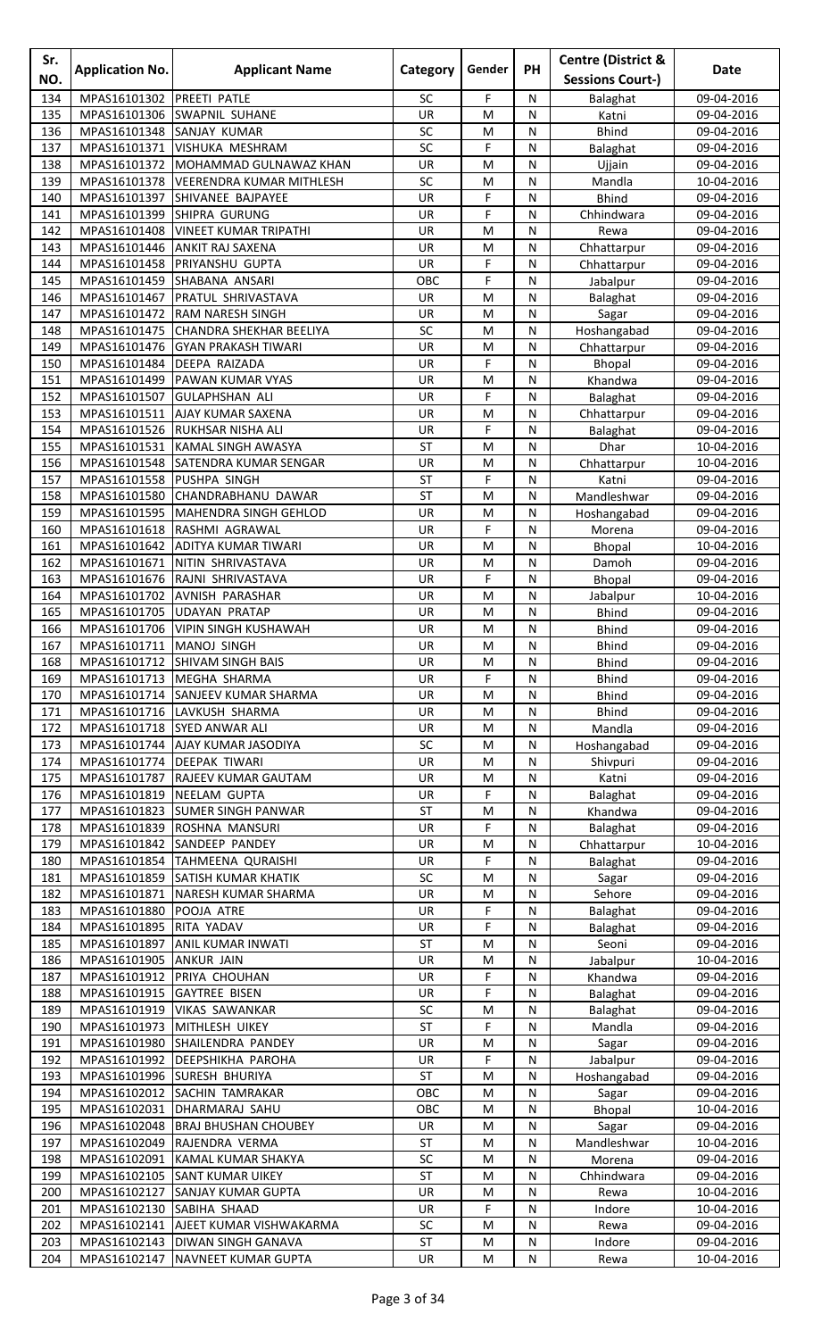| Sr. NO. | Application No. | Applicant Name | Category | Gender | PH | Centre (District & Sessions Court-) | Date |
|---|---|---|---|---|---|---|---|
| 134 | MPAS16101302 | PREETI PATLE | SC | F | N | Balaghat | 09-04-2016 |
| 135 | MPAS16101306 | SWAPNIL SUHANE | UR | M | N | Katni | 09-04-2016 |
| 136 | MPAS16101348 | SANJAY KUMAR | SC | M | N | Bhind | 09-04-2016 |
| 137 | MPAS16101371 | VISHUKA MESHRAM | SC | F | N | Balaghat | 09-04-2016 |
| 138 | MPAS16101372 | MOHAMMAD GULNAWAZ KHAN | UR | M | N | Ujjain | 09-04-2016 |
| 139 | MPAS16101378 | VEERENDRA KUMAR MITHLESH | SC | M | N | Mandla | 10-04-2016 |
| 140 | MPAS16101397 | SHIVANEE BAJPAYEE | UR | F | N | Bhind | 09-04-2016 |
| 141 | MPAS16101399 | SHIPRA GURUNG | UR | F | N | Chhindwara | 09-04-2016 |
| 142 | MPAS16101408 | VINEET KUMAR TRIPATHI | UR | M | N | Rewa | 09-04-2016 |
| 143 | MPAS16101446 | ANKIT RAJ SAXENA | UR | M | N | Chhattarpur | 09-04-2016 |
| 144 | MPAS16101458 | PRIYANSHU GUPTA | UR | F | N | Chhattarpur | 09-04-2016 |
| 145 | MPAS16101459 | SHABANA ANSARI | OBC | F | N | Jabalpur | 09-04-2016 |
| 146 | MPAS16101467 | PRATUL SHRIVASTAVA | UR | M | N | Balaghat | 09-04-2016 |
| 147 | MPAS16101472 | RAM NARESH SINGH | UR | M | N | Sagar | 09-04-2016 |
| 148 | MPAS16101475 | CHANDRA SHEKHAR BEELIYA | SC | M | N | Hoshangabad | 09-04-2016 |
| 149 | MPAS16101476 | GYAN PRAKASH TIWARI | UR | M | N | Chhattarpur | 09-04-2016 |
| 150 | MPAS16101484 | DEEPA RAIZADA | UR | F | N | Bhopal | 09-04-2016 |
| 151 | MPAS16101499 | PAWAN KUMAR VYAS | UR | M | N | Khandwa | 09-04-2016 |
| 152 | MPAS16101507 | GULAPHSHAN ALI | UR | F | N | Balaghat | 09-04-2016 |
| 153 | MPAS16101511 | AJAY KUMAR SAXENA | UR | M | N | Chhattarpur | 09-04-2016 |
| 154 | MPAS16101526 | RUKHSAR NISHA ALI | UR | F | N | Balaghat | 09-04-2016 |
| 155 | MPAS16101531 | KAMAL SINGH AWASYA | ST | M | N | Dhar | 10-04-2016 |
| 156 | MPAS16101548 | SATENDRA KUMAR SENGAR | UR | M | N | Chhattarpur | 10-04-2016 |
| 157 | MPAS16101558 | PUSHPA SINGH | ST | F | N | Katni | 09-04-2016 |
| 158 | MPAS16101580 | CHANDRABHANU DAWAR | ST | M | N | Mandleshwar | 09-04-2016 |
| 159 | MPAS16101595 | MAHENDRA SINGH GEHLOD | UR | M | N | Hoshangabad | 09-04-2016 |
| 160 | MPAS16101618 | RASHMI AGRAWAL | UR | F | N | Morena | 09-04-2016 |
| 161 | MPAS16101642 | ADITYA KUMAR TIWARI | UR | M | N | Bhopal | 10-04-2016 |
| 162 | MPAS16101671 | NITIN SHRIVASTAVA | UR | M | N | Damoh | 09-04-2016 |
| 163 | MPAS16101676 | RAJNI SHRIVASTAVA | UR | F | N | Bhopal | 09-04-2016 |
| 164 | MPAS16101702 | AVNISH PARASHAR | UR | M | N | Jabalpur | 10-04-2016 |
| 165 | MPAS16101705 | UDAYAN PRATAP | UR | M | N | Bhind | 09-04-2016 |
| 166 | MPAS16101706 | VIPIN SINGH KUSHAWAH | UR | M | N | Bhind | 09-04-2016 |
| 167 | MPAS16101711 | MANOJ SINGH | UR | M | N | Bhind | 09-04-2016 |
| 168 | MPAS16101712 | SHIVAM SINGH BAIS | UR | M | N | Bhind | 09-04-2016 |
| 169 | MPAS16101713 | MEGHA SHARMA | UR | F | N | Bhind | 09-04-2016 |
| 170 | MPAS16101714 | SANJEEV KUMAR SHARMA | UR | M | N | Bhind | 09-04-2016 |
| 171 | MPAS16101716 | LAVKUSH SHARMA | UR | M | N | Bhind | 09-04-2016 |
| 172 | MPAS16101718 | SYED ANWAR ALI | UR | M | N | Mandla | 09-04-2016 |
| 173 | MPAS16101744 | AJAY KUMAR JASODIYA | SC | M | N | Hoshangabad | 09-04-2016 |
| 174 | MPAS16101774 | DEEPAK TIWARI | UR | M | N | Shivpuri | 09-04-2016 |
| 175 | MPAS16101787 | RAJEEV KUMAR GAUTAM | UR | M | N | Katni | 09-04-2016 |
| 176 | MPAS16101819 | NEELAM GUPTA | UR | F | N | Balaghat | 09-04-2016 |
| 177 | MPAS16101823 | SUMER SINGH PANWAR | ST | M | N | Khandwa | 09-04-2016 |
| 178 | MPAS16101839 | ROSHNA MANSURI | UR | F | N | Balaghat | 09-04-2016 |
| 179 | MPAS16101842 | SANDEEP PANDEY | UR | M | N | Chhattarpur | 10-04-2016 |
| 180 | MPAS16101854 | TAHMEENA QURAISHI | UR | F | N | Balaghat | 09-04-2016 |
| 181 | MPAS16101859 | SATISH KUMAR KHATIK | SC | M | N | Sagar | 09-04-2016 |
| 182 | MPAS16101871 | NARESH KUMAR SHARMA | UR | M | N | Sehore | 09-04-2016 |
| 183 | MPAS16101880 | POOJA ATRE | UR | F | N | Balaghat | 09-04-2016 |
| 184 | MPAS16101895 | RITA YADAV | UR | F | N | Balaghat | 09-04-2016 |
| 185 | MPAS16101897 | ANIL KUMAR INWATI | ST | M | N | Seoni | 09-04-2016 |
| 186 | MPAS16101905 | ANKUR JAIN | UR | M | N | Jabalpur | 10-04-2016 |
| 187 | MPAS16101912 | PRIYA CHOUHAN | UR | F | N | Khandwa | 09-04-2016 |
| 188 | MPAS16101915 | GAYTREE BISEN | UR | F | N | Balaghat | 09-04-2016 |
| 189 | MPAS16101919 | VIKAS SAWANKAR | SC | M | N | Balaghat | 09-04-2016 |
| 190 | MPAS16101973 | MITHLESH UIKEY | ST | F | N | Mandla | 09-04-2016 |
| 191 | MPAS16101980 | SHAILENDRA PANDEY | UR | M | N | Sagar | 09-04-2016 |
| 192 | MPAS16101992 | DEEPSHIKHA PAROHA | UR | F | N | Jabalpur | 09-04-2016 |
| 193 | MPAS16101996 | SURESH BHURIYA | ST | M | N | Hoshangabad | 09-04-2016 |
| 194 | MPAS16102012 | SACHIN TAMRAKAR | OBC | M | N | Sagar | 09-04-2016 |
| 195 | MPAS16102031 | DHARMARAJ SAHU | OBC | M | N | Bhopal | 10-04-2016 |
| 196 | MPAS16102048 | BRAJ BHUSHAN CHOUBEY | UR | M | N | Sagar | 09-04-2016 |
| 197 | MPAS16102049 | RAJENDRA VERMA | ST | M | N | Mandleshwar | 10-04-2016 |
| 198 | MPAS16102091 | KAMAL KUMAR SHAKYA | SC | M | N | Morena | 09-04-2016 |
| 199 | MPAS16102105 | SANT KUMAR UIKEY | ST | M | N | Chhindwara | 09-04-2016 |
| 200 | MPAS16102127 | SANJAY KUMAR GUPTA | UR | M | N | Rewa | 10-04-2016 |
| 201 | MPAS16102130 | SABIHA SHAAD | UR | F | N | Indore | 10-04-2016 |
| 202 | MPAS16102141 | AJEET KUMAR VISHWAKARMA | SC | M | N | Rewa | 09-04-2016 |
| 203 | MPAS16102143 | DIWAN SINGH GANAVA | ST | M | N | Indore | 09-04-2016 |
| 204 | MPAS16102147 | NAVNEET KUMAR GUPTA | UR | M | N | Rewa | 10-04-2016 |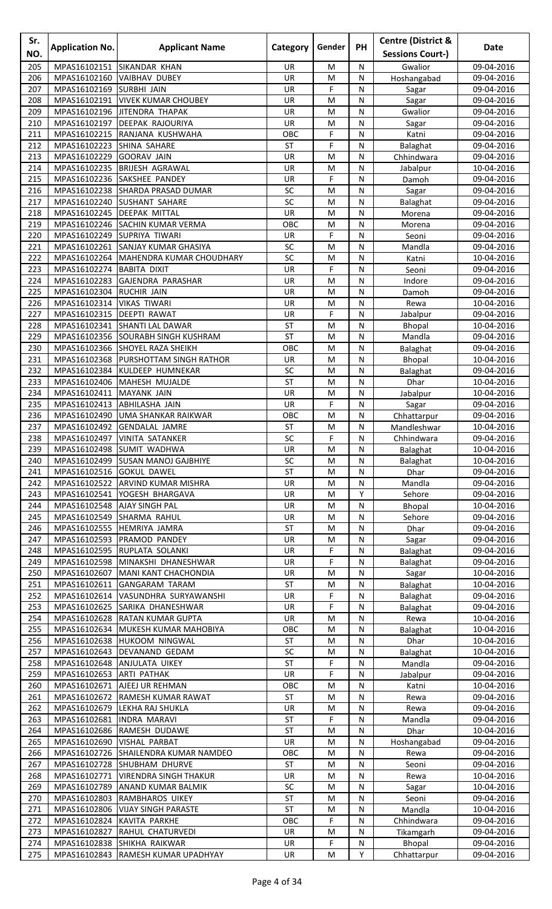| Sr. NO. | Application No. | Applicant Name | Category | Gender | PH | Centre (District & Sessions Court-) | Date |
|---|---|---|---|---|---|---|---|
| 205 | MPAS16102151 | SIKANDAR KHAN | UR | M | N | Gwalior | 09-04-2016 |
| 206 | MPAS16102160 | VAIBHAV DUBEY | UR | M | N | Hoshangabad | 09-04-2016 |
| 207 | MPAS16102169 | SURBHI JAIN | UR | F | N | Sagar | 09-04-2016 |
| 208 | MPAS16102191 | VIVEK KUMAR CHOUBEY | UR | M | N | Sagar | 09-04-2016 |
| 209 | MPAS16102196 | JITENDRA THAPAK | UR | M | N | Gwalior | 09-04-2016 |
| 210 | MPAS16102197 | DEEPAK RAJOURIYA | UR | M | N | Sagar | 09-04-2016 |
| 211 | MPAS16102215 | RANJANA KUSHWAHA | OBC | F | N | Katni | 09-04-2016 |
| 212 | MPAS16102223 | SHINA SAHARE | ST | F | N | Balaghat | 09-04-2016 |
| 213 | MPAS16102229 | GOORAV JAIN | UR | M | N | Chhindwara | 09-04-2016 |
| 214 | MPAS16102235 | BRIJESH AGRAWAL | UR | M | N | Jabalpur | 10-04-2016 |
| 215 | MPAS16102236 | SAKSHEE PANDEY | UR | F | N | Damoh | 09-04-2016 |
| 216 | MPAS16102238 | SHARDA PRASAD DUMAR | SC | M | N | Sagar | 09-04-2016 |
| 217 | MPAS16102240 | SUSHANT SAHARE | SC | M | N | Balaghat | 09-04-2016 |
| 218 | MPAS16102245 | DEEPAK MITTAL | UR | M | N | Morena | 09-04-2016 |
| 219 | MPAS16102246 | SACHIN KUMAR VERMA | OBC | M | N | Morena | 09-04-2016 |
| 220 | MPAS16102249 | SUPRIYA TIWARI | UR | F | N | Seoni | 09-04-2016 |
| 221 | MPAS16102261 | SANJAY KUMAR GHASIYA | SC | M | N | Mandla | 09-04-2016 |
| 222 | MPAS16102264 | MAHENDRA KUMAR CHOUDHARY | SC | M | N | Katni | 10-04-2016 |
| 223 | MPAS16102274 | BABITA DIXIT | UR | F | N | Seoni | 09-04-2016 |
| 224 | MPAS16102283 | GAJENDRA PARASHAR | UR | M | N | Indore | 09-04-2016 |
| 225 | MPAS16102304 | RUCHIR JAIN | UR | M | N | Damoh | 09-04-2016 |
| 226 | MPAS16102314 | VIKAS TIWARI | UR | M | N | Rewa | 10-04-2016 |
| 227 | MPAS16102315 | DEEPTI RAWAT | UR | F | N | Jabalpur | 09-04-2016 |
| 228 | MPAS16102341 | SHANTI LAL DAWAR | ST | M | N | Bhopal | 10-04-2016 |
| 229 | MPAS16102356 | SOURABH SINGH KUSHRAM | ST | M | N | Mandla | 09-04-2016 |
| 230 | MPAS16102366 | SHOYEL RAZA SHEIKH | OBC | M | N | Balaghat | 09-04-2016 |
| 231 | MPAS16102368 | PURSHOTTAM SINGH RATHOR | UR | M | N | Bhopal | 10-04-2016 |
| 232 | MPAS16102384 | KULDEEP HUMNEKAR | SC | M | N | Balaghat | 09-04-2016 |
| 233 | MPAS16102406 | MAHESH MUJALDE | ST | M | N | Dhar | 10-04-2016 |
| 234 | MPAS16102411 | MAYANK JAIN | UR | M | N | Jabalpur | 10-04-2016 |
| 235 | MPAS16102413 | ABHILASHA JAIN | UR | F | N | Sagar | 09-04-2016 |
| 236 | MPAS16102490 | UMA SHANKAR RAIKWAR | OBC | M | N | Chhattarpur | 09-04-2016 |
| 237 | MPAS16102492 | GENDALAL JAMRE | ST | M | N | Mandleshwar | 10-04-2016 |
| 238 | MPAS16102497 | VINITA SATANKER | SC | F | N | Chhindwara | 09-04-2016 |
| 239 | MPAS16102498 | SUMIT WADHWA | UR | M | N | Balaghat | 10-04-2016 |
| 240 | MPAS16102499 | SUSAN MANOJ GAJBHIYE | SC | M | N | Balaghat | 10-04-2016 |
| 241 | MPAS16102516 | GOKUL DAWEL | ST | M | N | Dhar | 09-04-2016 |
| 242 | MPAS16102522 | ARVIND KUMAR MISHRA | UR | M | N | Mandla | 09-04-2016 |
| 243 | MPAS16102541 | YOGESH BHARGAVA | UR | M | Y | Sehore | 09-04-2016 |
| 244 | MPAS16102548 | AJAY SINGH PAL | UR | M | N | Bhopal | 10-04-2016 |
| 245 | MPAS16102549 | SHARMA RAHUL | UR | M | N | Sehore | 09-04-2016 |
| 246 | MPAS16102555 | HEMRIYA JAMRA | ST | M | N | Dhar | 09-04-2016 |
| 247 | MPAS16102593 | PRAMOD PANDEY | UR | M | N | Sagar | 09-04-2016 |
| 248 | MPAS16102595 | RUPLATA SOLANKI | UR | F | N | Balaghat | 09-04-2016 |
| 249 | MPAS16102598 | MINAKSHI DHANESHWAR | UR | F | N | Balaghat | 09-04-2016 |
| 250 | MPAS16102607 | MANI KANT CHACHONDIA | UR | M | N | Sagar | 10-04-2016 |
| 251 | MPAS16102611 | GANGARAM TARAM | ST | M | N | Balaghat | 10-04-2016 |
| 252 | MPAS16102614 | VASUNDHRA SURYAWANSHI | UR | F | N | Balaghat | 09-04-2016 |
| 253 | MPAS16102625 | SARIKA DHANESHWAR | UR | F | N | Balaghat | 09-04-2016 |
| 254 | MPAS16102628 | RATAN KUMAR GUPTA | UR | M | N | Rewa | 10-04-2016 |
| 255 | MPAS16102634 | MUKESH KUMAR MAHOBIYA | OBC | M | N | Balaghat | 10-04-2016 |
| 256 | MPAS16102638 | HUKOOM NINGWAL | ST | M | N | Dhar | 10-04-2016 |
| 257 | MPAS16102643 | DEVANAND GEDAM | SC | M | N | Balaghat | 10-04-2016 |
| 258 | MPAS16102648 | ANJULATA UIKEY | ST | F | N | Mandla | 09-04-2016 |
| 259 | MPAS16102653 | ARTI PATHAK | UR | F | N | Jabalpur | 09-04-2016 |
| 260 | MPAS16102671 | AJEEJ UR REHMAN | OBC | M | N | Katni | 10-04-2016 |
| 261 | MPAS16102672 | RAMESH KUMAR RAWAT | ST | M | N | Rewa | 09-04-2016 |
| 262 | MPAS16102679 | LEKHA RAJ SHUKLA | UR | M | N | Rewa | 09-04-2016 |
| 263 | MPAS16102681 | INDRA MARAVI | ST | F | N | Mandla | 09-04-2016 |
| 264 | MPAS16102686 | RAMESH DUDAWE | ST | M | N | Dhar | 10-04-2016 |
| 265 | MPAS16102690 | VISHAL PARBAT | UR | M | N | Hoshangabad | 09-04-2016 |
| 266 | MPAS16102726 | SHAILENDRA KUMAR NAMDEO | OBC | M | N | Rewa | 09-04-2016 |
| 267 | MPAS16102728 | SHUBHAM DHURVE | ST | M | N | Seoni | 09-04-2016 |
| 268 | MPAS16102771 | VIRENDRA SINGH THAKUR | UR | M | N | Rewa | 10-04-2016 |
| 269 | MPAS16102789 | ANAND KUMAR BALMIK | SC | M | N | Sagar | 10-04-2016 |
| 270 | MPAS16102803 | RAMBHAROS UIKEY | ST | M | N | Seoni | 09-04-2016 |
| 271 | MPAS16102806 | VIJAY SINGH PARASTE | ST | M | N | Mandla | 10-04-2016 |
| 272 | MPAS16102824 | KAVITA PARKHE | OBC | F | N | Chhindwara | 09-04-2016 |
| 273 | MPAS16102827 | RAHUL CHATURVEDI | UR | M | N | Tikamgarh | 09-04-2016 |
| 274 | MPAS16102838 | SHIKHA RAIKWAR | UR | F | N | Bhopal | 09-04-2016 |
| 275 | MPAS16102843 | RAMESH KUMAR UPADHYAY | UR | M | Y | Chhattarpur | 09-04-2016 |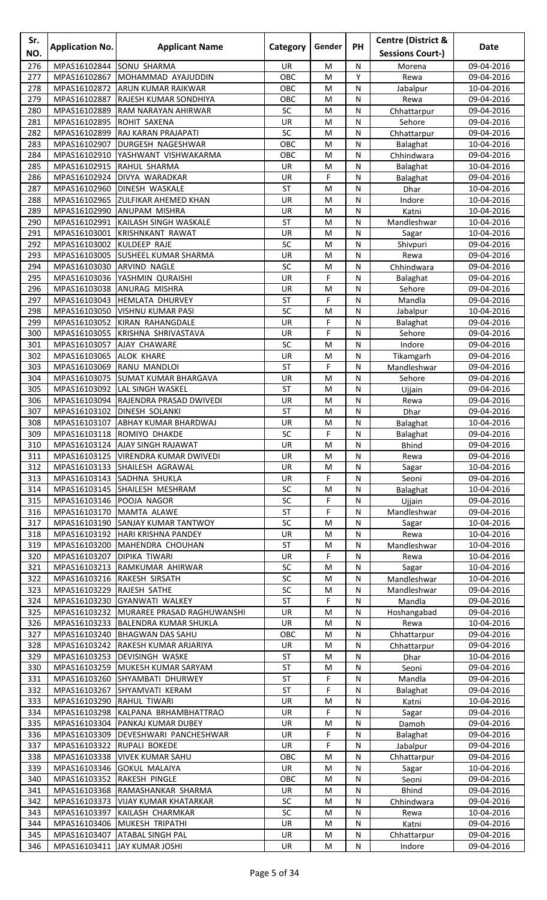| Sr. NO. | Application No. | Applicant Name | Category | Gender | PH | Centre (District & Sessions Court-) | Date |
|---|---|---|---|---|---|---|---|
| 276 | MPAS16102844 | SONU SHARMA | UR | M | N | Morena | 09-04-2016 |
| 277 | MPAS16102867 | MOHAMMAD AYAJUDDIN | OBC | M | Y | Rewa | 09-04-2016 |
| 278 | MPAS16102872 | ARUN KUMAR RAIKWAR | OBC | M | N | Jabalpur | 10-04-2016 |
| 279 | MPAS16102887 | RAJESH KUMAR SONDHIYA | OBC | M | N | Rewa | 09-04-2016 |
| 280 | MPAS16102889 | RAM NARAYAN AHIRWAR | SC | M | N | Chhattarpur | 09-04-2016 |
| 281 | MPAS16102895 | ROHIT SAXENA | UR | M | N | Sehore | 09-04-2016 |
| 282 | MPAS16102899 | RAJ KARAN PRAJAPATI | SC | M | N | Chhattarpur | 09-04-2016 |
| 283 | MPAS16102907 | DURGESH NAGESHWAR | OBC | M | N | Balaghat | 10-04-2016 |
| 284 | MPAS16102910 | YASHWANT VISHWAKARMA | OBC | M | N | Chhindwara | 09-04-2016 |
| 285 | MPAS16102915 | RAHUL SHARMA | UR | M | N | Balaghat | 10-04-2016 |
| 286 | MPAS16102924 | DIVYA WARADKAR | UR | F | N | Balaghat | 09-04-2016 |
| 287 | MPAS16102960 | DINESH WASKALE | ST | M | N | Dhar | 10-04-2016 |
| 288 | MPAS16102965 | ZULFIKAR AHEMED KHAN | UR | M | N | Indore | 10-04-2016 |
| 289 | MPAS16102990 | ANUPAM MISHRA | UR | M | N | Katni | 10-04-2016 |
| 290 | MPAS16102991 | KAILASH SINGH WASKALE | ST | M | N | Mandleshwar | 10-04-2016 |
| 291 | MPAS16103001 | KRISHNKANT RAWAT | UR | M | N | Sagar | 10-04-2016 |
| 292 | MPAS16103002 | KULDEEP RAJE | SC | M | N | Shivpuri | 09-04-2016 |
| 293 | MPAS16103005 | SUSHEEL KUMAR SHARMA | UR | M | N | Rewa | 09-04-2016 |
| 294 | MPAS16103030 | ARVIND NAGLE | SC | M | N | Chhindwara | 09-04-2016 |
| 295 | MPAS16103036 | YASHMIN QURAISHI | UR | F | N | Balaghat | 09-04-2016 |
| 296 | MPAS16103038 | ANURAG MISHRA | UR | M | N | Sehore | 09-04-2016 |
| 297 | MPAS16103043 | HEMLATA DHURVEY | ST | F | N | Mandla | 09-04-2016 |
| 298 | MPAS16103050 | VISHNU KUMAR PASI | SC | M | N | Jabalpur | 10-04-2016 |
| 299 | MPAS16103052 | KIRAN RAHANGDALE | UR | F | N | Balaghat | 09-04-2016 |
| 300 | MPAS16103055 | KRISHNA SHRIVASTAVA | UR | F | N | Sehore | 09-04-2016 |
| 301 | MPAS16103057 | AJAY CHAWARE | SC | M | N | Indore | 09-04-2016 |
| 302 | MPAS16103065 | ALOK KHARE | UR | M | N | Tikamgarh | 09-04-2016 |
| 303 | MPAS16103069 | RANU MANDLOI | ST | F | N | Mandleshwar | 09-04-2016 |
| 304 | MPAS16103075 | SUMAT KUMAR BHARGAVA | UR | M | N | Sehore | 09-04-2016 |
| 305 | MPAS16103092 | LAL SINGH WASKEL | ST | M | N | Ujjain | 09-04-2016 |
| 306 | MPAS16103094 | RAJENDRA PRASAD DWIVEDI | UR | M | N | Rewa | 09-04-2016 |
| 307 | MPAS16103102 | DINESH SOLANKI | ST | M | N | Dhar | 09-04-2016 |
| 308 | MPAS16103107 | ABHAY KUMAR BHARDWAJ | UR | M | N | Balaghat | 10-04-2016 |
| 309 | MPAS16103118 | ROMIYO DHAKDE | SC | F | N | Balaghat | 09-04-2016 |
| 310 | MPAS16103124 | AJAY SINGH RAJAWAT | UR | M | N | Bhind | 09-04-2016 |
| 311 | MPAS16103125 | VIRENDRA KUMAR DWIVEDI | UR | M | N | Rewa | 09-04-2016 |
| 312 | MPAS16103133 | SHAILESH AGRAWAL | UR | M | N | Sagar | 10-04-2016 |
| 313 | MPAS16103143 | SADHNA SHUKLA | UR | F | N | Seoni | 09-04-2016 |
| 314 | MPAS16103145 | SHAILESH MESHRAM | SC | M | N | Balaghat | 10-04-2016 |
| 315 | MPAS16103146 | POOJA NAGOR | SC | F | N | Ujjain | 09-04-2016 |
| 316 | MPAS16103170 | MAMTA ALAWE | ST | F | N | Mandleshwar | 09-04-2016 |
| 317 | MPAS16103190 | SANJAY KUMAR TANTWOY | SC | M | N | Sagar | 10-04-2016 |
| 318 | MPAS16103192 | HARI KRISHNA PANDEY | UR | M | N | Rewa | 10-04-2016 |
| 319 | MPAS16103200 | MAHENDRA CHOUHAN | ST | M | N | Mandleshwar | 10-04-2016 |
| 320 | MPAS16103207 | DIPIKA TIWARI | UR | F | N | Rewa | 10-04-2016 |
| 321 | MPAS16103213 | RAMKUMAR AHIRWAR | SC | M | N | Sagar | 10-04-2016 |
| 322 | MPAS16103216 | RAKESH SIRSATH | SC | M | N | Mandleshwar | 10-04-2016 |
| 323 | MPAS16103229 | RAJESH SATHE | SC | M | N | Mandleshwar | 09-04-2016 |
| 324 | MPAS16103230 | GYANWATI WALKEY | ST | F | N | Mandla | 09-04-2016 |
| 325 | MPAS16103232 | MURAREE PRASAD RAGHUWANSHI | UR | M | N | Hoshangabad | 09-04-2016 |
| 326 | MPAS16103233 | BALENDRA KUMAR SHUKLA | UR | M | N | Rewa | 10-04-2016 |
| 327 | MPAS16103240 | BHAGWAN DAS SAHU | OBC | M | N | Chhattarpur | 09-04-2016 |
| 328 | MPAS16103242 | RAKESH KUMAR ARJARIYA | UR | M | N | Chhattarpur | 09-04-2016 |
| 329 | MPAS16103253 | DEVISINGH WASKE | ST | M | N | Dhar | 10-04-2016 |
| 330 | MPAS16103259 | MUKESH KUMAR SARYAM | ST | M | N | Seoni | 09-04-2016 |
| 331 | MPAS16103260 | SHYAMBATI DHURWEY | ST | F | N | Mandla | 09-04-2016 |
| 332 | MPAS16103267 | SHYAMVATI KERAM | ST | F | N | Balaghat | 09-04-2016 |
| 333 | MPAS16103290 | RAHUL TIWARI | UR | M | N | Katni | 10-04-2016 |
| 334 | MPAS16103298 | KALPANA BRHAMBHATTRAO | UR | F | N | Sagar | 09-04-2016 |
| 335 | MPAS16103304 | PANKAJ KUMAR DUBEY | UR | M | N | Damoh | 09-04-2016 |
| 336 | MPAS16103309 | DEVESHWARI PANCHESHWAR | UR | F | N | Balaghat | 09-04-2016 |
| 337 | MPAS16103322 | RUPALI BOKEDE | UR | F | N | Jabalpur | 09-04-2016 |
| 338 | MPAS16103338 | VIVEK KUMAR SAHU | OBC | M | N | Chhattarpur | 09-04-2016 |
| 339 | MPAS16103346 | GOKUL MALAIYA | UR | M | N | Sagar | 10-04-2016 |
| 340 | MPAS16103352 | RAKESH PINGLE | OBC | M | N | Seoni | 09-04-2016 |
| 341 | MPAS16103368 | RAMASHANKAR SHARMA | UR | M | N | Bhind | 09-04-2016 |
| 342 | MPAS16103373 | VIJAY KUMAR KHATARKAR | SC | M | N | Chhindwara | 09-04-2016 |
| 343 | MPAS16103397 | KAILASH CHARMKAR | SC | M | N | Rewa | 10-04-2016 |
| 344 | MPAS16103406 | MUKESH TRIPATHI | UR | M | N | Katni | 09-04-2016 |
| 345 | MPAS16103407 | ATABAL SINGH PAL | UR | M | N | Chhattarpur | 09-04-2016 |
| 346 | MPAS16103411 | JAY KUMAR JOSHI | UR | M | N | Indore | 09-04-2016 |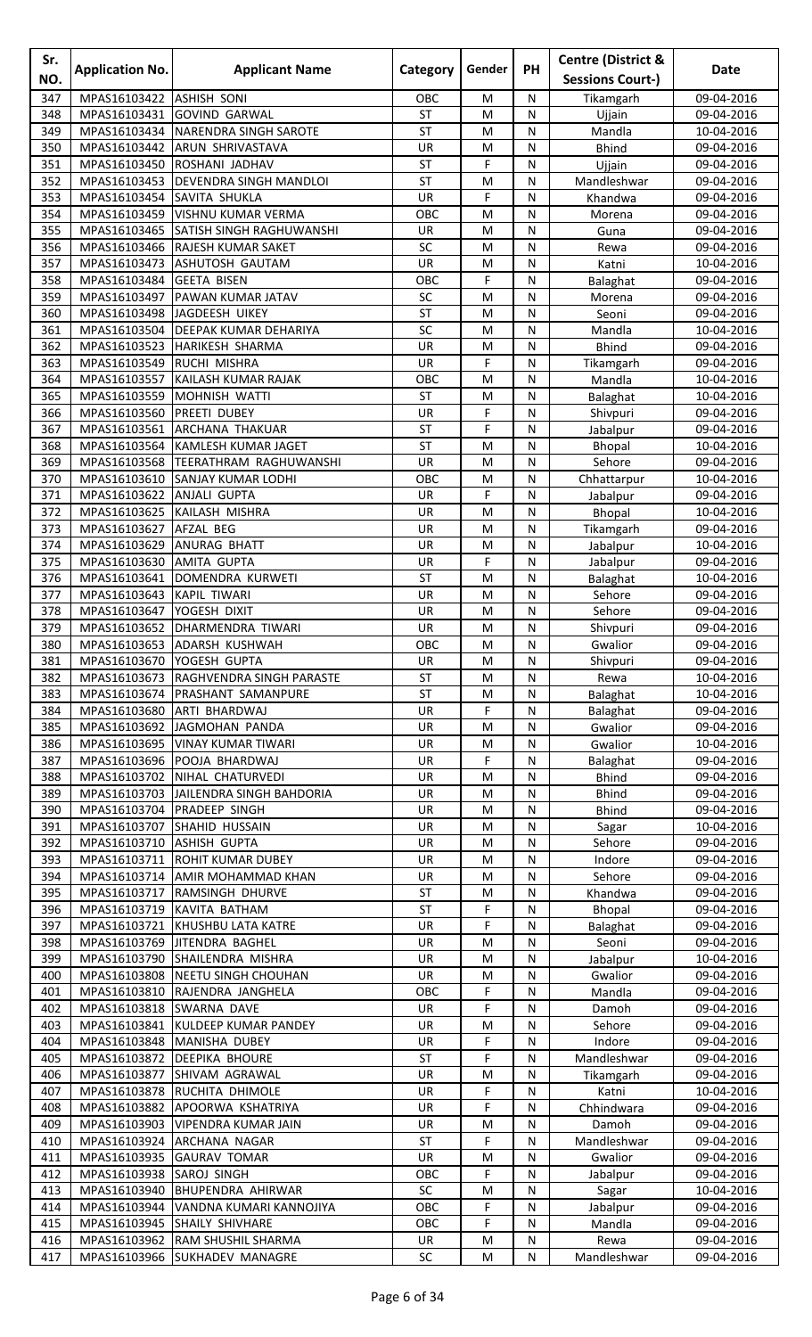| Sr. NO. | Application No. | Applicant Name | Category | Gender | PH | Centre (District & Sessions Court-) | Date |
|---|---|---|---|---|---|---|---|
| 347 | MPAS16103422 | ASHISH SONI | OBC | M | N | Tikamgarh | 09-04-2016 |
| 348 | MPAS16103431 | GOVIND GARWAL | ST | M | N | Ujjain | 09-04-2016 |
| 349 | MPAS16103434 | NARENDRA SINGH SAROTE | ST | M | N | Mandla | 10-04-2016 |
| 350 | MPAS16103442 | ARUN SHRIVASTAVA | UR | M | N | Bhind | 09-04-2016 |
| 351 | MPAS16103450 | ROSHANI JADHAV | ST | F | N | Ujjain | 09-04-2016 |
| 352 | MPAS16103453 | DEVENDRA SINGH MANDLOI | ST | M | N | Mandleshwar | 09-04-2016 |
| 353 | MPAS16103454 | SAVITA SHUKLA | UR | F | N | Khandwa | 09-04-2016 |
| 354 | MPAS16103459 | VISHNU KUMAR VERMA | OBC | M | N | Morena | 09-04-2016 |
| 355 | MPAS16103465 | SATISH SINGH RAGHUWANSHI | UR | M | N | Guna | 09-04-2016 |
| 356 | MPAS16103466 | RAJESH KUMAR SAKET | SC | M | N | Rewa | 09-04-2016 |
| 357 | MPAS16103473 | ASHUTOSH GAUTAM | UR | M | N | Katni | 10-04-2016 |
| 358 | MPAS16103484 | GEETA BISEN | OBC | F | N | Balaghat | 09-04-2016 |
| 359 | MPAS16103497 | PAWAN KUMAR JATAV | SC | M | N | Morena | 09-04-2016 |
| 360 | MPAS16103498 | JAGDEESH UIKEY | ST | M | N | Seoni | 09-04-2016 |
| 361 | MPAS16103504 | DEEPAK KUMAR DEHARIYA | SC | M | N | Mandla | 10-04-2016 |
| 362 | MPAS16103523 | HARIKESH SHARMA | UR | M | N | Bhind | 09-04-2016 |
| 363 | MPAS16103549 | RUCHI MISHRA | UR | F | N | Tikamgarh | 09-04-2016 |
| 364 | MPAS16103557 | KAILASH KUMAR RAJAK | OBC | M | N | Mandla | 10-04-2016 |
| 365 | MPAS16103559 | MOHNISH WATTI | ST | M | N | Balaghat | 10-04-2016 |
| 366 | MPAS16103560 | PREETI DUBEY | UR | F | N | Shivpuri | 09-04-2016 |
| 367 | MPAS16103561 | ARCHANA THAKUAR | ST | F | N | Jabalpur | 09-04-2016 |
| 368 | MPAS16103564 | KAMLESH KUMAR JAGET | ST | M | N | Bhopal | 10-04-2016 |
| 369 | MPAS16103568 | TEERATHRAM RAGHUWANSHI | UR | M | N | Sehore | 09-04-2016 |
| 370 | MPAS16103610 | SANJAY KUMAR LODHI | OBC | M | N | Chhattarpur | 10-04-2016 |
| 371 | MPAS16103622 | ANJALI GUPTA | UR | F | N | Jabalpur | 09-04-2016 |
| 372 | MPAS16103625 | KAILASH MISHRA | UR | M | N | Bhopal | 10-04-2016 |
| 373 | MPAS16103627 | AFZAL BEG | UR | M | N | Tikamgarh | 09-04-2016 |
| 374 | MPAS16103629 | ANURAG BHATT | UR | M | N | Jabalpur | 10-04-2016 |
| 375 | MPAS16103630 | AMITA GUPTA | UR | F | N | Jabalpur | 09-04-2016 |
| 376 | MPAS16103641 | DOMENDRA KURWETI | ST | M | N | Balaghat | 10-04-2016 |
| 377 | MPAS16103643 | KAPIL TIWARI | UR | M | N | Sehore | 09-04-2016 |
| 378 | MPAS16103647 | YOGESH DIXIT | UR | M | N | Sehore | 09-04-2016 |
| 379 | MPAS16103652 | DHARMENDRA TIWARI | UR | M | N | Shivpuri | 09-04-2016 |
| 380 | MPAS16103653 | ADARSH KUSHWAH | OBC | M | N | Gwalior | 09-04-2016 |
| 381 | MPAS16103670 | YOGESH GUPTA | UR | M | N | Shivpuri | 09-04-2016 |
| 382 | MPAS16103673 | RAGHVENDRA SINGH PARASTE | ST | M | N | Rewa | 10-04-2016 |
| 383 | MPAS16103674 | PRASHANT SAMANPURE | ST | M | N | Balaghat | 10-04-2016 |
| 384 | MPAS16103680 | ARTI BHARDWAJ | UR | F | N | Balaghat | 09-04-2016 |
| 385 | MPAS16103692 | JAGMOHAN PANDA | UR | M | N | Gwalior | 09-04-2016 |
| 386 | MPAS16103695 | VINAY KUMAR TIWARI | UR | M | N | Gwalior | 10-04-2016 |
| 387 | MPAS16103696 | POOJA BHARDWAJ | UR | F | N | Balaghat | 09-04-2016 |
| 388 | MPAS16103702 | NIHAL CHATURVEDI | UR | M | N | Bhind | 09-04-2016 |
| 389 | MPAS16103703 | JAILENDRA SINGH BAHDORIA | UR | M | N | Bhind | 09-04-2016 |
| 390 | MPAS16103704 | PRADEEP SINGH | UR | M | N | Bhind | 09-04-2016 |
| 391 | MPAS16103707 | SHAHID HUSSAIN | UR | M | N | Sagar | 10-04-2016 |
| 392 | MPAS16103710 | ASHISH GUPTA | UR | M | N | Sehore | 09-04-2016 |
| 393 | MPAS16103711 | ROHIT KUMAR DUBEY | UR | M | N | Indore | 09-04-2016 |
| 394 | MPAS16103714 | AMIR MOHAMMAD KHAN | UR | M | N | Sehore | 09-04-2016 |
| 395 | MPAS16103717 | RAMSINGH DHURVE | ST | M | N | Khandwa | 09-04-2016 |
| 396 | MPAS16103719 | KAVITA BATHAM | ST | F | N | Bhopal | 09-04-2016 |
| 397 | MPAS16103721 | KHUSHBU LATA KATRE | UR | F | N | Balaghat | 09-04-2016 |
| 398 | MPAS16103769 | JITENDRA BAGHEL | UR | M | N | Seoni | 09-04-2016 |
| 399 | MPAS16103790 | SHAILENDRA MISHRA | UR | M | N | Jabalpur | 10-04-2016 |
| 400 | MPAS16103808 | NEETU SINGH CHOUHAN | UR | M | N | Gwalior | 09-04-2016 |
| 401 | MPAS16103810 | RAJENDRA JANGHELA | OBC | F | N | Mandla | 09-04-2016 |
| 402 | MPAS16103818 | SWARNA DAVE | UR | F | N | Damoh | 09-04-2016 |
| 403 | MPAS16103841 | KULDEEP KUMAR PANDEY | UR | M | N | Sehore | 09-04-2016 |
| 404 | MPAS16103848 | MANISHA DUBEY | UR | F | N | Indore | 09-04-2016 |
| 405 | MPAS16103872 | DEEPIKA BHOURE | ST | F | N | Mandleshwar | 09-04-2016 |
| 406 | MPAS16103877 | SHIVAM AGRAWAL | UR | M | N | Tikamgarh | 09-04-2016 |
| 407 | MPAS16103878 | RUCHITA DHIMOLE | UR | F | N | Katni | 10-04-2016 |
| 408 | MPAS16103882 | APOORWA KSHATRIYA | UR | F | N | Chhindwara | 09-04-2016 |
| 409 | MPAS16103903 | VIPENDRA KUMAR JAIN | UR | M | N | Damoh | 09-04-2016 |
| 410 | MPAS16103924 | ARCHANA NAGAR | ST | F | N | Mandleshwar | 09-04-2016 |
| 411 | MPAS16103935 | GAURAV TOMAR | UR | M | N | Gwalior | 09-04-2016 |
| 412 | MPAS16103938 | SAROJ SINGH | OBC | F | N | Jabalpur | 09-04-2016 |
| 413 | MPAS16103940 | BHUPENDRA AHIRWAR | SC | M | N | Sagar | 10-04-2016 |
| 414 | MPAS16103944 | VANDNA KUMARI KANNOJIYA | OBC | F | N | Jabalpur | 09-04-2016 |
| 415 | MPAS16103945 | SHAILY SHIVHARE | OBC | F | N | Mandla | 09-04-2016 |
| 416 | MPAS16103962 | RAM SHUSHIL SHARMA | UR | M | N | Rewa | 09-04-2016 |
| 417 | MPAS16103966 | SUKHADEV MANAGRE | SC | M | N | Mandleshwar | 09-04-2016 |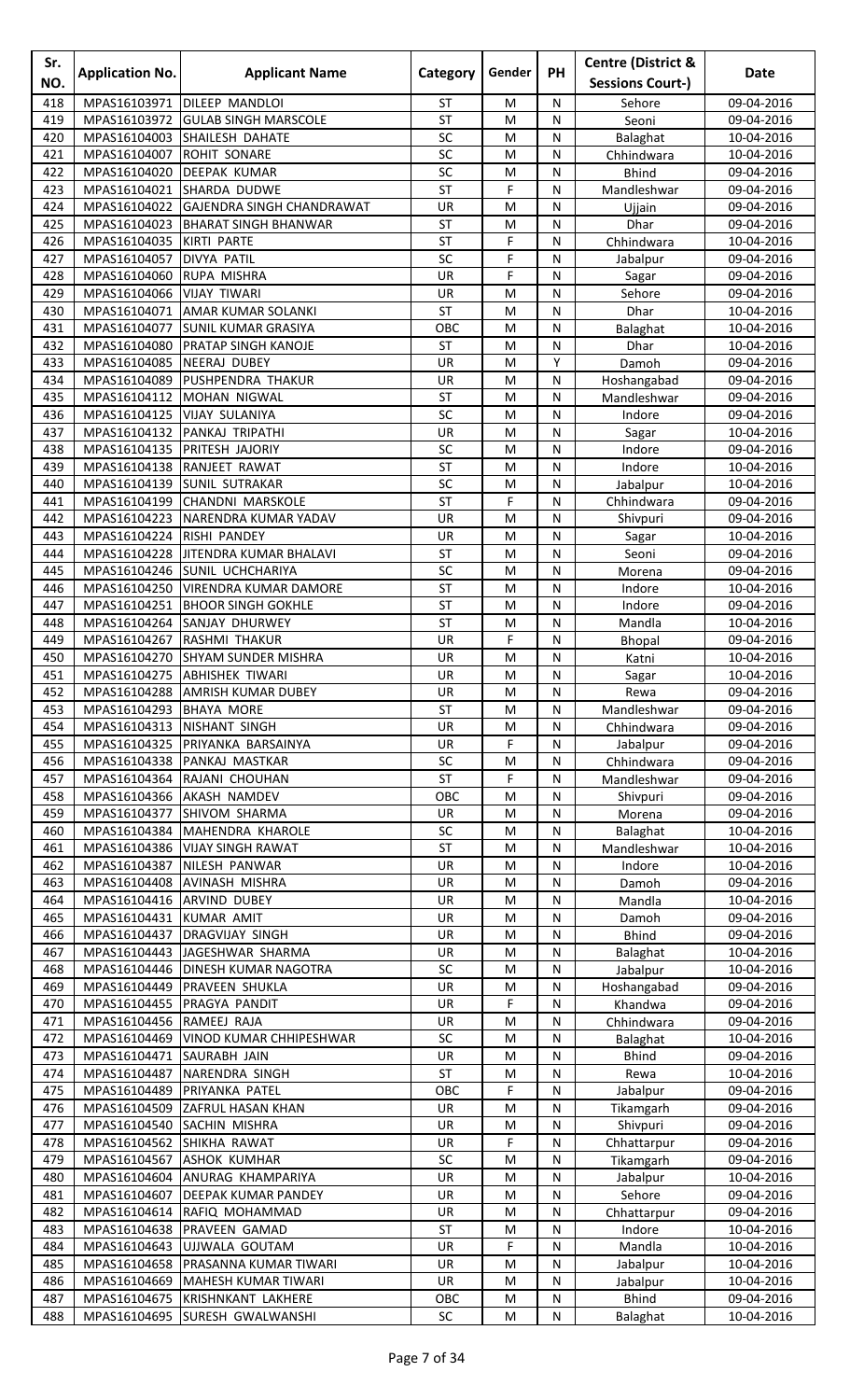| Sr. NO. | Application No. | Applicant Name | Category | Gender | PH | Centre (District & Sessions Court-) | Date |
|---|---|---|---|---|---|---|---|
| 418 | MPAS16103971 | DILEEP MANDLOI | ST | M | N | Sehore | 09-04-2016 |
| 419 | MPAS16103972 | GULAB SINGH MARSCOLE | ST | M | N | Seoni | 09-04-2016 |
| 420 | MPAS16104003 | SHAILESH DAHATE | SC | M | N | Balaghat | 10-04-2016 |
| 421 | MPAS16104007 | ROHIT SONARE | SC | M | N | Chhindwara | 10-04-2016 |
| 422 | MPAS16104020 | DEEPAK KUMAR | SC | M | N | Bhind | 09-04-2016 |
| 423 | MPAS16104021 | SHARDA DUDWE | ST | F | N | Mandleshwar | 09-04-2016 |
| 424 | MPAS16104022 | GAJENDRA SINGH CHANDRAWAT | UR | M | N | Ujjain | 09-04-2016 |
| 425 | MPAS16104023 | BHARAT SINGH BHANWAR | ST | M | N | Dhar | 09-04-2016 |
| 426 | MPAS16104035 | KIRTI PARTE | ST | F | N | Chhindwara | 10-04-2016 |
| 427 | MPAS16104057 | DIVYA PATIL | SC | F | N | Jabalpur | 09-04-2016 |
| 428 | MPAS16104060 | RUPA MISHRA | UR | F | N | Sagar | 09-04-2016 |
| 429 | MPAS16104066 | VIJAY TIWARI | UR | M | N | Sehore | 09-04-2016 |
| 430 | MPAS16104071 | AMAR KUMAR SOLANKI | ST | M | N | Dhar | 10-04-2016 |
| 431 | MPAS16104077 | SUNIL KUMAR GRASIYA | OBC | M | N | Balaghat | 10-04-2016 |
| 432 | MPAS16104080 | PRATAP SINGH KANOJE | ST | M | N | Dhar | 10-04-2016 |
| 433 | MPAS16104085 | NEERAJ DUBEY | UR | M | Y | Damoh | 09-04-2016 |
| 434 | MPAS16104089 | PUSHPENDRA THAKUR | UR | M | N | Hoshangabad | 09-04-2016 |
| 435 | MPAS16104112 | MOHAN NIGWAL | ST | M | N | Mandleshwar | 09-04-2016 |
| 436 | MPAS16104125 | VIJAY SULANIYA | SC | M | N | Indore | 09-04-2016 |
| 437 | MPAS16104132 | PANKAJ TRIPATHI | UR | M | N | Sagar | 10-04-2016 |
| 438 | MPAS16104135 | PRITESH JAJORIY | SC | M | N | Indore | 09-04-2016 |
| 439 | MPAS16104138 | RANJEET RAWAT | ST | M | N | Indore | 10-04-2016 |
| 440 | MPAS16104139 | SUNIL SUTRAKAR | SC | M | N | Jabalpur | 10-04-2016 |
| 441 | MPAS16104199 | CHANDNI MARSKOLE | ST | F | N | Chhindwara | 09-04-2016 |
| 442 | MPAS16104223 | NARENDRA KUMAR YADAV | UR | M | N | Shivpuri | 09-04-2016 |
| 443 | MPAS16104224 | RISHI PANDEY | UR | M | N | Sagar | 10-04-2016 |
| 444 | MPAS16104228 | JITENDRA KUMAR BHALAVI | ST | M | N | Seoni | 09-04-2016 |
| 445 | MPAS16104246 | SUNIL UCHCHARIYA | SC | M | N | Morena | 09-04-2016 |
| 446 | MPAS16104250 | VIRENDRA KUMAR DAMORE | ST | M | N | Indore | 10-04-2016 |
| 447 | MPAS16104251 | BHOOR SINGH GOKHLE | ST | M | N | Indore | 09-04-2016 |
| 448 | MPAS16104264 | SANJAY DHURWEY | ST | M | N | Mandla | 10-04-2016 |
| 449 | MPAS16104267 | RASHMI THAKUR | UR | F | N | Bhopal | 09-04-2016 |
| 450 | MPAS16104270 | SHYAM SUNDER MISHRA | UR | M | N | Katni | 10-04-2016 |
| 451 | MPAS16104275 | ABHISHEK TIWARI | UR | M | N | Sagar | 10-04-2016 |
| 452 | MPAS16104288 | AMRISH KUMAR DUBEY | UR | M | N | Rewa | 09-04-2016 |
| 453 | MPAS16104293 | BHAYA MORE | ST | M | N | Mandleshwar | 09-04-2016 |
| 454 | MPAS16104313 | NISHANT SINGH | UR | M | N | Chhindwara | 09-04-2016 |
| 455 | MPAS16104325 | PRIYANKA BARSAINYA | UR | F | N | Jabalpur | 09-04-2016 |
| 456 | MPAS16104338 | PANKAJ MASTKAR | SC | M | N | Chhindwara | 09-04-2016 |
| 457 | MPAS16104364 | RAJANI CHOUHAN | ST | F | N | Mandleshwar | 09-04-2016 |
| 458 | MPAS16104366 | AKASH NAMDEV | OBC | M | N | Shivpuri | 09-04-2016 |
| 459 | MPAS16104377 | SHIVOM SHARMA | UR | M | N | Morena | 09-04-2016 |
| 460 | MPAS16104384 | MAHENDRA KHAROLE | SC | M | N | Balaghat | 10-04-2016 |
| 461 | MPAS16104386 | VIJAY SINGH RAWAT | ST | M | N | Mandleshwar | 10-04-2016 |
| 462 | MPAS16104387 | NILESH PANWAR | UR | M | N | Indore | 10-04-2016 |
| 463 | MPAS16104408 | AVINASH MISHRA | UR | M | N | Damoh | 09-04-2016 |
| 464 | MPAS16104416 | ARVIND DUBEY | UR | M | N | Mandla | 10-04-2016 |
| 465 | MPAS16104431 | KUMAR AMIT | UR | M | N | Damoh | 09-04-2016 |
| 466 | MPAS16104437 | DRAGVIJAY SINGH | UR | M | N | Bhind | 09-04-2016 |
| 467 | MPAS16104443 | JAGESHWAR SHARMA | UR | M | N | Balaghat | 10-04-2016 |
| 468 | MPAS16104446 | DINESH KUMAR NAGOTRA | SC | M | N | Jabalpur | 10-04-2016 |
| 469 | MPAS16104449 | PRAVEEN SHUKLA | UR | M | N | Hoshangabad | 09-04-2016 |
| 470 | MPAS16104455 | PRAGYA PANDIT | UR | F | N | Khandwa | 09-04-2016 |
| 471 | MPAS16104456 | RAMEEJ RAJA | UR | M | N | Chhindwara | 09-04-2016 |
| 472 | MPAS16104469 | VINOD KUMAR CHHIPESHWAR | SC | M | N | Balaghat | 10-04-2016 |
| 473 | MPAS16104471 | SAURABH JAIN | UR | M | N | Bhind | 09-04-2016 |
| 474 | MPAS16104487 | NARENDRA SINGH | ST | M | N | Rewa | 10-04-2016 |
| 475 | MPAS16104489 | PRIYANKA PATEL | OBC | F | N | Jabalpur | 09-04-2016 |
| 476 | MPAS16104509 | ZAFRUL HASAN KHAN | UR | M | N | Tikamgarh | 09-04-2016 |
| 477 | MPAS16104540 | SACHIN MISHRA | UR | M | N | Shivpuri | 09-04-2016 |
| 478 | MPAS16104562 | SHIKHA RAWAT | UR | F | N | Chhattarpur | 09-04-2016 |
| 479 | MPAS16104567 | ASHOK KUMHAR | SC | M | N | Tikamgarh | 09-04-2016 |
| 480 | MPAS16104604 | ANURAG KHAMPARIYA | UR | M | N | Jabalpur | 10-04-2016 |
| 481 | MPAS16104607 | DEEPAK KUMAR PANDEY | UR | M | N | Sehore | 09-04-2016 |
| 482 | MPAS16104614 | RAFIQ MOHAMMAD | UR | M | N | Chhattarpur | 09-04-2016 |
| 483 | MPAS16104638 | PRAVEEN GAMAD | ST | M | N | Indore | 10-04-2016 |
| 484 | MPAS16104643 | UJJWALA GOUTAM | UR | F | N | Mandla | 10-04-2016 |
| 485 | MPAS16104658 | PRASANNA KUMAR TIWARI | UR | M | N | Jabalpur | 10-04-2016 |
| 486 | MPAS16104669 | MAHESH KUMAR TIWARI | UR | M | N | Jabalpur | 10-04-2016 |
| 487 | MPAS16104675 | KRISHNKANT LAKHERE | OBC | M | N | Bhind | 09-04-2016 |
| 488 | MPAS16104695 | SURESH GWALWANSHI | SC | M | N | Balaghat | 10-04-2016 |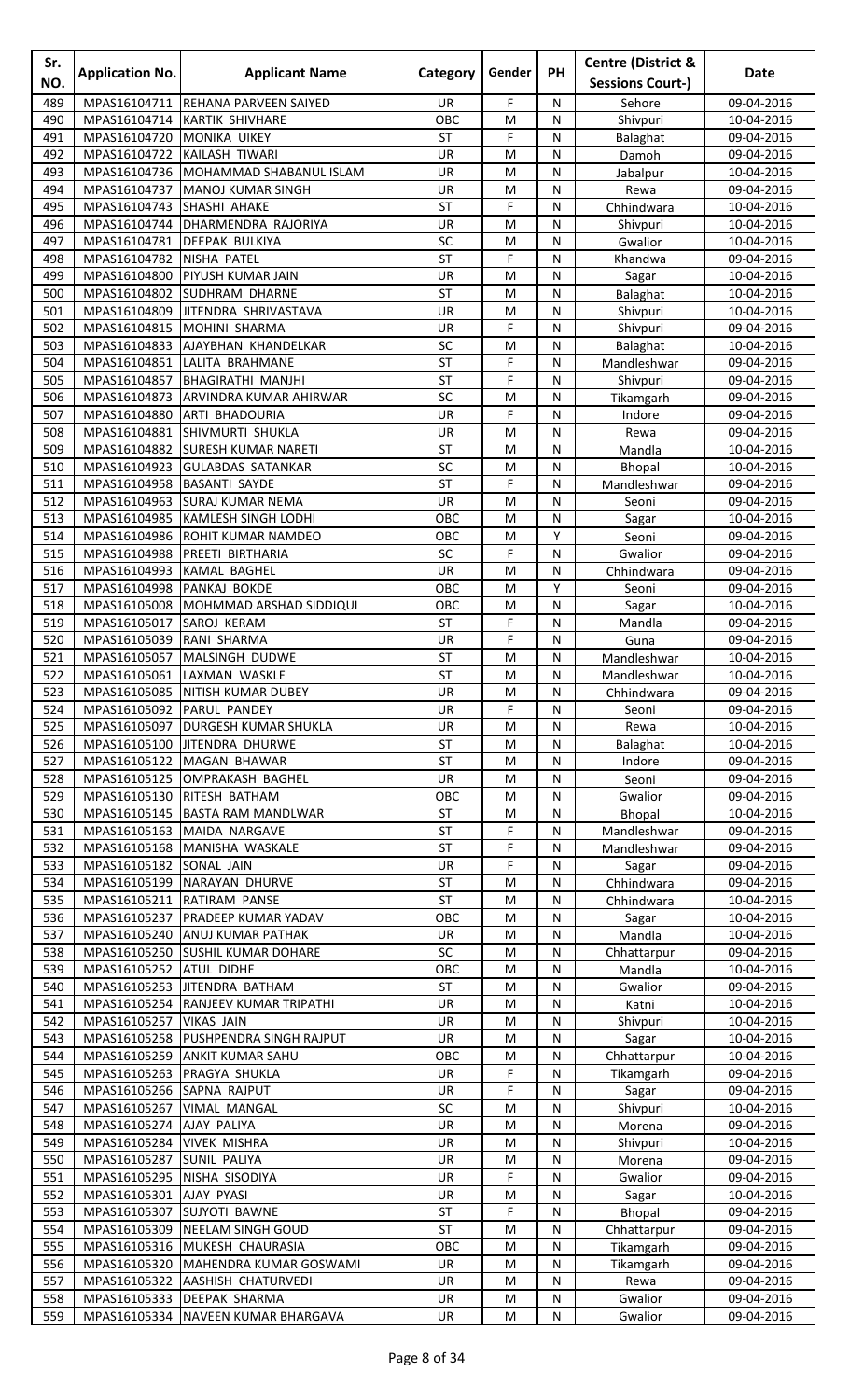| Sr. NO. | Application No. | Applicant Name | Category | Gender | PH | Centre (District & Sessions Court-) | Date |
|---|---|---|---|---|---|---|---|
| 489 | MPAS16104711 | REHANA PARVEEN SAIYED | UR | F | N | Sehore | 09-04-2016 |
| 490 | MPAS16104714 | KARTIK SHIVHARE | OBC | M | N | Shivpuri | 10-04-2016 |
| 491 | MPAS16104720 | MONIKA UIKEY | ST | F | N | Balaghat | 09-04-2016 |
| 492 | MPAS16104722 | KAILASH TIWARI | UR | M | N | Damoh | 09-04-2016 |
| 493 | MPAS16104736 | MOHAMMAD SHABANUL ISLAM | UR | M | N | Jabalpur | 10-04-2016 |
| 494 | MPAS16104737 | MANOJ KUMAR SINGH | UR | M | N | Rewa | 09-04-2016 |
| 495 | MPAS16104743 | SHASHI AHAKE | ST | F | N | Chhindwara | 10-04-2016 |
| 496 | MPAS16104744 | DHARMENDRA RAJORIYA | UR | M | N | Shivpuri | 10-04-2016 |
| 497 | MPAS16104781 | DEEPAK BULKIYA | SC | M | N | Gwalior | 10-04-2016 |
| 498 | MPAS16104782 | NISHA PATEL | ST | F | N | Khandwa | 09-04-2016 |
| 499 | MPAS16104800 | PIYUSH KUMAR JAIN | UR | M | N | Sagar | 10-04-2016 |
| 500 | MPAS16104802 | SUDHRAM DHARNE | ST | M | N | Balaghat | 10-04-2016 |
| 501 | MPAS16104809 | JITENDRA SHRIVASTAVA | UR | M | N | Shivpuri | 10-04-2016 |
| 502 | MPAS16104815 | MOHINI SHARMA | UR | F | N | Shivpuri | 09-04-2016 |
| 503 | MPAS16104833 | AJAYBHAN KHANDELKAR | SC | M | N | Balaghat | 10-04-2016 |
| 504 | MPAS16104851 | LALITA BRAHMANE | ST | F | N | Mandleshwar | 09-04-2016 |
| 505 | MPAS16104857 | BHAGIRATHI MANJHI | ST | F | N | Shivpuri | 09-04-2016 |
| 506 | MPAS16104873 | ARVINDRA KUMAR AHIRWAR | SC | M | N | Tikamgarh | 09-04-2016 |
| 507 | MPAS16104880 | ARTI BHADOURIA | UR | F | N | Indore | 09-04-2016 |
| 508 | MPAS16104881 | SHIVMURTI SHUKLA | UR | M | N | Rewa | 09-04-2016 |
| 509 | MPAS16104882 | SURESH KUMAR NARETI | ST | M | N | Mandla | 10-04-2016 |
| 510 | MPAS16104923 | GULABDAS SATANKAR | SC | M | N | Bhopal | 10-04-2016 |
| 511 | MPAS16104958 | BASANTI SAYDE | ST | F | N | Mandleshwar | 09-04-2016 |
| 512 | MPAS16104963 | SURAJ KUMAR NEMA | UR | M | N | Seoni | 09-04-2016 |
| 513 | MPAS16104985 | KAMLESH SINGH LODHI | OBC | M | N | Sagar | 10-04-2016 |
| 514 | MPAS16104986 | ROHIT KUMAR NAMDEO | OBC | M | Y | Seoni | 09-04-2016 |
| 515 | MPAS16104988 | PREETI BIRTHARIA | SC | F | N | Gwalior | 09-04-2016 |
| 516 | MPAS16104993 | KAMAL BAGHEL | UR | M | N | Chhindwara | 09-04-2016 |
| 517 | MPAS16104998 | PANKAJ BOKDE | OBC | M | Y | Seoni | 09-04-2016 |
| 518 | MPAS16105008 | MOHMMAD ARSHAD SIDDIQUI | OBC | M | N | Sagar | 10-04-2016 |
| 519 | MPAS16105017 | SAROJ KERAM | ST | F | N | Mandla | 09-04-2016 |
| 520 | MPAS16105039 | RANI SHARMA | UR | F | N | Guna | 09-04-2016 |
| 521 | MPAS16105057 | MALSINGH DUDWE | ST | M | N | Mandleshwar | 10-04-2016 |
| 522 | MPAS16105061 | LAXMAN WASKLE | ST | M | N | Mandleshwar | 10-04-2016 |
| 523 | MPAS16105085 | NITISH KUMAR DUBEY | UR | M | N | Chhindwara | 09-04-2016 |
| 524 | MPAS16105092 | PARUL PANDEY | UR | F | N | Seoni | 09-04-2016 |
| 525 | MPAS16105097 | DURGESH KUMAR SHUKLA | UR | M | N | Rewa | 10-04-2016 |
| 526 | MPAS16105100 | JITENDRA DHURWE | ST | M | N | Balaghat | 10-04-2016 |
| 527 | MPAS16105122 | MAGAN BHAWAR | ST | M | N | Indore | 09-04-2016 |
| 528 | MPAS16105125 | OMPRAKASH BAGHEL | UR | M | N | Seoni | 09-04-2016 |
| 529 | MPAS16105130 | RITESH BATHAM | OBC | M | N | Gwalior | 09-04-2016 |
| 530 | MPAS16105145 | BASTA RAM MANDLWAR | ST | M | N | Bhopal | 10-04-2016 |
| 531 | MPAS16105163 | MAIDA NARGAVE | ST | F | N | Mandleshwar | 09-04-2016 |
| 532 | MPAS16105168 | MANISHA WASKALE | ST | F | N | Mandleshwar | 09-04-2016 |
| 533 | MPAS16105182 | SONAL JAIN | UR | F | N | Sagar | 09-04-2016 |
| 534 | MPAS16105199 | NARAYAN DHURVE | ST | M | N | Chhindwara | 09-04-2016 |
| 535 | MPAS16105211 | RATIRAM PANSE | ST | M | N | Chhindwara | 10-04-2016 |
| 536 | MPAS16105237 | PRADEEP KUMAR YADAV | OBC | M | N | Sagar | 10-04-2016 |
| 537 | MPAS16105240 | ANUJ KUMAR PATHAK | UR | M | N | Mandla | 10-04-2016 |
| 538 | MPAS16105250 | SUSHIL KUMAR DOHARE | SC | M | N | Chhattarpur | 09-04-2016 |
| 539 | MPAS16105252 | ATUL DIDHE | OBC | M | N | Mandla | 10-04-2016 |
| 540 | MPAS16105253 | JITENDRA BATHAM | ST | M | N | Gwalior | 09-04-2016 |
| 541 | MPAS16105254 | RANJEEV KUMAR TRIPATHI | UR | M | N | Katni | 10-04-2016 |
| 542 | MPAS16105257 | VIKAS JAIN | UR | M | N | Shivpuri | 10-04-2016 |
| 543 | MPAS16105258 | PUSHPENDRA SINGH RAJPUT | UR | M | N | Sagar | 10-04-2016 |
| 544 | MPAS16105259 | ANKIT KUMAR SAHU | OBC | M | N | Chhattarpur | 10-04-2016 |
| 545 | MPAS16105263 | PRAGYA SHUKLA | UR | F | N | Tikamgarh | 09-04-2016 |
| 546 | MPAS16105266 | SAPNA RAJPUT | UR | F | N | Sagar | 09-04-2016 |
| 547 | MPAS16105267 | VIMAL MANGAL | SC | M | N | Shivpuri | 10-04-2016 |
| 548 | MPAS16105274 | AJAY PALIYA | UR | M | N | Morena | 09-04-2016 |
| 549 | MPAS16105284 | VIVEK MISHRA | UR | M | N | Shivpuri | 10-04-2016 |
| 550 | MPAS16105287 | SUNIL PALIYA | UR | M | N | Morena | 09-04-2016 |
| 551 | MPAS16105295 | NISHA SISODIYA | UR | F | N | Gwalior | 09-04-2016 |
| 552 | MPAS16105301 | AJAY PYASI | UR | M | N | Sagar | 10-04-2016 |
| 553 | MPAS16105307 | SUJYOTI BAWNE | ST | F | N | Bhopal | 09-04-2016 |
| 554 | MPAS16105309 | NEELAM SINGH GOUD | ST | M | N | Chhattarpur | 09-04-2016 |
| 555 | MPAS16105316 | MUKESH CHAURASIA | OBC | M | N | Tikamgarh | 09-04-2016 |
| 556 | MPAS16105320 | MAHENDRA KUMAR GOSWAMI | UR | M | N | Tikamgarh | 09-04-2016 |
| 557 | MPAS16105322 | AASHISH CHATURVEDI | UR | M | N | Rewa | 09-04-2016 |
| 558 | MPAS16105333 | DEEPAK SHARMA | UR | M | N | Gwalior | 09-04-2016 |
| 559 | MPAS16105334 | NAVEEN KUMAR BHARGAVA | UR | M | N | Gwalior | 09-04-2016 |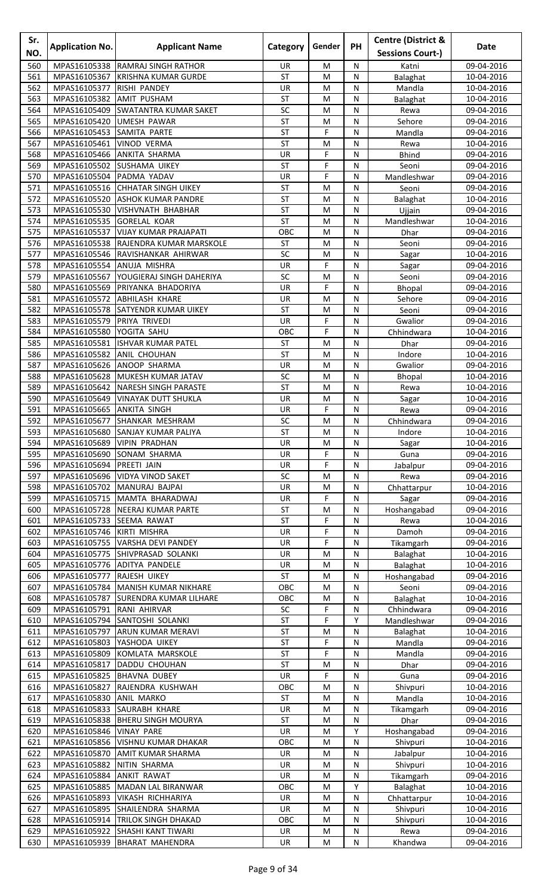| Sr. NO. | Application No. | Applicant Name | Category | Gender | PH | Centre (District & Sessions Court-) | Date |
|---|---|---|---|---|---|---|---|
| 560 | MPAS16105338 | RAMRAJ SINGH RATHOR | UR | M | N | Katni | 09-04-2016 |
| 561 | MPAS16105367 | KRISHNA KUMAR GURDE | ST | M | N | Balaghat | 10-04-2016 |
| 562 | MPAS16105377 | RISHI PANDEY | UR | M | N | Mandla | 10-04-2016 |
| 563 | MPAS16105382 | AMIT PUSHAM | ST | M | N | Balaghat | 10-04-2016 |
| 564 | MPAS16105409 | SWATANTRA KUMAR SAKET | SC | M | N | Rewa | 09-04-2016 |
| 565 | MPAS16105420 | UMESH PAWAR | ST | M | N | Sehore | 09-04-2016 |
| 566 | MPAS16105453 | SAMITA PARTE | ST | F | N | Mandla | 09-04-2016 |
| 567 | MPAS16105461 | VINOD VERMA | ST | M | N | Rewa | 10-04-2016 |
| 568 | MPAS16105466 | ANKITA SHARMA | UR | F | N | Bhind | 09-04-2016 |
| 569 | MPAS16105502 | SUSHAMA UIKEY | ST | F | N | Seoni | 09-04-2016 |
| 570 | MPAS16105504 | PADMA YADAV | UR | F | N | Mandleshwar | 09-04-2016 |
| 571 | MPAS16105516 | CHHATAR SINGH UIKEY | ST | M | N | Seoni | 09-04-2016 |
| 572 | MPAS16105520 | ASHOK KUMAR PANDRE | ST | M | N | Balaghat | 10-04-2016 |
| 573 | MPAS16105530 | VISHVNATH BHABHAR | ST | M | N | Ujjain | 09-04-2016 |
| 574 | MPAS16105535 | GORELAL KOAR | ST | M | N | Mandleshwar | 10-04-2016 |
| 575 | MPAS16105537 | VIJAY KUMAR PRAJAPATI | OBC | M | N | Dhar | 09-04-2016 |
| 576 | MPAS16105538 | RAJENDRA KUMAR MARSKOLE | ST | M | N | Seoni | 09-04-2016 |
| 577 | MPAS16105546 | RAVISHANKAR AHIRWAR | SC | M | N | Sagar | 10-04-2016 |
| 578 | MPAS16105554 | ANUJA MISHRA | UR | F | N | Sagar | 09-04-2016 |
| 579 | MPAS16105567 | YOUGIERAJ SINGH DAHERIYA | SC | M | N | Seoni | 09-04-2016 |
| 580 | MPAS16105569 | PRIYANKA BHADORIYA | UR | F | N | Bhopal | 09-04-2016 |
| 581 | MPAS16105572 | ABHILASH KHARE | UR | M | N | Sehore | 09-04-2016 |
| 582 | MPAS16105578 | SATYENDR KUMAR UIKEY | ST | M | N | Seoni | 09-04-2016 |
| 583 | MPAS16105579 | PRIYA TRIVEDI | UR | F | N | Gwalior | 09-04-2016 |
| 584 | MPAS16105580 | YOGITA SAHU | OBC | F | N | Chhindwara | 10-04-2016 |
| 585 | MPAS16105581 | ISHVAR KUMAR PATEL | ST | M | N | Dhar | 09-04-2016 |
| 586 | MPAS16105582 | ANIL CHOUHAN | ST | M | N | Indore | 10-04-2016 |
| 587 | MPAS16105626 | ANOOP SHARMA | UR | M | N | Gwalior | 09-04-2016 |
| 588 | MPAS16105628 | MUKESH KUMAR JATAV | SC | M | N | Bhopal | 10-04-2016 |
| 589 | MPAS16105642 | NARESH SINGH PARASTE | ST | M | N | Rewa | 10-04-2016 |
| 590 | MPAS16105649 | VINAYAK DUTT SHUKLA | UR | M | N | Sagar | 10-04-2016 |
| 591 | MPAS16105665 | ANKITA SINGH | UR | F | N | Rewa | 09-04-2016 |
| 592 | MPAS16105677 | SHANKAR MESHRAM | SC | M | N | Chhindwara | 09-04-2016 |
| 593 | MPAS16105680 | SANJAY KUMAR PALIYA | ST | M | N | Indore | 10-04-2016 |
| 594 | MPAS16105689 | VIPIN PRADHAN | UR | M | N | Sagar | 10-04-2016 |
| 595 | MPAS16105690 | SONAM SHARMA | UR | F | N | Guna | 09-04-2016 |
| 596 | MPAS16105694 | PREETI JAIN | UR | F | N | Jabalpur | 09-04-2016 |
| 597 | MPAS16105696 | VIDYA VINOD SAKET | SC | M | N | Rewa | 09-04-2016 |
| 598 | MPAS16105702 | MANURAJ BAJPAI | UR | M | N | Chhattarpur | 10-04-2016 |
| 599 | MPAS16105715 | MAMTA BHARADWAJ | UR | F | N | Sagar | 09-04-2016 |
| 600 | MPAS16105728 | NEERAJ KUMAR PARTE | ST | M | N | Hoshangabad | 09-04-2016 |
| 601 | MPAS16105733 | SEEMA RAWAT | ST | F | N | Rewa | 10-04-2016 |
| 602 | MPAS16105746 | KIRTI MISHRA | UR | F | N | Damoh | 09-04-2016 |
| 603 | MPAS16105755 | VARSHA DEVI PANDEY | UR | F | N | Tikamgarh | 09-04-2016 |
| 604 | MPAS16105775 | SHIVPRASAD SOLANKI | UR | M | N | Balaghat | 10-04-2016 |
| 605 | MPAS16105776 | ADITYA PANDELE | UR | M | N | Balaghat | 10-04-2016 |
| 606 | MPAS16105777 | RAJESH UIKEY | ST | M | N | Hoshangabad | 09-04-2016 |
| 607 | MPAS16105784 | MANISH KUMAR NIKHARE | OBC | M | N | Seoni | 09-04-2016 |
| 608 | MPAS16105787 | SURENDRA KUMAR LILHARE | OBC | M | N | Balaghat | 10-04-2016 |
| 609 | MPAS16105791 | RANI AHIRVAR | SC | F | N | Chhindwara | 09-04-2016 |
| 610 | MPAS16105794 | SANTOSHI SOLANKI | ST | F | Y | Mandleshwar | 09-04-2016 |
| 611 | MPAS16105797 | ARUN KUMAR MERAVI | ST | M | N | Balaghat | 10-04-2016 |
| 612 | MPAS16105803 | YASHODA UIKEY | ST | F | N | Mandla | 09-04-2016 |
| 613 | MPAS16105809 | KOMLATA MARSKOLE | ST | F | N | Mandla | 09-04-2016 |
| 614 | MPAS16105817 | DADDU CHOUHAN | ST | M | N | Dhar | 09-04-2016 |
| 615 | MPAS16105825 | BHAVNA DUBEY | UR | F | N | Guna | 09-04-2016 |
| 616 | MPAS16105827 | RAJENDRA KUSHWAH | OBC | M | N | Shivpuri | 10-04-2016 |
| 617 | MPAS16105830 | ANIL MARKO | ST | M | N | Mandla | 10-04-2016 |
| 618 | MPAS16105833 | SAURABH KHARE | UR | M | N | Tikamgarh | 09-04-2016 |
| 619 | MPAS16105838 | BHERU SINGH MOURYA | ST | M | N | Dhar | 09-04-2016 |
| 620 | MPAS16105846 | VINAY PARE | UR | M | Y | Hoshangabad | 09-04-2016 |
| 621 | MPAS16105856 | VISHNU KUMAR DHAKAR | OBC | M | N | Shivpuri | 10-04-2016 |
| 622 | MPAS16105870 | AMIT KUMAR SHARMA | UR | M | N | Jabalpur | 10-04-2016 |
| 623 | MPAS16105882 | NITIN SHARMA | UR | M | N | Shivpuri | 10-04-2016 |
| 624 | MPAS16105884 | ANKIT RAWAT | UR | M | N | Tikamgarh | 09-04-2016 |
| 625 | MPAS16105885 | MADAN LAL BIRANWAR | OBC | M | Y | Balaghat | 10-04-2016 |
| 626 | MPAS16105893 | VIKASH RICHHARIYA | UR | M | N | Chhattarpur | 10-04-2016 |
| 627 | MPAS16105895 | SHAILENDRA SHARMA | UR | M | N | Shivpuri | 10-04-2016 |
| 628 | MPAS16105914 | TRILOK SINGH DHAKAD | OBC | M | N | Shivpuri | 10-04-2016 |
| 629 | MPAS16105922 | SHASHI KANT TIWARI | UR | M | N | Rewa | 09-04-2016 |
| 630 | MPAS16105939 | BHARAT MAHENDRA | UR | M | N | Khandwa | 09-04-2016 |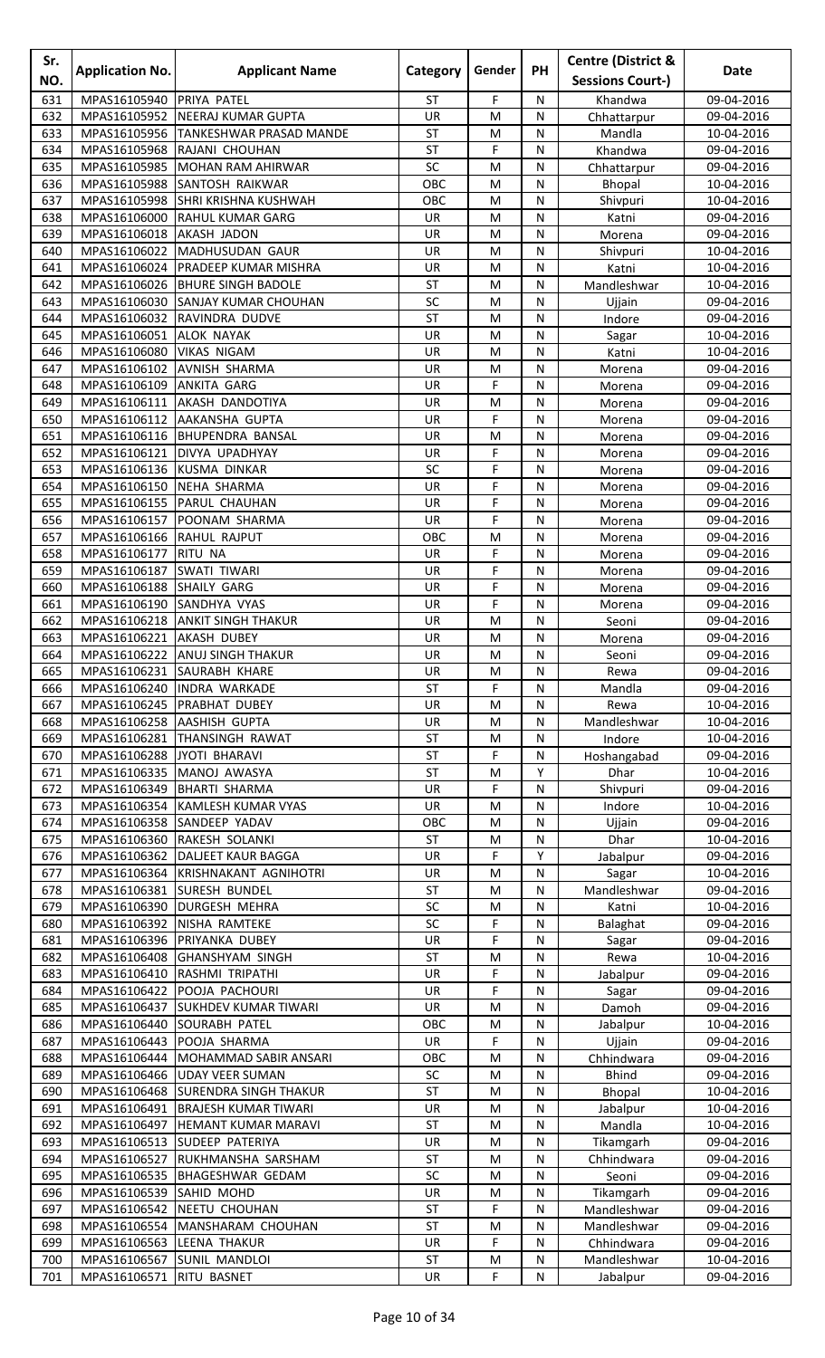| Sr. NO. | Application No. | Applicant Name | Category | Gender | PH | Centre (District & Sessions Court-) | Date |
|---|---|---|---|---|---|---|---|
| 631 | MPAS16105940 | PRIYA PATEL | ST | F | N | Khandwa | 09-04-2016 |
| 632 | MPAS16105952 | NEERAJ KUMAR GUPTA | UR | M | N | Chhattarpur | 09-04-2016 |
| 633 | MPAS16105956 | TANKESHWAR PRASAD MANDE | ST | M | N | Mandla | 10-04-2016 |
| 634 | MPAS16105968 | RAJANI CHOUHAN | ST | F | N | Khandwa | 09-04-2016 |
| 635 | MPAS16105985 | MOHAN RAM AHIRWAR | SC | M | N | Chhattarpur | 09-04-2016 |
| 636 | MPAS16105988 | SANTOSH RAIKWAR | OBC | M | N | Bhopal | 10-04-2016 |
| 637 | MPAS16105998 | SHRI KRISHNA KUSHWAH | OBC | M | N | Shivpuri | 10-04-2016 |
| 638 | MPAS16106000 | RAHUL KUMAR GARG | UR | M | N | Katni | 09-04-2016 |
| 639 | MPAS16106018 | AKASH JADON | UR | M | N | Morena | 09-04-2016 |
| 640 | MPAS16106022 | MADHUSUDAN GAUR | UR | M | N | Shivpuri | 10-04-2016 |
| 641 | MPAS16106024 | PRADEEP KUMAR MISHRA | UR | M | N | Katni | 10-04-2016 |
| 642 | MPAS16106026 | BHURE SINGH BADOLE | ST | M | N | Mandleshwar | 10-04-2016 |
| 643 | MPAS16106030 | SANJAY KUMAR CHOUHAN | SC | M | N | Ujjain | 09-04-2016 |
| 644 | MPAS16106032 | RAVINDRA DUDVE | ST | M | N | Indore | 09-04-2016 |
| 645 | MPAS16106051 | ALOK NAYAK | UR | M | N | Sagar | 10-04-2016 |
| 646 | MPAS16106080 | VIKAS NIGAM | UR | M | N | Katni | 10-04-2016 |
| 647 | MPAS16106102 | AVNISH SHARMA | UR | M | N | Morena | 09-04-2016 |
| 648 | MPAS16106109 | ANKITA GARG | UR | F | N | Morena | 09-04-2016 |
| 649 | MPAS16106111 | AKASH DANDOTIYA | UR | M | N | Morena | 09-04-2016 |
| 650 | MPAS16106112 | AAKANSHA GUPTA | UR | F | N | Morena | 09-04-2016 |
| 651 | MPAS16106116 | BHUPENDRA BANSAL | UR | M | N | Morena | 09-04-2016 |
| 652 | MPAS16106121 | DIVYA UPADHYAY | UR | F | N | Morena | 09-04-2016 |
| 653 | MPAS16106136 | KUSMA DINKAR | SC | F | N | Morena | 09-04-2016 |
| 654 | MPAS16106150 | NEHA SHARMA | UR | F | N | Morena | 09-04-2016 |
| 655 | MPAS16106155 | PARUL CHAUHAN | UR | F | N | Morena | 09-04-2016 |
| 656 | MPAS16106157 | POONAM SHARMA | UR | F | N | Morena | 09-04-2016 |
| 657 | MPAS16106166 | RAHUL RAJPUT | OBC | M | N | Morena | 09-04-2016 |
| 658 | MPAS16106177 | RITU NA | UR | F | N | Morena | 09-04-2016 |
| 659 | MPAS16106187 | SWATI TIWARI | UR | F | N | Morena | 09-04-2016 |
| 660 | MPAS16106188 | SHAILY GARG | UR | F | N | Morena | 09-04-2016 |
| 661 | MPAS16106190 | SANDHYA VYAS | UR | F | N | Morena | 09-04-2016 |
| 662 | MPAS16106218 | ANKIT SINGH THAKUR | UR | M | N | Seoni | 09-04-2016 |
| 663 | MPAS16106221 | AKASH DUBEY | UR | M | N | Morena | 09-04-2016 |
| 664 | MPAS16106222 | ANUJ SINGH THAKUR | UR | M | N | Seoni | 09-04-2016 |
| 665 | MPAS16106231 | SAURABH KHARE | UR | M | N | Rewa | 09-04-2016 |
| 666 | MPAS16106240 | INDRA WARKADE | ST | F | N | Mandla | 09-04-2016 |
| 667 | MPAS16106245 | PRABHAT DUBEY | UR | M | N | Rewa | 10-04-2016 |
| 668 | MPAS16106258 | AASHISH GUPTA | UR | M | N | Mandleshwar | 10-04-2016 |
| 669 | MPAS16106281 | THANSINGH RAWAT | ST | M | N | Indore | 10-04-2016 |
| 670 | MPAS16106288 | JYOTI BHARAVI | ST | F | N | Hoshangabad | 09-04-2016 |
| 671 | MPAS16106335 | MANOJ AWASYA | ST | M | Y | Dhar | 10-04-2016 |
| 672 | MPAS16106349 | BHARTI SHARMA | UR | F | N | Shivpuri | 09-04-2016 |
| 673 | MPAS16106354 | KAMLESH KUMAR VYAS | UR | M | N | Indore | 10-04-2016 |
| 674 | MPAS16106358 | SANDEEP YADAV | OBC | M | N | Ujjain | 09-04-2016 |
| 675 | MPAS16106360 | RAKESH SOLANKI | ST | M | N | Dhar | 10-04-2016 |
| 676 | MPAS16106362 | DALJEET KAUR BAGGA | UR | F | Y | Jabalpur | 09-04-2016 |
| 677 | MPAS16106364 | KRISHNAKANT AGNIHOTRI | UR | M | N | Sagar | 10-04-2016 |
| 678 | MPAS16106381 | SURESH BUNDEL | ST | M | N | Mandleshwar | 09-04-2016 |
| 679 | MPAS16106390 | DURGESH MEHRA | SC | M | N | Katni | 10-04-2016 |
| 680 | MPAS16106392 | NISHA RAMTEKE | SC | F | N | Balaghat | 09-04-2016 |
| 681 | MPAS16106396 | PRIYANKA DUBEY | UR | F | N | Sagar | 09-04-2016 |
| 682 | MPAS16106408 | GHANSHYAM SINGH | ST | M | N | Rewa | 10-04-2016 |
| 683 | MPAS16106410 | RASHMI TRIPATHI | UR | F | N | Jabalpur | 09-04-2016 |
| 684 | MPAS16106422 | POOJA PACHOURI | UR | F | N | Sagar | 09-04-2016 |
| 685 | MPAS16106437 | SUKHDEV KUMAR TIWARI | UR | M | N | Damoh | 09-04-2016 |
| 686 | MPAS16106440 | SOURABH PATEL | OBC | M | N | Jabalpur | 10-04-2016 |
| 687 | MPAS16106443 | POOJA SHARMA | UR | F | N | Ujjain | 09-04-2016 |
| 688 | MPAS16106444 | MOHAMMAD SABIR ANSARI | OBC | M | N | Chhindwara | 09-04-2016 |
| 689 | MPAS16106466 | UDAY VEER SUMAN | SC | M | N | Bhind | 09-04-2016 |
| 690 | MPAS16106468 | SURENDRA SINGH THAKUR | ST | M | N | Bhopal | 10-04-2016 |
| 691 | MPAS16106491 | BRAJESH KUMAR TIWARI | UR | M | N | Jabalpur | 10-04-2016 |
| 692 | MPAS16106497 | HEMANT KUMAR MARAVI | ST | M | N | Mandla | 10-04-2016 |
| 693 | MPAS16106513 | SUDEEP PATERIYA | UR | M | N | Tikamgarh | 09-04-2016 |
| 694 | MPAS16106527 | RUKHMANSHA SARSHAM | ST | M | N | Chhindwara | 09-04-2016 |
| 695 | MPAS16106535 | BHAGESHWAR GEDAM | SC | M | N | Seoni | 09-04-2016 |
| 696 | MPAS16106539 | SAHID MOHD | UR | M | N | Tikamgarh | 09-04-2016 |
| 697 | MPAS16106542 | NEETU CHOUHAN | ST | F | N | Mandleshwar | 09-04-2016 |
| 698 | MPAS16106554 | MANSHARAM CHOUHAN | ST | M | N | Mandleshwar | 09-04-2016 |
| 699 | MPAS16106563 | LEENA THAKUR | UR | F | N | Chhindwara | 09-04-2016 |
| 700 | MPAS16106567 | SUNIL MANDLOI | ST | M | N | Mandleshwar | 10-04-2016 |
| 701 | MPAS16106571 | RITU BASNET | UR | F | N | Jabalpur | 09-04-2016 |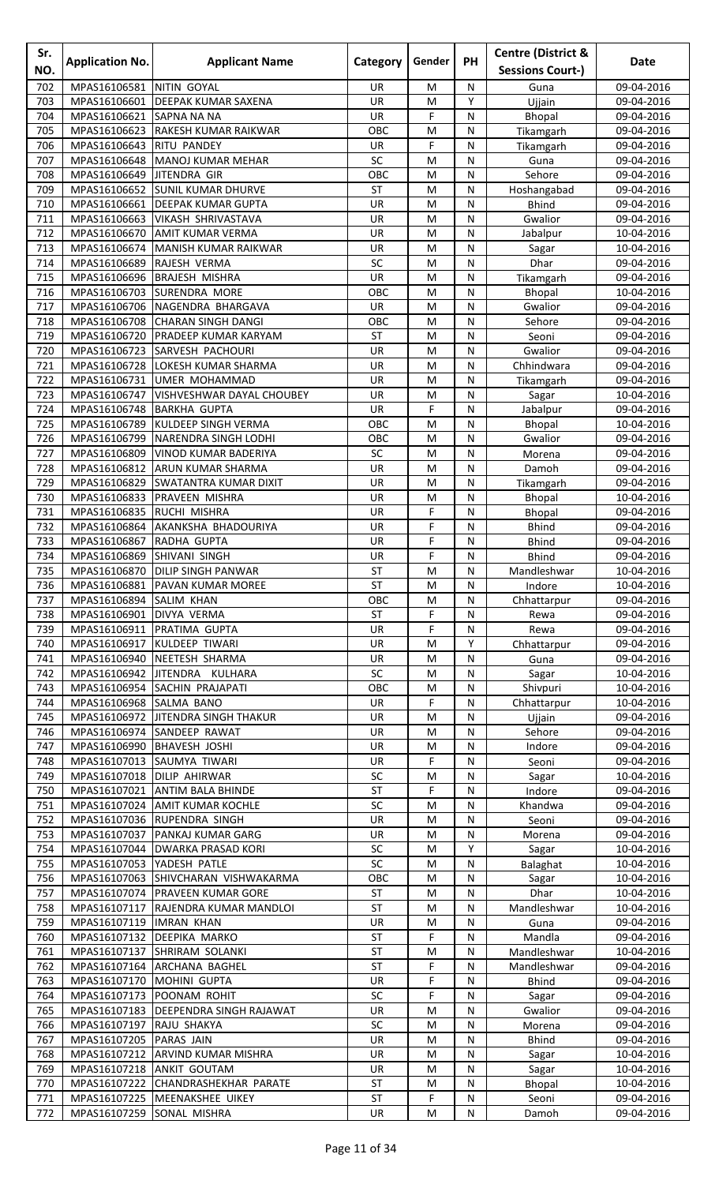| Sr. NO. | Application No. | Applicant Name | Category | Gender | PH | Centre (District & Sessions Court-) | Date |
|---|---|---|---|---|---|---|---|
| 702 | MPAS16106581 | NITIN GOYAL | UR | M | N | Guna | 09-04-2016 |
| 703 | MPAS16106601 | DEEPAK KUMAR SAXENA | UR | M | Y | Ujjain | 09-04-2016 |
| 704 | MPAS16106621 | SAPNA NA NA | UR | F | N | Bhopal | 09-04-2016 |
| 705 | MPAS16106623 | RAKESH KUMAR RAIKWAR | OBC | M | N | Tikamgarh | 09-04-2016 |
| 706 | MPAS16106643 | RITU PANDEY | UR | F | N | Tikamgarh | 09-04-2016 |
| 707 | MPAS16106648 | MANOJ KUMAR MEHAR | SC | M | N | Guna | 09-04-2016 |
| 708 | MPAS16106649 | JITENDRA GIR | OBC | M | N | Sehore | 09-04-2016 |
| 709 | MPAS16106652 | SUNIL KUMAR DHURVE | ST | M | N | Hoshangabad | 09-04-2016 |
| 710 | MPAS16106661 | DEEPAK KUMAR GUPTA | UR | M | N | Bhind | 09-04-2016 |
| 711 | MPAS16106663 | VIKASH SHRIVASTAVA | UR | M | N | Gwalior | 09-04-2016 |
| 712 | MPAS16106670 | AMIT KUMAR VERMA | UR | M | N | Jabalpur | 10-04-2016 |
| 713 | MPAS16106674 | MANISH KUMAR RAIKWAR | UR | M | N | Sagar | 10-04-2016 |
| 714 | MPAS16106689 | RAJESH VERMA | SC | M | N | Dhar | 09-04-2016 |
| 715 | MPAS16106696 | BRAJESH MISHRA | UR | M | N | Tikamgarh | 09-04-2016 |
| 716 | MPAS16106703 | SURENDRA MORE | OBC | M | N | Bhopal | 10-04-2016 |
| 717 | MPAS16106706 | NAGENDRA BHARGAVA | UR | M | N | Gwalior | 09-04-2016 |
| 718 | MPAS16106708 | CHARAN SINGH DANGI | OBC | M | N | Sehore | 09-04-2016 |
| 719 | MPAS16106720 | PRADEEP KUMAR KARYAM | ST | M | N | Seoni | 09-04-2016 |
| 720 | MPAS16106723 | SARVESH PACHOURI | UR | M | N | Gwalior | 09-04-2016 |
| 721 | MPAS16106728 | LOKESH KUMAR SHARMA | UR | M | N | Chhindwara | 09-04-2016 |
| 722 | MPAS16106731 | UMER MOHAMMAD | UR | M | N | Tikamgarh | 09-04-2016 |
| 723 | MPAS16106747 | VISHVESHWAR DAYAL CHOUBEY | UR | M | N | Sagar | 10-04-2016 |
| 724 | MPAS16106748 | BARKHA GUPTA | UR | F | N | Jabalpur | 09-04-2016 |
| 725 | MPAS16106789 | KULDEEP SINGH VERMA | OBC | M | N | Bhopal | 10-04-2016 |
| 726 | MPAS16106799 | NARENDRA SINGH LODHI | OBC | M | N | Gwalior | 09-04-2016 |
| 727 | MPAS16106809 | VINOD KUMAR BADERIYA | SC | M | N | Morena | 09-04-2016 |
| 728 | MPAS16106812 | ARUN KUMAR SHARMA | UR | M | N | Damoh | 09-04-2016 |
| 729 | MPAS16106829 | SWATANTRA KUMAR DIXIT | UR | M | N | Tikamgarh | 09-04-2016 |
| 730 | MPAS16106833 | PRAVEEN MISHRA | UR | M | N | Bhopal | 10-04-2016 |
| 731 | MPAS16106835 | RUCHI MISHRA | UR | F | N | Bhopal | 09-04-2016 |
| 732 | MPAS16106864 | AKANKSHA BHADOURIYA | UR | F | N | Bhind | 09-04-2016 |
| 733 | MPAS16106867 | RADHA GUPTA | UR | F | N | Bhind | 09-04-2016 |
| 734 | MPAS16106869 | SHIVANI SINGH | UR | F | N | Bhind | 09-04-2016 |
| 735 | MPAS16106870 | DILIP SINGH PANWAR | ST | M | N | Mandleshwar | 10-04-2016 |
| 736 | MPAS16106881 | PAVAN KUMAR MOREE | ST | M | N | Indore | 10-04-2016 |
| 737 | MPAS16106894 | SALIM KHAN | OBC | M | N | Chhattarpur | 09-04-2016 |
| 738 | MPAS16106901 | DIVYA VERMA | ST | F | N | Rewa | 09-04-2016 |
| 739 | MPAS16106911 | PRATIMA GUPTA | UR | F | N | Rewa | 09-04-2016 |
| 740 | MPAS16106917 | KULDEEP TIWARI | UR | M | Y | Chhattarpur | 09-04-2016 |
| 741 | MPAS16106940 | NEETESH SHARMA | UR | M | N | Guna | 09-04-2016 |
| 742 | MPAS16106942 | JITENDRA KULHARA | SC | M | N | Sagar | 10-04-2016 |
| 743 | MPAS16106954 | SACHIN PRAJAPATI | OBC | M | N | Shivpuri | 10-04-2016 |
| 744 | MPAS16106968 | SALMA BANO | UR | F | N | Chhattarpur | 10-04-2016 |
| 745 | MPAS16106972 | JITENDRA SINGH THAKUR | UR | M | N | Ujjain | 09-04-2016 |
| 746 | MPAS16106974 | SANDEEP RAWAT | UR | M | N | Sehore | 09-04-2016 |
| 747 | MPAS16106990 | BHAVESH JOSHI | UR | M | N | Indore | 09-04-2016 |
| 748 | MPAS16107013 | SAUMYA TIWARI | UR | F | N | Seoni | 09-04-2016 |
| 749 | MPAS16107018 | DILIP AHIRWAR | SC | M | N | Sagar | 10-04-2016 |
| 750 | MPAS16107021 | ANTIM BALA BHINDE | ST | F | N | Indore | 09-04-2016 |
| 751 | MPAS16107024 | AMIT KUMAR KOCHLE | SC | M | N | Khandwa | 09-04-2016 |
| 752 | MPAS16107036 | RUPENDRA SINGH | UR | M | N | Seoni | 09-04-2016 |
| 753 | MPAS16107037 | PANKAJ KUMAR GARG | UR | M | N | Morena | 09-04-2016 |
| 754 | MPAS16107044 | DWARKA PRASAD KORI | SC | M | Y | Sagar | 10-04-2016 |
| 755 | MPAS16107053 | YADESH PATLE | SC | M | N | Balaghat | 10-04-2016 |
| 756 | MPAS16107063 | SHIVCHARAN VISHWAKARMA | OBC | M | N | Sagar | 10-04-2016 |
| 757 | MPAS16107074 | PRAVEEN KUMAR GORE | ST | M | N | Dhar | 10-04-2016 |
| 758 | MPAS16107117 | RAJENDRA KUMAR MANDLOI | ST | M | N | Mandleshwar | 10-04-2016 |
| 759 | MPAS16107119 | IMRAN KHAN | UR | M | N | Guna | 09-04-2016 |
| 760 | MPAS16107132 | DEEPIKA MARKO | ST | F | N | Mandla | 09-04-2016 |
| 761 | MPAS16107137 | SHRIRAM SOLANKI | ST | M | N | Mandleshwar | 10-04-2016 |
| 762 | MPAS16107164 | ARCHANA BAGHEL | ST | F | N | Mandleshwar | 09-04-2016 |
| 763 | MPAS16107170 | MOHINI GUPTA | UR | F | N | Bhind | 09-04-2016 |
| 764 | MPAS16107173 | POONAM ROHIT | SC | F | N | Sagar | 09-04-2016 |
| 765 | MPAS16107183 | DEEPENDRA SINGH RAJAWAT | UR | M | N | Gwalior | 09-04-2016 |
| 766 | MPAS16107197 | RAJU SHAKYA | SC | M | N | Morena | 09-04-2016 |
| 767 | MPAS16107205 | PARAS JAIN | UR | M | N | Bhind | 09-04-2016 |
| 768 | MPAS16107212 | ARVIND KUMAR MISHRA | UR | M | N | Sagar | 10-04-2016 |
| 769 | MPAS16107218 | ANKIT GOUTAM | UR | M | N | Sagar | 10-04-2016 |
| 770 | MPAS16107222 | CHANDRASHEKHAR PARATE | ST | M | N | Bhopal | 10-04-2016 |
| 771 | MPAS16107225 | MEENAKSHEE UIKEY | ST | F | N | Seoni | 09-04-2016 |
| 772 | MPAS16107259 | SONAL MISHRA | UR | M | N | Damoh | 09-04-2016 |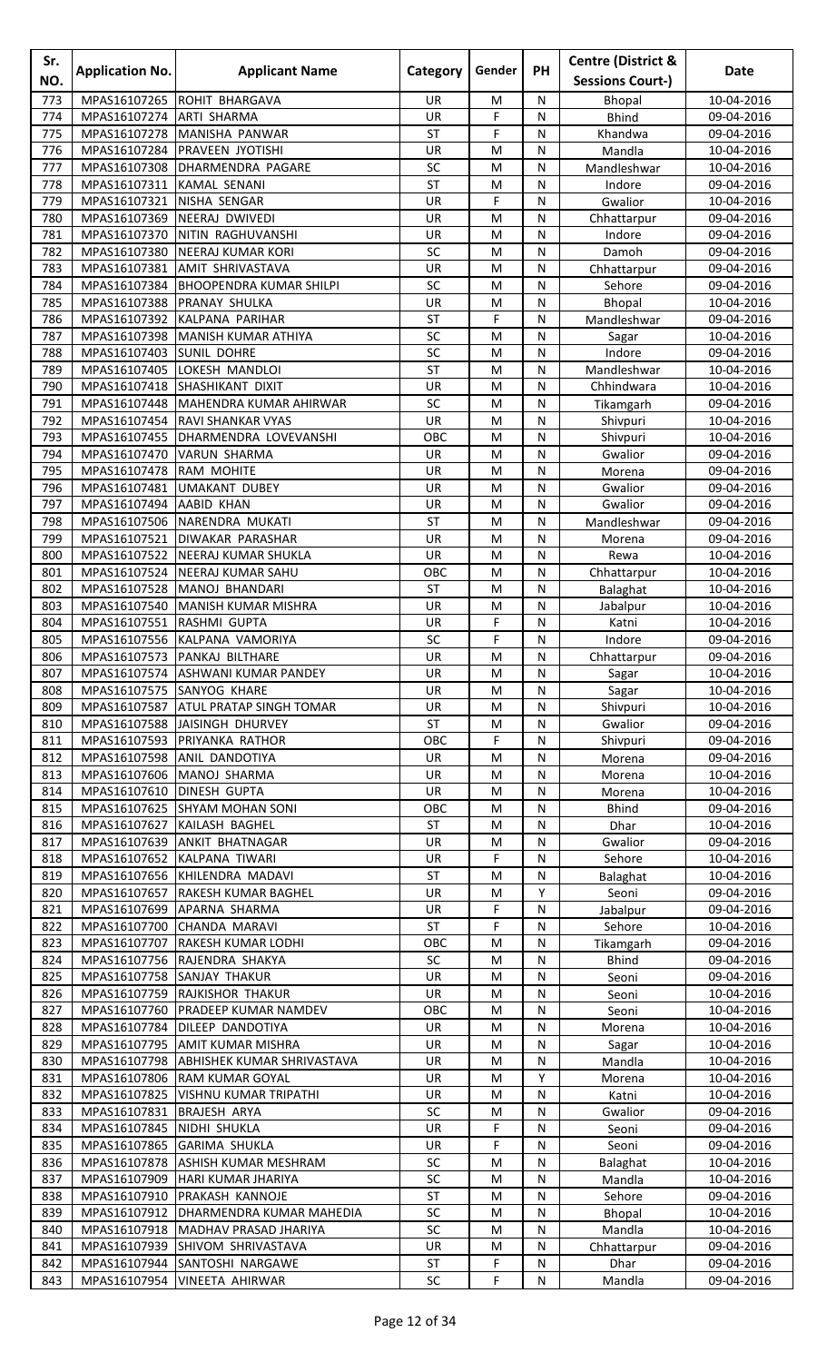| Sr. NO. | Application No. | Applicant Name | Category | Gender | PH | Centre (District & Sessions Court-) | Date |
|---|---|---|---|---|---|---|---|
| 773 | MPAS16107265 | ROHIT BHARGAVA | UR | M | N | Bhopal | 10-04-2016 |
| 774 | MPAS16107274 | ARTI SHARMA | UR | F | N | Bhind | 09-04-2016 |
| 775 | MPAS16107278 | MANISHA PANWAR | ST | F | N | Khandwa | 09-04-2016 |
| 776 | MPAS16107284 | PRAVEEN JYOTISHI | UR | M | N | Mandla | 10-04-2016 |
| 777 | MPAS16107308 | DHARMENDRA PAGARE | SC | M | N | Mandleshwar | 10-04-2016 |
| 778 | MPAS16107311 | KAMAL SENANI | ST | M | N | Indore | 09-04-2016 |
| 779 | MPAS16107321 | NISHA SENGAR | UR | F | N | Gwalior | 10-04-2016 |
| 780 | MPAS16107369 | NEERAJ DWIVEDI | UR | M | N | Chhattarpur | 09-04-2016 |
| 781 | MPAS16107370 | NITIN RAGHUVANSHI | UR | M | N | Indore | 09-04-2016 |
| 782 | MPAS16107380 | NEERAJ KUMAR KORI | SC | M | N | Damoh | 09-04-2016 |
| 783 | MPAS16107381 | AMIT SHRIVASTAVA | UR | M | N | Chhattarpur | 09-04-2016 |
| 784 | MPAS16107384 | BHOOPENDRA KUMAR SHILPI | SC | M | N | Sehore | 09-04-2016 |
| 785 | MPAS16107388 | PRANAY SHULKA | UR | M | N | Bhopal | 10-04-2016 |
| 786 | MPAS16107392 | KALPANA PARIHAR | ST | F | N | Mandleshwar | 09-04-2016 |
| 787 | MPAS16107398 | MANISH KUMAR ATHIYA | SC | M | N | Sagar | 10-04-2016 |
| 788 | MPAS16107403 | SUNIL DOHRE | SC | M | N | Indore | 09-04-2016 |
| 789 | MPAS16107405 | LOKESH MANDLOI | ST | M | N | Mandleshwar | 10-04-2016 |
| 790 | MPAS16107418 | SHASHIKANT DIXIT | UR | M | N | Chhindwara | 10-04-2016 |
| 791 | MPAS16107448 | MAHENDRA KUMAR AHIRWAR | SC | M | N | Tikamgarh | 09-04-2016 |
| 792 | MPAS16107454 | RAVI SHANKAR VYAS | UR | M | N | Shivpuri | 10-04-2016 |
| 793 | MPAS16107455 | DHARMENDRA LOVEVANSHI | OBC | M | N | Shivpuri | 10-04-2016 |
| 794 | MPAS16107470 | VARUN SHARMA | UR | M | N | Gwalior | 09-04-2016 |
| 795 | MPAS16107478 | RAM MOHITE | UR | M | N | Morena | 09-04-2016 |
| 796 | MPAS16107481 | UMAKANT DUBEY | UR | M | N | Gwalior | 09-04-2016 |
| 797 | MPAS16107494 | AABID KHAN | UR | M | N | Gwalior | 09-04-2016 |
| 798 | MPAS16107506 | NARENDRA MUKATI | ST | M | N | Mandleshwar | 09-04-2016 |
| 799 | MPAS16107521 | DIWAKAR PARASHAR | UR | M | N | Morena | 09-04-2016 |
| 800 | MPAS16107522 | NEERAJ KUMAR SHUKLA | UR | M | N | Rewa | 10-04-2016 |
| 801 | MPAS16107524 | NEERAJ KUMAR SAHU | OBC | M | N | Chhattarpur | 10-04-2016 |
| 802 | MPAS16107528 | MANOJ BHANDARI | ST | M | N | Balaghat | 10-04-2016 |
| 803 | MPAS16107540 | MANISH KUMAR MISHRA | UR | M | N | Jabalpur | 10-04-2016 |
| 804 | MPAS16107551 | RASHMI GUPTA | UR | F | N | Katni | 10-04-2016 |
| 805 | MPAS16107556 | KALPANA VAMORIYA | SC | F | N | Indore | 09-04-2016 |
| 806 | MPAS16107573 | PANKAJ BILTHARE | UR | M | N | Chhattarpur | 09-04-2016 |
| 807 | MPAS16107574 | ASHWANI KUMAR PANDEY | UR | M | N | Sagar | 10-04-2016 |
| 808 | MPAS16107575 | SANYOG KHARE | UR | M | N | Sagar | 10-04-2016 |
| 809 | MPAS16107587 | ATUL PRATAP SINGH TOMAR | UR | M | N | Shivpuri | 10-04-2016 |
| 810 | MPAS16107588 | JAISINGH DHURVEY | ST | M | N | Gwalior | 09-04-2016 |
| 811 | MPAS16107593 | PRIYANKA RATHOR | OBC | F | N | Shivpuri | 09-04-2016 |
| 812 | MPAS16107598 | ANIL DANDOTIYA | UR | M | N | Morena | 09-04-2016 |
| 813 | MPAS16107606 | MANOJ SHARMA | UR | M | N | Morena | 10-04-2016 |
| 814 | MPAS16107610 | DINESH GUPTA | UR | M | N | Morena | 10-04-2016 |
| 815 | MPAS16107625 | SHYAM MOHAN SONI | OBC | M | N | Bhind | 09-04-2016 |
| 816 | MPAS16107627 | KAILASH BAGHEL | ST | M | N | Dhar | 10-04-2016 |
| 817 | MPAS16107639 | ANKIT BHATNAGAR | UR | M | N | Gwalior | 09-04-2016 |
| 818 | MPAS16107652 | KALPANA TIWARI | UR | F | N | Sehore | 10-04-2016 |
| 819 | MPAS16107656 | KHILENDRA MADAVI | ST | M | N | Balaghat | 10-04-2016 |
| 820 | MPAS16107657 | RAKESH KUMAR BAGHEL | UR | M | Y | Seoni | 09-04-2016 |
| 821 | MPAS16107699 | APARNA SHARMA | UR | F | N | Jabalpur | 09-04-2016 |
| 822 | MPAS16107700 | CHANDA MARAVI | ST | F | N | Sehore | 10-04-2016 |
| 823 | MPAS16107707 | RAKESH KUMAR LODHI | OBC | M | N | Tikamgarh | 09-04-2016 |
| 824 | MPAS16107756 | RAJENDRA SHAKYA | SC | M | N | Bhind | 09-04-2016 |
| 825 | MPAS16107758 | SANJAY THAKUR | UR | M | N | Seoni | 09-04-2016 |
| 826 | MPAS16107759 | RAJKISHOR THAKUR | UR | M | N | Seoni | 10-04-2016 |
| 827 | MPAS16107760 | PRADEEP KUMAR NAMDEV | OBC | M | N | Seoni | 10-04-2016 |
| 828 | MPAS16107784 | DILEEP DANDOTIYA | UR | M | N | Morena | 10-04-2016 |
| 829 | MPAS16107795 | AMIT KUMAR MISHRA | UR | M | N | Sagar | 10-04-2016 |
| 830 | MPAS16107798 | ABHISHEK KUMAR SHRIVASTAVA | UR | M | N | Mandla | 10-04-2016 |
| 831 | MPAS16107806 | RAM KUMAR GOYAL | UR | M | Y | Morena | 10-04-2016 |
| 832 | MPAS16107825 | VISHNU KUMAR TRIPATHI | UR | M | N | Katni | 10-04-2016 |
| 833 | MPAS16107831 | BRAJESH ARYA | SC | M | N | Gwalior | 09-04-2016 |
| 834 | MPAS16107845 | NIDHI SHUKLA | UR | F | N | Seoni | 09-04-2016 |
| 835 | MPAS16107865 | GARIMA SHUKLA | UR | F | N | Seoni | 09-04-2016 |
| 836 | MPAS16107878 | ASHISH KUMAR MESHRAM | SC | M | N | Balaghat | 10-04-2016 |
| 837 | MPAS16107909 | HARI KUMAR JHARIYA | SC | M | N | Mandla | 10-04-2016 |
| 838 | MPAS16107910 | PRAKASH KANNOJE | ST | M | N | Sehore | 09-04-2016 |
| 839 | MPAS16107912 | DHARMENDRA KUMAR MAHEDIA | SC | M | N | Bhopal | 10-04-2016 |
| 840 | MPAS16107918 | MADHAV PRASAD JHARIYA | SC | M | N | Mandla | 10-04-2016 |
| 841 | MPAS16107939 | SHIVOM SHRIVASTAVA | UR | M | N | Chhattarpur | 09-04-2016 |
| 842 | MPAS16107944 | SANTOSHI NARGAWE | ST | F | N | Dhar | 09-04-2016 |
| 843 | MPAS16107954 | VINEETA AHIRWAR | SC | F | N | Mandla | 09-04-2016 |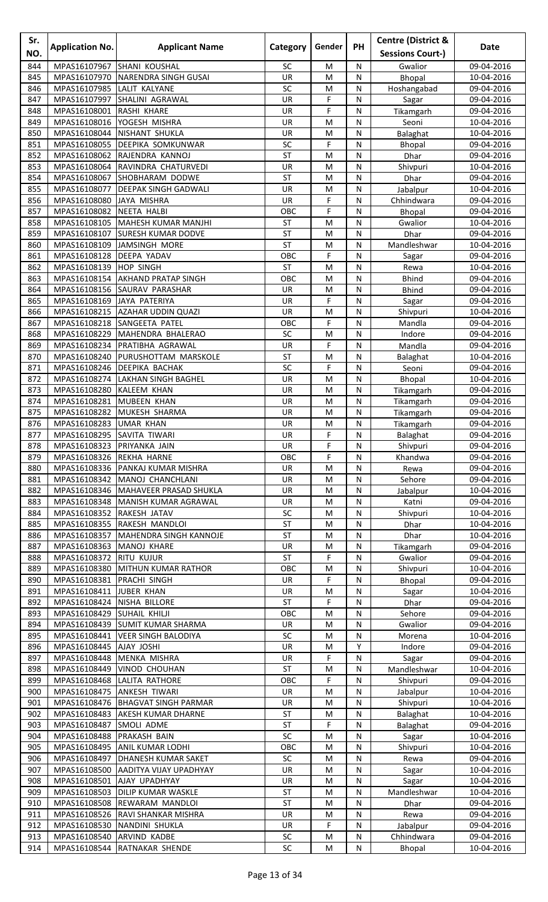| Sr. NO. | Application No. | Applicant Name | Category | Gender | PH | Centre (District & Sessions Court-) | Date |
|---|---|---|---|---|---|---|---|
| 844 | MPAS16107967 | SHANI KOUSHAL | SC | M | N | Gwalior | 09-04-2016 |
| 845 | MPAS16107970 | NARENDRA SINGH GUSAI | UR | M | N | Bhopal | 10-04-2016 |
| 846 | MPAS16107985 | LALIT KALYANE | SC | M | N | Hoshangabad | 09-04-2016 |
| 847 | MPAS16107997 | SHALINI AGRAWAL | UR | F | N | Sagar | 09-04-2016 |
| 848 | MPAS16108001 | RASHI KHARE | UR | F | N | Tikamgarh | 09-04-2016 |
| 849 | MPAS16108016 | YOGESH MISHRA | UR | M | N | Seoni | 10-04-2016 |
| 850 | MPAS16108044 | NISHANT SHUKLA | UR | M | N | Balaghat | 10-04-2016 |
| 851 | MPAS16108055 | DEEPIKA SOMKUNWAR | SC | F | N | Bhopal | 09-04-2016 |
| 852 | MPAS16108062 | RAJENDRA KANNOJ | ST | M | N | Dhar | 09-04-2016 |
| 853 | MPAS16108064 | RAVINDRA CHATURVEDI | UR | M | N | Shivpuri | 10-04-2016 |
| 854 | MPAS16108067 | SHOBHARAM DODWE | ST | M | N | Dhar | 09-04-2016 |
| 855 | MPAS16108077 | DEEPAK SINGH GADWALI | UR | M | N | Jabalpur | 10-04-2016 |
| 856 | MPAS16108080 | JAYA MISHRA | UR | F | N | Chhindwara | 09-04-2016 |
| 857 | MPAS16108082 | NEETA HALBI | OBC | F | N | Bhopal | 09-04-2016 |
| 858 | MPAS16108105 | MAHESH KUMAR MANJHI | ST | M | N | Gwalior | 10-04-2016 |
| 859 | MPAS16108107 | SURESH KUMAR DODVE | ST | M | N | Dhar | 09-04-2016 |
| 860 | MPAS16108109 | JAMSINGH MORE | ST | M | N | Mandleshwar | 10-04-2016 |
| 861 | MPAS16108128 | DEEPA YADAV | OBC | F | N | Sagar | 09-04-2016 |
| 862 | MPAS16108139 | HOP SINGH | ST | M | N | Rewa | 10-04-2016 |
| 863 | MPAS16108154 | AKHAND PRATAP SINGH | OBC | M | N | Bhind | 09-04-2016 |
| 864 | MPAS16108156 | SAURAV PARASHAR | UR | M | N | Bhind | 09-04-2016 |
| 865 | MPAS16108169 | JAYA PATERIYA | UR | F | N | Sagar | 09-04-2016 |
| 866 | MPAS16108215 | AZAHAR UDDIN QUAZI | UR | M | N | Shivpuri | 10-04-2016 |
| 867 | MPAS16108218 | SANGEETA PATEL | OBC | F | N | Mandla | 09-04-2016 |
| 868 | MPAS16108229 | MAHENDRA BHALERAO | SC | M | N | Indore | 09-04-2016 |
| 869 | MPAS16108234 | PRATIBHA AGRAWAL | UR | F | N | Mandla | 09-04-2016 |
| 870 | MPAS16108240 | PURUSHOTTAM MARSKOLE | ST | M | N | Balaghat | 10-04-2016 |
| 871 | MPAS16108246 | DEEPIKA BACHAK | SC | F | N | Seoni | 09-04-2016 |
| 872 | MPAS16108274 | LAKHAN SINGH BAGHEL | UR | M | N | Bhopal | 10-04-2016 |
| 873 | MPAS16108280 | KALEEM KHAN | UR | M | N | Tikamgarh | 09-04-2016 |
| 874 | MPAS16108281 | MUBEEN KHAN | UR | M | N | Tikamgarh | 09-04-2016 |
| 875 | MPAS16108282 | MUKESH SHARMA | UR | M | N | Tikamgarh | 09-04-2016 |
| 876 | MPAS16108283 | UMAR KHAN | UR | M | N | Tikamgarh | 09-04-2016 |
| 877 | MPAS16108295 | SAVITA TIWARI | UR | F | N | Balaghat | 09-04-2016 |
| 878 | MPAS16108323 | PRIYANKA JAIN | UR | F | N | Shivpuri | 09-04-2016 |
| 879 | MPAS16108326 | REKHA HARNE | OBC | F | N | Khandwa | 09-04-2016 |
| 880 | MPAS16108336 | PANKAJ KUMAR MISHRA | UR | M | N | Rewa | 09-04-2016 |
| 881 | MPAS16108342 | MANOJ CHANCHLANI | UR | M | N | Sehore | 09-04-2016 |
| 882 | MPAS16108346 | MAHAVEER PRASAD SHUKLA | UR | M | N | Jabalpur | 10-04-2016 |
| 883 | MPAS16108348 | MANISH KUMAR AGRAWAL | UR | M | N | Katni | 09-04-2016 |
| 884 | MPAS16108352 | RAKESH JATAV | SC | M | N | Shivpuri | 10-04-2016 |
| 885 | MPAS16108355 | RAKESH MANDLOI | ST | M | N | Dhar | 10-04-2016 |
| 886 | MPAS16108357 | MAHENDRA SINGH KANNOJE | ST | M | N | Dhar | 10-04-2016 |
| 887 | MPAS16108363 | MANOJ KHARE | UR | M | N | Tikamgarh | 09-04-2016 |
| 888 | MPAS16108372 | RITU KUJUR | ST | F | N | Gwalior | 09-04-2016 |
| 889 | MPAS16108380 | MITHUN KUMAR RATHOR | OBC | M | N | Shivpuri | 10-04-2016 |
| 890 | MPAS16108381 | PRACHI SINGH | UR | F | N | Bhopal | 09-04-2016 |
| 891 | MPAS16108411 | JUBER KHAN | UR | M | N | Sagar | 10-04-2016 |
| 892 | MPAS16108424 | NISHA BILLORE | ST | F | N | Dhar | 09-04-2016 |
| 893 | MPAS16108429 | SUHAIL KHILJI | OBC | M | N | Sehore | 09-04-2016 |
| 894 | MPAS16108439 | SUMIT KUMAR SHARMA | UR | M | N | Gwalior | 09-04-2016 |
| 895 | MPAS16108441 | VEER SINGH BALODIYA | SC | M | N | Morena | 10-04-2016 |
| 896 | MPAS16108445 | AJAY JOSHI | UR | M | Y | Indore | 09-04-2016 |
| 897 | MPAS16108448 | MENKA MISHRA | UR | F | N | Sagar | 09-04-2016 |
| 898 | MPAS16108449 | VINOD CHOUHAN | ST | M | N | Mandleshwar | 10-04-2016 |
| 899 | MPAS16108468 | LALITA RATHORE | OBC | F | N | Shivpuri | 09-04-2016 |
| 900 | MPAS16108475 | ANKESH TIWARI | UR | M | N | Jabalpur | 10-04-2016 |
| 901 | MPAS16108476 | BHAGVAT SINGH PARMAR | UR | M | N | Shivpuri | 10-04-2016 |
| 902 | MPAS16108483 | AKESH KUMAR DHARNE | ST | M | N | Balaghat | 10-04-2016 |
| 903 | MPAS16108487 | SMOLI ADME | ST | F | N | Balaghat | 09-04-2016 |
| 904 | MPAS16108488 | PRAKASH BAIN | SC | M | N | Sagar | 10-04-2016 |
| 905 | MPAS16108495 | ANIL KUMAR LODHI | OBC | M | N | Shivpuri | 10-04-2016 |
| 906 | MPAS16108497 | DHANESH KUMAR SAKET | SC | M | N | Rewa | 09-04-2016 |
| 907 | MPAS16108500 | AADITYA VIJAY UPADHYAY | UR | M | N | Sagar | 10-04-2016 |
| 908 | MPAS16108501 | AJAY UPADHYAY | UR | M | N | Sagar | 10-04-2016 |
| 909 | MPAS16108503 | DILIP KUMAR WASKLE | ST | M | N | Mandleshwar | 10-04-2016 |
| 910 | MPAS16108508 | REWARAM MANDLOI | ST | M | N | Dhar | 09-04-2016 |
| 911 | MPAS16108526 | RAVI SHANKAR MISHRA | UR | M | N | Rewa | 09-04-2016 |
| 912 | MPAS16108530 | NANDINI SHUKLA | UR | F | N | Jabalpur | 09-04-2016 |
| 913 | MPAS16108540 | ARVIND KADBE | SC | M | N | Chhindwara | 09-04-2016 |
| 914 | MPAS16108544 | RATNAKAR SHENDE | SC | M | N | Bhopal | 10-04-2016 |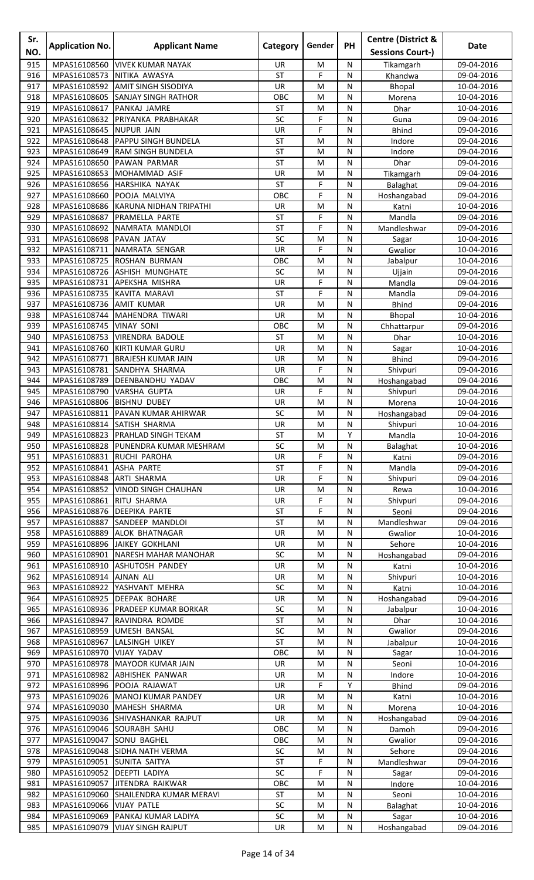| Sr. NO. | Application No. | Applicant Name | Category | Gender | PH | Centre (District & Sessions Court-) | Date |
|---|---|---|---|---|---|---|---|
| 915 | MPAS16108560 | VIVEK KUMAR NAYAK | UR | M | N | Tikamgarh | 09-04-2016 |
| 916 | MPAS16108573 | NITIKA AWASYA | ST | F | N | Khandwa | 09-04-2016 |
| 917 | MPAS16108592 | AMIT SINGH SISODIYA | UR | M | N | Bhopal | 10-04-2016 |
| 918 | MPAS16108605 | SANJAY SINGH RATHOR | OBC | M | N | Morena | 10-04-2016 |
| 919 | MPAS16108617 | PANKAJ JAMRE | ST | M | N | Dhar | 10-04-2016 |
| 920 | MPAS16108632 | PRIYANKA PRABHAKAR | SC | F | N | Guna | 09-04-2016 |
| 921 | MPAS16108645 | NUPUR JAIN | UR | F | N | Bhind | 09-04-2016 |
| 922 | MPAS16108648 | PAPPU SINGH BUNDELA | ST | M | N | Indore | 09-04-2016 |
| 923 | MPAS16108649 | RAM SINGH BUNDELA | ST | M | N | Indore | 09-04-2016 |
| 924 | MPAS16108650 | PAWAN PARMAR | ST | M | N | Dhar | 09-04-2016 |
| 925 | MPAS16108653 | MOHAMMAD ASIF | UR | M | N | Tikamgarh | 09-04-2016 |
| 926 | MPAS16108656 | HARSHIKA NAYAK | ST | F | N | Balaghat | 09-04-2016 |
| 927 | MPAS16108660 | POOJA MALVIYA | OBC | F | N | Hoshangabad | 09-04-2016 |
| 928 | MPAS16108686 | KARUNA NIDHAN TRIPATHI | UR | M | N | Katni | 10-04-2016 |
| 929 | MPAS16108687 | PRAMELLA PARTE | ST | F | N | Mandla | 09-04-2016 |
| 930 | MPAS16108692 | NAMRATA MANDLOI | ST | F | N | Mandleshwar | 09-04-2016 |
| 931 | MPAS16108698 | PAVAN JATAV | SC | M | N | Sagar | 10-04-2016 |
| 932 | MPAS16108711 | NAMRATA SENGAR | UR | F | N | Gwalior | 10-04-2016 |
| 933 | MPAS16108725 | ROSHAN BURMAN | OBC | M | N | Jabalpur | 10-04-2016 |
| 934 | MPAS16108726 | ASHISH MUNGHATE | SC | M | N | Ujjain | 09-04-2016 |
| 935 | MPAS16108731 | APEKSHA MISHRA | UR | F | N | Mandla | 09-04-2016 |
| 936 | MPAS16108735 | KAVITA MARAVI | ST | F | N | Mandla | 09-04-2016 |
| 937 | MPAS16108736 | AMIT KUMAR | UR | M | N | Bhind | 09-04-2016 |
| 938 | MPAS16108744 | MAHENDRA TIWARI | UR | M | N | Bhopal | 10-04-2016 |
| 939 | MPAS16108745 | VINAY SONI | OBC | M | N | Chhattarpur | 09-04-2016 |
| 940 | MPAS16108753 | VIRENDRA BADOLE | ST | M | N | Dhar | 10-04-2016 |
| 941 | MPAS16108760 | KIRTI KUMAR GURU | UR | M | N | Sagar | 10-04-2016 |
| 942 | MPAS16108771 | BRAJESH KUMAR JAIN | UR | M | N | Bhind | 09-04-2016 |
| 943 | MPAS16108781 | SANDHYA SHARMA | UR | F | N | Shivpuri | 09-04-2016 |
| 944 | MPAS16108789 | DEENBANDHU YADAV | OBC | M | N | Hoshangabad | 09-04-2016 |
| 945 | MPAS16108790 | VARSHA GUPTA | UR | F | N | Shivpuri | 09-04-2016 |
| 946 | MPAS16108806 | BISHNU DUBEY | UR | M | N | Morena | 10-04-2016 |
| 947 | MPAS16108811 | PAVAN KUMAR AHIRWAR | SC | M | N | Hoshangabad | 09-04-2016 |
| 948 | MPAS16108814 | SATISH SHARMA | UR | M | N | Shivpuri | 10-04-2016 |
| 949 | MPAS16108823 | PRAHLAD SINGH TEKAM | ST | M | Y | Mandla | 10-04-2016 |
| 950 | MPAS16108828 | PUNENDRA KUMAR MESHRAM | SC | M | N | Balaghat | 10-04-2016 |
| 951 | MPAS16108831 | RUCHI PAROHA | UR | F | N | Katni | 09-04-2016 |
| 952 | MPAS16108841 | ASHA PARTE | ST | F | N | Mandla | 09-04-2016 |
| 953 | MPAS16108848 | ARTI SHARMA | UR | F | N | Shivpuri | 09-04-2016 |
| 954 | MPAS16108852 | VINOD SINGH CHAUHAN | UR | M | N | Rewa | 10-04-2016 |
| 955 | MPAS16108861 | RITU SHARMA | UR | F | N | Shivpuri | 09-04-2016 |
| 956 | MPAS16108876 | DEEPIKA PARTE | ST | F | N | Seoni | 09-04-2016 |
| 957 | MPAS16108887 | SANDEEP MANDLOI | ST | M | N | Mandleshwar | 09-04-2016 |
| 958 | MPAS16108889 | ALOK BHATNAGAR | UR | M | N | Gwalior | 10-04-2016 |
| 959 | MPAS16108896 | JAIKEY GOKHLANI | UR | M | N | Sehore | 10-04-2016 |
| 960 | MPAS16108901 | NARESH MAHAR MANOHAR | SC | M | N | Hoshangabad | 09-04-2016 |
| 961 | MPAS16108910 | ASHUTOSH PANDEY | UR | M | N | Katni | 10-04-2016 |
| 962 | MPAS16108914 | AJNAN ALI | UR | M | N | Shivpuri | 10-04-2016 |
| 963 | MPAS16108922 | YASHVANT MEHRA | SC | M | N | Katni | 10-04-2016 |
| 964 | MPAS16108925 | DEEPAK BOHARE | UR | M | N | Hoshangabad | 09-04-2016 |
| 965 | MPAS16108936 | PRADEEP KUMAR BORKAR | SC | M | N | Jabalpur | 10-04-2016 |
| 966 | MPAS16108947 | RAVINDRA ROMDE | ST | M | N | Dhar | 10-04-2016 |
| 967 | MPAS16108959 | UMESH BANSAL | SC | M | N | Gwalior | 09-04-2016 |
| 968 | MPAS16108967 | LALSINGH UIKEY | ST | M | N | Jabalpur | 10-04-2016 |
| 969 | MPAS16108970 | VIJAY YADAV | OBC | M | N | Sagar | 10-04-2016 |
| 970 | MPAS16108978 | MAYOOR KUMAR JAIN | UR | M | N | Seoni | 10-04-2016 |
| 971 | MPAS16108982 | ABHISHEK PANWAR | UR | M | N | Indore | 10-04-2016 |
| 972 | MPAS16108996 | POOJA RAJAWAT | UR | F | Y | Bhind | 09-04-2016 |
| 973 | MPAS16109026 | MANOJ KUMAR PANDEY | UR | M | N | Katni | 10-04-2016 |
| 974 | MPAS16109030 | MAHESH SHARMA | UR | M | N | Morena | 10-04-2016 |
| 975 | MPAS16109036 | SHIVASHANKAR RAJPUT | UR | M | N | Hoshangabad | 09-04-2016 |
| 976 | MPAS16109046 | SOURABH SAHU | OBC | M | N | Damoh | 09-04-2016 |
| 977 | MPAS16109047 | SONU BAGHEL | OBC | M | N | Gwalior | 09-04-2016 |
| 978 | MPAS16109048 | SIDHA NATH VERMA | SC | M | N | Sehore | 09-04-2016 |
| 979 | MPAS16109051 | SUNITA SAITYA | ST | F | N | Mandleshwar | 09-04-2016 |
| 980 | MPAS16109052 | DEEPTI LADIYA | SC | F | N | Sagar | 09-04-2016 |
| 981 | MPAS16109057 | JITENDRA RAIKWAR | OBC | M | N | Indore | 10-04-2016 |
| 982 | MPAS16109060 | SHAILENDRA KUMAR MERAVI | ST | M | N | Seoni | 10-04-2016 |
| 983 | MPAS16109066 | VIJAY PATLE | SC | M | N | Balaghat | 10-04-2016 |
| 984 | MPAS16109069 | PANKAJ KUMAR LADIYA | SC | M | N | Sagar | 10-04-2016 |
| 985 | MPAS16109079 | VIJAY SINGH RAJPUT | UR | M | N | Hoshangabad | 09-04-2016 |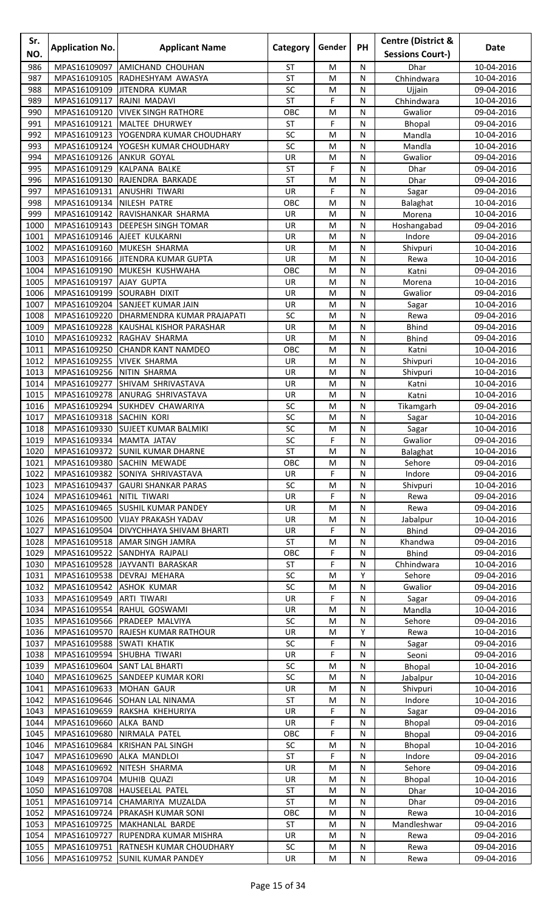| Sr. NO. | Application No. | Applicant Name | Category | Gender | PH | Centre (District & Sessions Court-) | Date |
|---|---|---|---|---|---|---|---|
| 986 | MPAS16109097 | AMICHAND CHOUHAN | ST | M | N | Dhar | 10-04-2016 |
| 987 | MPAS16109105 | RADHESHYAM AWASYA | ST | M | N | Chhindwara | 10-04-2016 |
| 988 | MPAS16109109 | JITENDRA KUMAR | SC | M | N | Ujjain | 09-04-2016 |
| 989 | MPAS16109117 | RAJNI MADAVI | ST | F | N | Chhindwara | 10-04-2016 |
| 990 | MPAS16109120 | VIVEK SINGH RATHORE | OBC | M | N | Gwalior | 09-04-2016 |
| 991 | MPAS16109121 | MALTEE DHURWEY | ST | F | N | Bhopal | 09-04-2016 |
| 992 | MPAS16109123 | YOGENDRA KUMAR CHOUDHARY | SC | M | N | Mandla | 10-04-2016 |
| 993 | MPAS16109124 | YOGESH KUMAR CHOUDHARY | SC | M | N | Mandla | 10-04-2016 |
| 994 | MPAS16109126 | ANKUR GOYAL | UR | M | N | Gwalior | 09-04-2016 |
| 995 | MPAS16109129 | KALPANA BALKE | ST | F | N | Dhar | 09-04-2016 |
| 996 | MPAS16109130 | RAJENDRA BARKADE | ST | M | N | Dhar | 09-04-2016 |
| 997 | MPAS16109131 | ANUSHRI TIWARI | UR | F | N | Sagar | 09-04-2016 |
| 998 | MPAS16109134 | NILESH PATRE | OBC | M | N | Balaghat | 10-04-2016 |
| 999 | MPAS16109142 | RAVISHANKAR SHARMA | UR | M | N | Morena | 10-04-2016 |
| 1000 | MPAS16109143 | DEEPESH SINGH TOMAR | UR | M | N | Hoshangabad | 09-04-2016 |
| 1001 | MPAS16109146 | AJEET KULKARNI | UR | M | N | Indore | 09-04-2016 |
| 1002 | MPAS16109160 | MUKESH SHARMA | UR | M | N | Shivpuri | 10-04-2016 |
| 1003 | MPAS16109166 | JITENDRA KUMAR GUPTA | UR | M | N | Rewa | 10-04-2016 |
| 1004 | MPAS16109190 | MUKESH KUSHWAHA | OBC | M | N | Katni | 09-04-2016 |
| 1005 | MPAS16109197 | AJAY GUPTA | UR | M | N | Morena | 10-04-2016 |
| 1006 | MPAS16109199 | SOURABH DIXIT | UR | M | N | Gwalior | 09-04-2016 |
| 1007 | MPAS16109204 | SANJEET KUMAR JAIN | UR | M | N | Sagar | 10-04-2016 |
| 1008 | MPAS16109220 | DHARMENDRA KUMAR PRAJAPATI | SC | M | N | Rewa | 09-04-2016 |
| 1009 | MPAS16109228 | KAUSHAL KISHOR PARASHAR | UR | M | N | Bhind | 09-04-2016 |
| 1010 | MPAS16109232 | RAGHAV SHARMA | UR | M | N | Bhind | 09-04-2016 |
| 1011 | MPAS16109250 | CHANDR KANT NAMDEO | OBC | M | N | Katni | 10-04-2016 |
| 1012 | MPAS16109255 | VIVEK SHARMA | UR | M | N | Shivpuri | 10-04-2016 |
| 1013 | MPAS16109256 | NITIN SHARMA | UR | M | N | Shivpuri | 10-04-2016 |
| 1014 | MPAS16109277 | SHIVAM SHRIVASTAVA | UR | M | N | Katni | 10-04-2016 |
| 1015 | MPAS16109278 | ANURAG SHRIVASTAVA | UR | M | N | Katni | 10-04-2016 |
| 1016 | MPAS16109294 | SUKHDEV CHAWARIYA | SC | M | N | Tikamgarh | 09-04-2016 |
| 1017 | MPAS16109318 | SACHIN KORI | SC | M | N | Sagar | 10-04-2016 |
| 1018 | MPAS16109330 | SUJEET KUMAR BALMIKI | SC | M | N | Sagar | 10-04-2016 |
| 1019 | MPAS16109334 | MAMTA JATAV | SC | F | N | Gwalior | 09-04-2016 |
| 1020 | MPAS16109372 | SUNIL KUMAR DHARNE | ST | M | N | Balaghat | 10-04-2016 |
| 1021 | MPAS16109380 | SACHIN MEWADE | OBC | M | N | Sehore | 09-04-2016 |
| 1022 | MPAS16109382 | SONIYA SHRIVASTAVA | UR | F | N | Indore | 09-04-2016 |
| 1023 | MPAS16109437 | GAURI SHANKAR PARAS | SC | M | N | Shivpuri | 10-04-2016 |
| 1024 | MPAS16109461 | NITIL TIWARI | UR | F | N | Rewa | 09-04-2016 |
| 1025 | MPAS16109465 | SUSHIL KUMAR PANDEY | UR | M | N | Rewa | 09-04-2016 |
| 1026 | MPAS16109500 | VIJAY PRAKASH YADAV | UR | M | N | Jabalpur | 10-04-2016 |
| 1027 | MPAS16109504 | DIVYCHHAYA SHIVAM BHARTI | UR | F | N | Bhind | 09-04-2016 |
| 1028 | MPAS16109518 | AMAR SINGH JAMRA | ST | M | N | Khandwa | 09-04-2016 |
| 1029 | MPAS16109522 | SANDHYA RAJPALI | OBC | F | N | Bhind | 09-04-2016 |
| 1030 | MPAS16109528 | JAYVANTI BARASKAR | ST | F | N | Chhindwara | 10-04-2016 |
| 1031 | MPAS16109538 | DEVRAJ MEHARA | SC | M | Y | Sehore | 09-04-2016 |
| 1032 | MPAS16109542 | ASHOK KUMAR | SC | M | N | Gwalior | 09-04-2016 |
| 1033 | MPAS16109549 | ARTI TIWARI | UR | F | N | Sagar | 09-04-2016 |
| 1034 | MPAS16109554 | RAHUL GOSWAMI | UR | M | N | Mandla | 10-04-2016 |
| 1035 | MPAS16109566 | PRADEEP MALVIYA | SC | M | N | Sehore | 09-04-2016 |
| 1036 | MPAS16109570 | RAJESH KUMAR RATHOUR | UR | M | Y | Rewa | 10-04-2016 |
| 1037 | MPAS16109588 | SWATI KHATIK | SC | F | N | Sagar | 09-04-2016 |
| 1038 | MPAS16109594 | SHUBHA TIWARI | UR | F | N | Seoni | 09-04-2016 |
| 1039 | MPAS16109604 | SANT LAL BHARTI | SC | M | N | Bhopal | 10-04-2016 |
| 1040 | MPAS16109625 | SANDEEP KUMAR KORI | SC | M | N | Jabalpur | 10-04-2016 |
| 1041 | MPAS16109633 | MOHAN GAUR | UR | M | N | Shivpuri | 10-04-2016 |
| 1042 | MPAS16109646 | SOHAN LAL NINAMA | ST | M | N | Indore | 10-04-2016 |
| 1043 | MPAS16109659 | RAKSHA KHEHURIYA | UR | F | N | Sagar | 09-04-2016 |
| 1044 | MPAS16109660 | ALKA BAND | UR | F | N | Bhopal | 09-04-2016 |
| 1045 | MPAS16109680 | NIRMALA PATEL | OBC | F | N | Bhopal | 09-04-2016 |
| 1046 | MPAS16109684 | KRISHAN PAL SINGH | SC | M | N | Bhopal | 10-04-2016 |
| 1047 | MPAS16109690 | ALKA MANDLOI | ST | F | N | Indore | 09-04-2016 |
| 1048 | MPAS16109692 | NITESH SHARMA | UR | M | N | Sehore | 09-04-2016 |
| 1049 | MPAS16109704 | MUHIB QUAZI | UR | M | N | Bhopal | 10-04-2016 |
| 1050 | MPAS16109708 | HAUSEELAL PATEL | ST | M | N | Dhar | 10-04-2016 |
| 1051 | MPAS16109714 | CHAMARIYA MUZALDA | ST | M | N | Dhar | 09-04-2016 |
| 1052 | MPAS16109724 | PRAKASH KUMAR SONI | OBC | M | N | Rewa | 10-04-2016 |
| 1053 | MPAS16109725 | MAKHANLAL BARDE | ST | M | N | Mandleshwar | 09-04-2016 |
| 1054 | MPAS16109727 | RUPENDRA KUMAR MISHRA | UR | M | N | Rewa | 09-04-2016 |
| 1055 | MPAS16109751 | RATNESH KUMAR CHOUDHARY | SC | M | N | Rewa | 09-04-2016 |
| 1056 | MPAS16109752 | SUNIL KUMAR PANDEY | UR | M | N | Rewa | 09-04-2016 |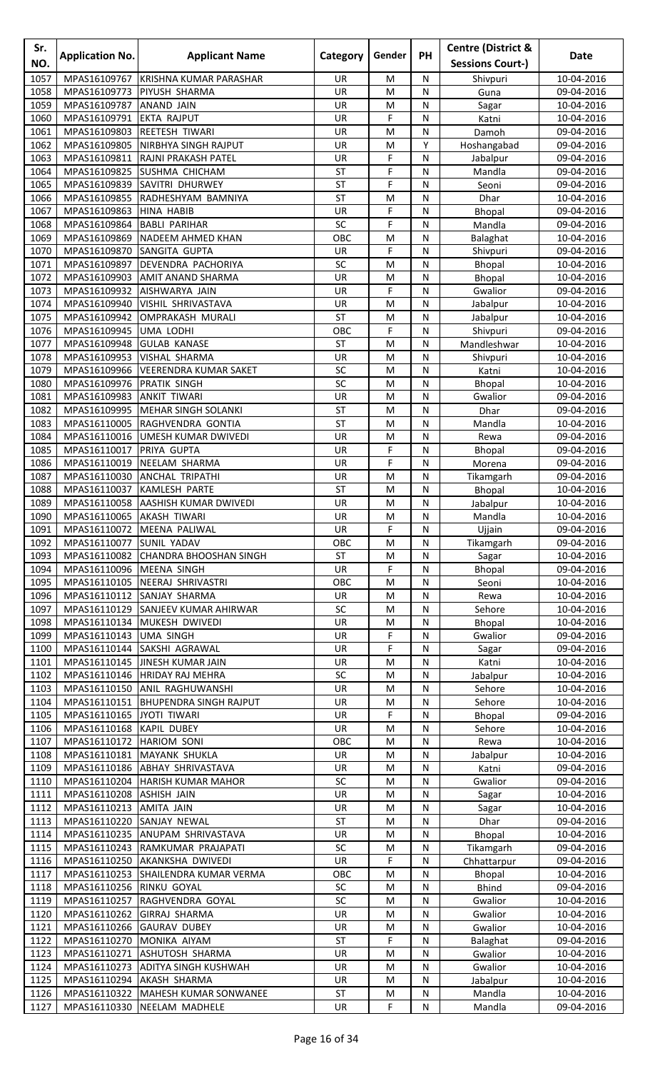| Sr. NO. | Application No. | Applicant Name | Category | Gender | PH | Centre (District & Sessions Court-) | Date |
|---|---|---|---|---|---|---|---|
| 1057 | MPAS16109767 | KRISHNA KUMAR PARASHAR | UR | M | N | Shivpuri | 10-04-2016 |
| 1058 | MPAS16109773 | PIYUSH SHARMA | UR | M | N | Guna | 09-04-2016 |
| 1059 | MPAS16109787 | ANAND JAIN | UR | M | N | Sagar | 10-04-2016 |
| 1060 | MPAS16109791 | EKTA RAJPUT | UR | F | N | Katni | 10-04-2016 |
| 1061 | MPAS16109803 | REETESH TIWARI | UR | M | N | Damoh | 09-04-2016 |
| 1062 | MPAS16109805 | NIRBHYA SINGH RAJPUT | UR | M | Y | Hoshangabad | 09-04-2016 |
| 1063 | MPAS16109811 | RAJNI PRAKASH PATEL | UR | F | N | Jabalpur | 09-04-2016 |
| 1064 | MPAS16109825 | SUSHMA CHICHAM | ST | F | N | Mandla | 09-04-2016 |
| 1065 | MPAS16109839 | SAVITRI DHURWEY | ST | F | N | Seoni | 09-04-2016 |
| 1066 | MPAS16109855 | RADHESHYAM BAMNIYA | ST | M | N | Dhar | 10-04-2016 |
| 1067 | MPAS16109863 | HINA HABIB | UR | F | N | Bhopal | 09-04-2016 |
| 1068 | MPAS16109864 | BABLI PARIHAR | SC | F | N | Mandla | 09-04-2016 |
| 1069 | MPAS16109869 | NADEEM AHMED KHAN | OBC | M | N | Balaghat | 10-04-2016 |
| 1070 | MPAS16109870 | SANGITA GUPTA | UR | F | N | Shivpuri | 09-04-2016 |
| 1071 | MPAS16109897 | DEVENDRA PACHORIYA | SC | M | N | Bhopal | 10-04-2016 |
| 1072 | MPAS16109903 | AMIT ANAND SHARMA | UR | M | N | Bhopal | 10-04-2016 |
| 1073 | MPAS16109932 | AISHWARYA JAIN | UR | F | N | Gwalior | 09-04-2016 |
| 1074 | MPAS16109940 | VISHIL SHRIVASTAVA | UR | M | N | Jabalpur | 10-04-2016 |
| 1075 | MPAS16109942 | OMPRAKASH MURALI | ST | M | N | Jabalpur | 10-04-2016 |
| 1076 | MPAS16109945 | UMA LODHI | OBC | F | N | Shivpuri | 09-04-2016 |
| 1077 | MPAS16109948 | GULAB KANASE | ST | M | N | Mandleshwar | 10-04-2016 |
| 1078 | MPAS16109953 | VISHAL SHARMA | UR | M | N | Shivpuri | 10-04-2016 |
| 1079 | MPAS16109966 | VEERENDRA KUMAR SAKET | SC | M | N | Katni | 10-04-2016 |
| 1080 | MPAS16109976 | PRATIK SINGH | SC | M | N | Bhopal | 10-04-2016 |
| 1081 | MPAS16109983 | ANKIT TIWARI | UR | M | N | Gwalior | 09-04-2016 |
| 1082 | MPAS16109995 | MEHAR SINGH SOLANKI | ST | M | N | Dhar | 09-04-2016 |
| 1083 | MPAS16110005 | RAGHVENDRA GONTIA | ST | M | N | Mandla | 10-04-2016 |
| 1084 | MPAS16110016 | UMESH KUMAR DWIVEDI | UR | M | N | Rewa | 09-04-2016 |
| 1085 | MPAS16110017 | PRIYA GUPTA | UR | F | N | Bhopal | 09-04-2016 |
| 1086 | MPAS16110019 | NEELAM SHARMA | UR | F | N | Morena | 09-04-2016 |
| 1087 | MPAS16110030 | ANCHAL TRIPATHI | UR | M | N | Tikamgarh | 09-04-2016 |
| 1088 | MPAS16110037 | KAMLESH PARTE | ST | M | N | Bhopal | 10-04-2016 |
| 1089 | MPAS16110058 | AASHISH KUMAR DWIVEDI | UR | M | N | Jabalpur | 10-04-2016 |
| 1090 | MPAS16110065 | AKASH TIWARI | UR | M | N | Mandla | 10-04-2016 |
| 1091 | MPAS16110072 | MEENA PALIWAL | UR | F | N | Ujjain | 09-04-2016 |
| 1092 | MPAS16110077 | SUNIL YADAV | OBC | M | N | Tikamgarh | 09-04-2016 |
| 1093 | MPAS16110082 | CHANDRA BHOOSHAN SINGH | ST | M | N | Sagar | 10-04-2016 |
| 1094 | MPAS16110096 | MEENA SINGH | UR | F | N | Bhopal | 09-04-2016 |
| 1095 | MPAS16110105 | NEERAJ SHRIVASTRI | OBC | M | N | Seoni | 10-04-2016 |
| 1096 | MPAS16110112 | SANJAY SHARMA | UR | M | N | Rewa | 10-04-2016 |
| 1097 | MPAS16110129 | SANJEEV KUMAR AHIRWAR | SC | M | N | Sehore | 10-04-2016 |
| 1098 | MPAS16110134 | MUKESH DWIVEDI | UR | M | N | Bhopal | 10-04-2016 |
| 1099 | MPAS16110143 | UMA SINGH | UR | F | N | Gwalior | 09-04-2016 |
| 1100 | MPAS16110144 | SAKSHI AGRAWAL | UR | F | N | Sagar | 09-04-2016 |
| 1101 | MPAS16110145 | JINESH KUMAR JAIN | UR | M | N | Katni | 10-04-2016 |
| 1102 | MPAS16110146 | HRIDAY RAJ MEHRA | SC | M | N | Jabalpur | 10-04-2016 |
| 1103 | MPAS16110150 | ANIL RAGHUWANSHI | UR | M | N | Sehore | 10-04-2016 |
| 1104 | MPAS16110151 | BHUPENDRA SINGH RAJPUT | UR | M | N | Sehore | 10-04-2016 |
| 1105 | MPAS16110165 | JYOTI TIWARI | UR | F | N | Bhopal | 09-04-2016 |
| 1106 | MPAS16110168 | KAPIL DUBEY | UR | M | N | Sehore | 10-04-2016 |
| 1107 | MPAS16110172 | HARIOM SONI | OBC | M | N | Rewa | 10-04-2016 |
| 1108 | MPAS16110181 | MAYANK SHUKLA | UR | M | N | Jabalpur | 10-04-2016 |
| 1109 | MPAS16110186 | ABHAY SHRIVASTAVA | UR | M | N | Katni | 09-04-2016 |
| 1110 | MPAS16110204 | HARISH KUMAR MAHOR | SC | M | N | Gwalior | 09-04-2016 |
| 1111 | MPAS16110208 | ASHISH JAIN | UR | M | N | Sagar | 10-04-2016 |
| 1112 | MPAS16110213 | AMITA JAIN | UR | M | N | Sagar | 10-04-2016 |
| 1113 | MPAS16110220 | SANJAY NEWAL | ST | M | N | Dhar | 09-04-2016 |
| 1114 | MPAS16110235 | ANUPAM SHRIVASTAVA | UR | M | N | Bhopal | 10-04-2016 |
| 1115 | MPAS16110243 | RAMKUMAR PRAJAPATI | SC | M | N | Tikamgarh | 09-04-2016 |
| 1116 | MPAS16110250 | AKANKSHA DWIVEDI | UR | F | N | Chhattarpur | 09-04-2016 |
| 1117 | MPAS16110253 | SHAILENDRA KUMAR VERMA | OBC | M | N | Bhopal | 10-04-2016 |
| 1118 | MPAS16110256 | RINKU GOYAL | SC | M | N | Bhind | 09-04-2016 |
| 1119 | MPAS16110257 | RAGHVENDRA GOYAL | SC | M | N | Gwalior | 10-04-2016 |
| 1120 | MPAS16110262 | GIRRAJ SHARMA | UR | M | N | Gwalior | 10-04-2016 |
| 1121 | MPAS16110266 | GAURAV DUBEY | UR | M | N | Gwalior | 10-04-2016 |
| 1122 | MPAS16110270 | MONIKA AIYAM | ST | F | N | Balaghat | 09-04-2016 |
| 1123 | MPAS16110271 | ASHUTOSH SHARMA | UR | M | N | Gwalior | 10-04-2016 |
| 1124 | MPAS16110273 | ADITYA SINGH KUSHWAH | UR | M | N | Gwalior | 10-04-2016 |
| 1125 | MPAS16110294 | AKASH SHARMA | UR | M | N | Jabalpur | 10-04-2016 |
| 1126 | MPAS16110322 | MAHESH KUMAR SONWANEE | ST | M | N | Mandla | 10-04-2016 |
| 1127 | MPAS16110330 | NEELAM MADHELE | UR | F | N | Mandla | 09-04-2016 |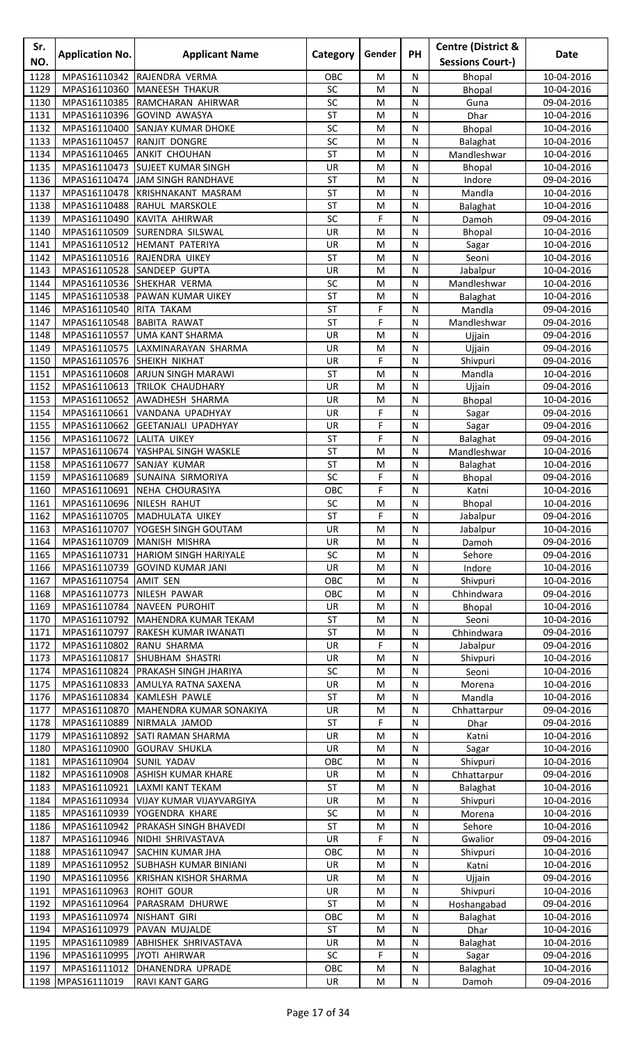| Sr. NO. | Application No. | Applicant Name | Category | Gender | PH | Centre (District & Sessions Court-) | Date |
|---|---|---|---|---|---|---|---|
| 1128 | MPAS16110342 | RAJENDRA VERMA | OBC | M | N | Bhopal | 10-04-2016 |
| 1129 | MPAS16110360 | MANEESH THAKUR | SC | M | N | Bhopal | 10-04-2016 |
| 1130 | MPAS16110385 | RAMCHARAN AHIRWAR | SC | M | N | Guna | 09-04-2016 |
| 1131 | MPAS16110396 | GOVIND AWASYA | ST | M | N | Dhar | 10-04-2016 |
| 1132 | MPAS16110400 | SANJAY KUMAR DHOKE | SC | M | N | Bhopal | 10-04-2016 |
| 1133 | MPAS16110457 | RANJIT DONGRE | SC | M | N | Balaghat | 10-04-2016 |
| 1134 | MPAS16110465 | ANKIT CHOUHAN | ST | M | N | Mandleshwar | 10-04-2016 |
| 1135 | MPAS16110473 | SUJEET KUMAR SINGH | UR | M | N | Bhopal | 10-04-2016 |
| 1136 | MPAS16110474 | JAM SINGH RANDHAVE | ST | M | N | Indore | 09-04-2016 |
| 1137 | MPAS16110478 | KRISHNAKANT MASRAM | ST | M | N | Mandla | 10-04-2016 |
| 1138 | MPAS16110488 | RAHUL MARSKOLE | ST | M | N | Balaghat | 10-04-2016 |
| 1139 | MPAS16110490 | KAVITA AHIRWAR | SC | F | N | Damoh | 09-04-2016 |
| 1140 | MPAS16110509 | SURENDRA SILSWAL | UR | M | N | Bhopal | 10-04-2016 |
| 1141 | MPAS16110512 | HEMANT PATERIYA | UR | M | N | Sagar | 10-04-2016 |
| 1142 | MPAS16110516 | RAJENDRA UIKEY | ST | M | N | Seoni | 10-04-2016 |
| 1143 | MPAS16110528 | SANDEEP GUPTA | UR | M | N | Jabalpur | 10-04-2016 |
| 1144 | MPAS16110536 | SHEKHAR VERMA | SC | M | N | Mandleshwar | 10-04-2016 |
| 1145 | MPAS16110538 | PAWAN KUMAR UIKEY | ST | M | N | Balaghat | 10-04-2016 |
| 1146 | MPAS16110540 | RITA TAKAM | ST | F | N | Mandla | 09-04-2016 |
| 1147 | MPAS16110548 | BABITA RAWAT | ST | F | N | Mandleshwar | 09-04-2016 |
| 1148 | MPAS16110557 | UMA KANT SHARMA | UR | M | N | Ujjain | 09-04-2016 |
| 1149 | MPAS16110575 | LAXMINARAYAN SHARMA | UR | M | N | Ujjain | 09-04-2016 |
| 1150 | MPAS16110576 | SHEIKH NIKHAT | UR | F | N | Shivpuri | 09-04-2016 |
| 1151 | MPAS16110608 | ARJUN SINGH MARAWI | ST | M | N | Mandla | 10-04-2016 |
| 1152 | MPAS16110613 | TRILOK CHAUDHARY | UR | M | N | Ujjain | 09-04-2016 |
| 1153 | MPAS16110652 | AWADHESH SHARMA | UR | M | N | Bhopal | 10-04-2016 |
| 1154 | MPAS16110661 | VANDANA UPADHYAY | UR | F | N | Sagar | 09-04-2016 |
| 1155 | MPAS16110662 | GEETANJALI UPADHYAY | UR | F | N | Sagar | 09-04-2016 |
| 1156 | MPAS16110672 | LALITA UIKEY | ST | F | N | Balaghat | 09-04-2016 |
| 1157 | MPAS16110674 | YASHPAL SINGH WASKLE | ST | M | N | Mandleshwar | 10-04-2016 |
| 1158 | MPAS16110677 | SANJAY KUMAR | ST | M | N | Balaghat | 10-04-2016 |
| 1159 | MPAS16110689 | SUNAINA SIRMORIYA | SC | F | N | Bhopal | 09-04-2016 |
| 1160 | MPAS16110691 | NEHA CHOURASIYA | OBC | F | N | Katni | 10-04-2016 |
| 1161 | MPAS16110696 | NILESH RAHUT | SC | M | N | Bhopal | 10-04-2016 |
| 1162 | MPAS16110705 | MADHULATA UIKEY | ST | F | N | Jabalpur | 09-04-2016 |
| 1163 | MPAS16110707 | YOGESH SINGH GOUTAM | UR | M | N | Jabalpur | 10-04-2016 |
| 1164 | MPAS16110709 | MANISH MISHRA | UR | M | N | Damoh | 09-04-2016 |
| 1165 | MPAS16110731 | HARIOM SINGH HARIYALE | SC | M | N | Sehore | 09-04-2016 |
| 1166 | MPAS16110739 | GOVIND KUMAR JANI | UR | M | N | Indore | 10-04-2016 |
| 1167 | MPAS16110754 | AMIT SEN | OBC | M | N | Shivpuri | 10-04-2016 |
| 1168 | MPAS16110773 | NILESH PAWAR | OBC | M | N | Chhindwara | 09-04-2016 |
| 1169 | MPAS16110784 | NAVEEN PUROHIT | UR | M | N | Bhopal | 10-04-2016 |
| 1170 | MPAS16110792 | MAHENDRA KUMAR TEKAM | ST | M | N | Seoni | 10-04-2016 |
| 1171 | MPAS16110797 | RAKESH KUMAR IWANATI | ST | M | N | Chhindwara | 09-04-2016 |
| 1172 | MPAS16110802 | RANU SHARMA | UR | F | N | Jabalpur | 09-04-2016 |
| 1173 | MPAS16110817 | SHUBHAM SHASTRI | UR | M | N | Shivpuri | 10-04-2016 |
| 1174 | MPAS16110824 | PRAKASH SINGH JHARIYA | SC | M | N | Seoni | 10-04-2016 |
| 1175 | MPAS16110833 | AMULYA RATNA SAXENA | UR | M | N | Morena | 10-04-2016 |
| 1176 | MPAS16110834 | KAMLESH PAWLE | ST | M | N | Mandla | 10-04-2016 |
| 1177 | MPAS16110870 | MAHENDRA KUMAR SONAKIYA | UR | M | N | Chhattarpur | 09-04-2016 |
| 1178 | MPAS16110889 | NIRMALA JAMOD | ST | F | N | Dhar | 09-04-2016 |
| 1179 | MPAS16110892 | SATI RAMAN SHARMA | UR | M | N | Katni | 10-04-2016 |
| 1180 | MPAS16110900 | GOURAV SHUKLA | UR | M | N | Sagar | 10-04-2016 |
| 1181 | MPAS16110904 | SUNIL YADAV | OBC | M | N | Shivpuri | 10-04-2016 |
| 1182 | MPAS16110908 | ASHISH KUMAR KHARE | UR | M | N | Chhattarpur | 09-04-2016 |
| 1183 | MPAS16110921 | LAXMI KANT TEKAM | ST | M | N | Balaghat | 10-04-2016 |
| 1184 | MPAS16110934 | VIJAY KUMAR VIJAYVARGIYA | UR | M | N | Shivpuri | 10-04-2016 |
| 1185 | MPAS16110939 | YOGENDRA KHARE | SC | M | N | Morena | 10-04-2016 |
| 1186 | MPAS16110942 | PRAKASH SINGH BHAVEDI | ST | M | N | Sehore | 10-04-2016 |
| 1187 | MPAS16110946 | NIDHI SHRIVASTAVA | UR | F | N | Gwalior | 09-04-2016 |
| 1188 | MPAS16110947 | SACHIN KUMAR JHA | OBC | M | N | Shivpuri | 10-04-2016 |
| 1189 | MPAS16110952 | SUBHASH KUMAR BINIANI | UR | M | N | Katni | 10-04-2016 |
| 1190 | MPAS16110956 | KRISHAN KISHOR SHARMA | UR | M | N | Ujjain | 09-04-2016 |
| 1191 | MPAS16110963 | ROHIT GOUR | UR | M | N | Shivpuri | 10-04-2016 |
| 1192 | MPAS16110964 | PARASRAM DHURWE | ST | M | N | Hoshangabad | 09-04-2016 |
| 1193 | MPAS16110974 | NISHANT GIRI | OBC | M | N | Balaghat | 10-04-2016 |
| 1194 | MPAS16110979 | PAVAN MUJALDE | ST | M | N | Dhar | 10-04-2016 |
| 1195 | MPAS16110989 | ABHISHEK SHRIVASTAVA | UR | M | N | Balaghat | 10-04-2016 |
| 1196 | MPAS16110995 | JYOTI AHIRWAR | SC | F | N | Sagar | 09-04-2016 |
| 1197 | MPAS16111012 | DHANENDRA UPRADE | OBC | M | N | Balaghat | 10-04-2016 |
| 1198 | MPAS16111019 | RAVI KANT GARG | UR | M | N | Damoh | 09-04-2016 |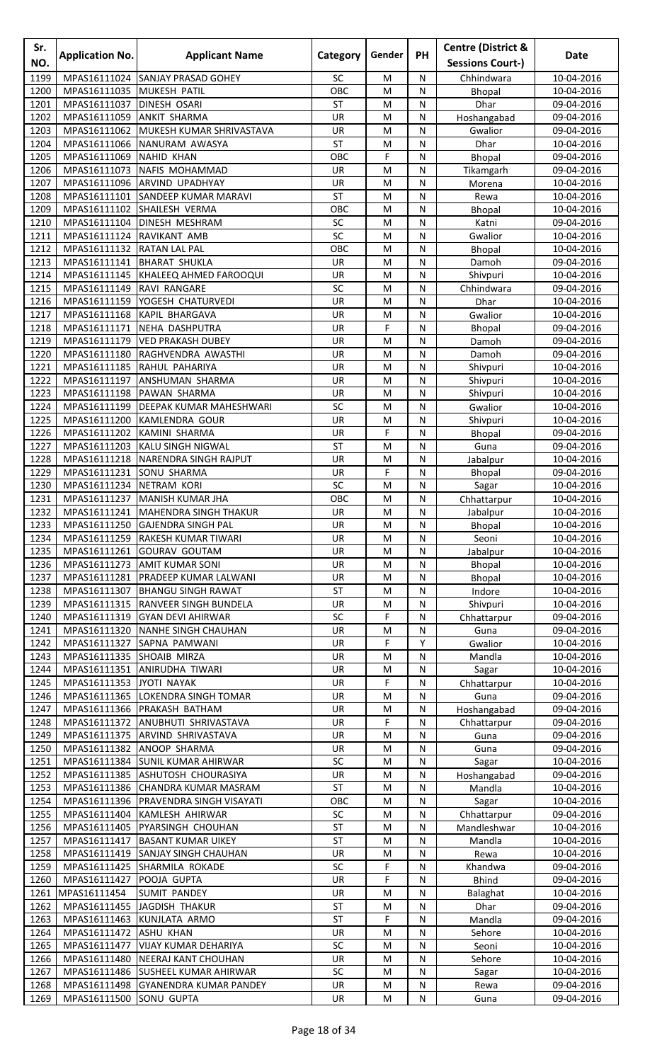| Sr. NO. | Application No. | Applicant Name | Category | Gender | PH | Centre (District & Sessions Court-) | Date |
|---|---|---|---|---|---|---|---|
| 1199 | MPAS16111024 | SANJAY PRASAD GOHEY | SC | M | N | Chhindwara | 10-04-2016 |
| 1200 | MPAS16111035 | MUKESH PATIL | OBC | M | N | Bhopal | 10-04-2016 |
| 1201 | MPAS16111037 | DINESH OSARI | ST | M | N | Dhar | 09-04-2016 |
| 1202 | MPAS16111059 | ANKIT SHARMA | UR | M | N | Hoshangabad | 09-04-2016 |
| 1203 | MPAS16111062 | MUKESH KUMAR SHRIVASTAVA | UR | M | N | Gwalior | 09-04-2016 |
| 1204 | MPAS16111066 | NANURAM AWASYA | ST | M | N | Dhar | 10-04-2016 |
| 1205 | MPAS16111069 | NAHID KHAN | OBC | F | N | Bhopal | 09-04-2016 |
| 1206 | MPAS16111073 | NAFIS MOHAMMAD | UR | M | N | Tikamgarh | 09-04-2016 |
| 1207 | MPAS16111096 | ARVIND UPADHYAY | UR | M | N | Morena | 10-04-2016 |
| 1208 | MPAS16111101 | SANDEEP KUMAR MARAVI | ST | M | N | Rewa | 10-04-2016 |
| 1209 | MPAS16111102 | SHAILESH VERMA | OBC | M | N | Bhopal | 10-04-2016 |
| 1210 | MPAS16111104 | DINESH MESHRAM | SC | M | N | Katni | 09-04-2016 |
| 1211 | MPAS16111124 | RAVIKANT AMB | SC | M | N | Gwalior | 10-04-2016 |
| 1212 | MPAS16111132 | RATAN LAL PAL | OBC | M | N | Bhopal | 10-04-2016 |
| 1213 | MPAS16111141 | BHARAT SHUKLA | UR | M | N | Damoh | 09-04-2016 |
| 1214 | MPAS16111145 | KHALEEQ AHMED FAROOQUI | UR | M | N | Shivpuri | 10-04-2016 |
| 1215 | MPAS16111149 | RAVI RANGARE | SC | M | N | Chhindwara | 09-04-2016 |
| 1216 | MPAS16111159 | YOGESH CHATURVEDI | UR | M | N | Dhar | 10-04-2016 |
| 1217 | MPAS16111168 | KAPIL BHARGAVA | UR | M | N | Gwalior | 10-04-2016 |
| 1218 | MPAS16111171 | NEHA DASHPUTRA | UR | F | N | Bhopal | 09-04-2016 |
| 1219 | MPAS16111179 | VED PRAKASH DUBEY | UR | M | N | Damoh | 09-04-2016 |
| 1220 | MPAS16111180 | RAGHVENDRA AWASTHI | UR | M | N | Damoh | 09-04-2016 |
| 1221 | MPAS16111185 | RAHUL PAHARIYA | UR | M | N | Shivpuri | 10-04-2016 |
| 1222 | MPAS16111197 | ANSHUMAN SHARMA | UR | M | N | Shivpuri | 10-04-2016 |
| 1223 | MPAS16111198 | PAWAN SHARMA | UR | M | N | Shivpuri | 10-04-2016 |
| 1224 | MPAS16111199 | DEEPAK KUMAR MAHESHWARI | SC | M | N | Gwalior | 10-04-2016 |
| 1225 | MPAS16111200 | KAMLENDRA GOUR | UR | M | N | Shivpuri | 10-04-2016 |
| 1226 | MPAS16111202 | KAMINI SHARMA | UR | F | N | Bhopal | 09-04-2016 |
| 1227 | MPAS16111203 | KALU SINGH NIGWAL | ST | M | N | Guna | 09-04-2016 |
| 1228 | MPAS16111218 | NARENDRA SINGH RAJPUT | UR | M | N | Jabalpur | 10-04-2016 |
| 1229 | MPAS16111231 | SONU SHARMA | UR | F | N | Bhopal | 09-04-2016 |
| 1230 | MPAS16111234 | NETRAM KORI | SC | M | N | Sagar | 10-04-2016 |
| 1231 | MPAS16111237 | MANISH KUMAR JHA | OBC | M | N | Chhattarpur | 10-04-2016 |
| 1232 | MPAS16111241 | MAHENDRA SINGH THAKUR | UR | M | N | Jabalpur | 10-04-2016 |
| 1233 | MPAS16111250 | GAJENDRA SINGH PAL | UR | M | N | Bhopal | 10-04-2016 |
| 1234 | MPAS16111259 | RAKESH KUMAR TIWARI | UR | M | N | Seoni | 10-04-2016 |
| 1235 | MPAS16111261 | GOURAV GOUTAM | UR | M | N | Jabalpur | 10-04-2016 |
| 1236 | MPAS16111273 | AMIT KUMAR SONI | UR | M | N | Bhopal | 10-04-2016 |
| 1237 | MPAS16111281 | PRADEEP KUMAR LALWANI | UR | M | N | Bhopal | 10-04-2016 |
| 1238 | MPAS16111307 | BHANGU SINGH RAWAT | ST | M | N | Indore | 10-04-2016 |
| 1239 | MPAS16111315 | RANVEER SINGH BUNDELA | UR | M | N | Shivpuri | 10-04-2016 |
| 1240 | MPAS16111319 | GYAN DEVI AHIRWAR | SC | F | N | Chhattarpur | 09-04-2016 |
| 1241 | MPAS16111320 | NANHE SINGH CHAUHAN | UR | M | N | Guna | 09-04-2016 |
| 1242 | MPAS16111327 | SAPNA PAMWANI | UR | F | Y | Gwalior | 10-04-2016 |
| 1243 | MPAS16111335 | SHOAIB MIRZA | UR | M | N | Mandla | 10-04-2016 |
| 1244 | MPAS16111351 | ANIRUDHA TIWARI | UR | M | N | Sagar | 10-04-2016 |
| 1245 | MPAS16111353 | JYOTI NAYAK | UR | F | N | Chhattarpur | 10-04-2016 |
| 1246 | MPAS16111365 | LOKENDRA SINGH TOMAR | UR | M | N | Guna | 09-04-2016 |
| 1247 | MPAS16111366 | PRAKASH BATHAM | UR | M | N | Hoshangabad | 09-04-2016 |
| 1248 | MPAS16111372 | ANUBHUTI SHRIVASTAVA | UR | F | N | Chhattarpur | 09-04-2016 |
| 1249 | MPAS16111375 | ARVIND SHRIVASTAVA | UR | M | N | Guna | 09-04-2016 |
| 1250 | MPAS16111382 | ANOOP SHARMA | UR | M | N | Guna | 09-04-2016 |
| 1251 | MPAS16111384 | SUNIL KUMAR AHIRWAR | SC | M | N | Sagar | 10-04-2016 |
| 1252 | MPAS16111385 | ASHUTOSH CHOURASIYA | UR | M | N | Hoshangabad | 09-04-2016 |
| 1253 | MPAS16111386 | CHANDRA KUMAR MASRAM | ST | M | N | Mandla | 10-04-2016 |
| 1254 | MPAS16111396 | PRAVENDRA SINGH VISAYATI | OBC | M | N | Sagar | 10-04-2016 |
| 1255 | MPAS16111404 | KAMLESH AHIRWAR | SC | M | N | Chhattarpur | 09-04-2016 |
| 1256 | MPAS16111405 | PYARSINGH CHOUHAN | ST | M | N | Mandleshwar | 10-04-2016 |
| 1257 | MPAS16111417 | BASANT KUMAR UIKEY | ST | M | N | Mandla | 10-04-2016 |
| 1258 | MPAS16111419 | SANJAY SINGH CHAUHAN | UR | M | N | Rewa | 10-04-2016 |
| 1259 | MPAS16111425 | SHARMILA ROKADE | SC | F | N | Khandwa | 09-04-2016 |
| 1260 | MPAS16111427 | POOJA GUPTA | UR | F | N | Bhind | 09-04-2016 |
| 1261 | MPAS16111454 | SUMIT PANDEY | UR | M | N | Balaghat | 10-04-2016 |
| 1262 | MPAS16111455 | JAGDISH THAKUR | ST | M | N | Dhar | 09-04-2016 |
| 1263 | MPAS16111463 | KUNJLATA ARMO | ST | F | N | Mandla | 09-04-2016 |
| 1264 | MPAS16111472 | ASHU KHAN | UR | M | N | Sehore | 10-04-2016 |
| 1265 | MPAS16111477 | VIJAY KUMAR DEHARIYA | SC | M | N | Seoni | 10-04-2016 |
| 1266 | MPAS16111480 | NEERAJ KANT CHOUHAN | UR | M | N | Sehore | 10-04-2016 |
| 1267 | MPAS16111486 | SUSHEEL KUMAR AHIRWAR | SC | M | N | Sagar | 10-04-2016 |
| 1268 | MPAS16111498 | GYANENDRA KUMAR PANDEY | UR | M | N | Rewa | 09-04-2016 |
| 1269 | MPAS16111500 | SONU GUPTA | UR | M | N | Guna | 09-04-2016 |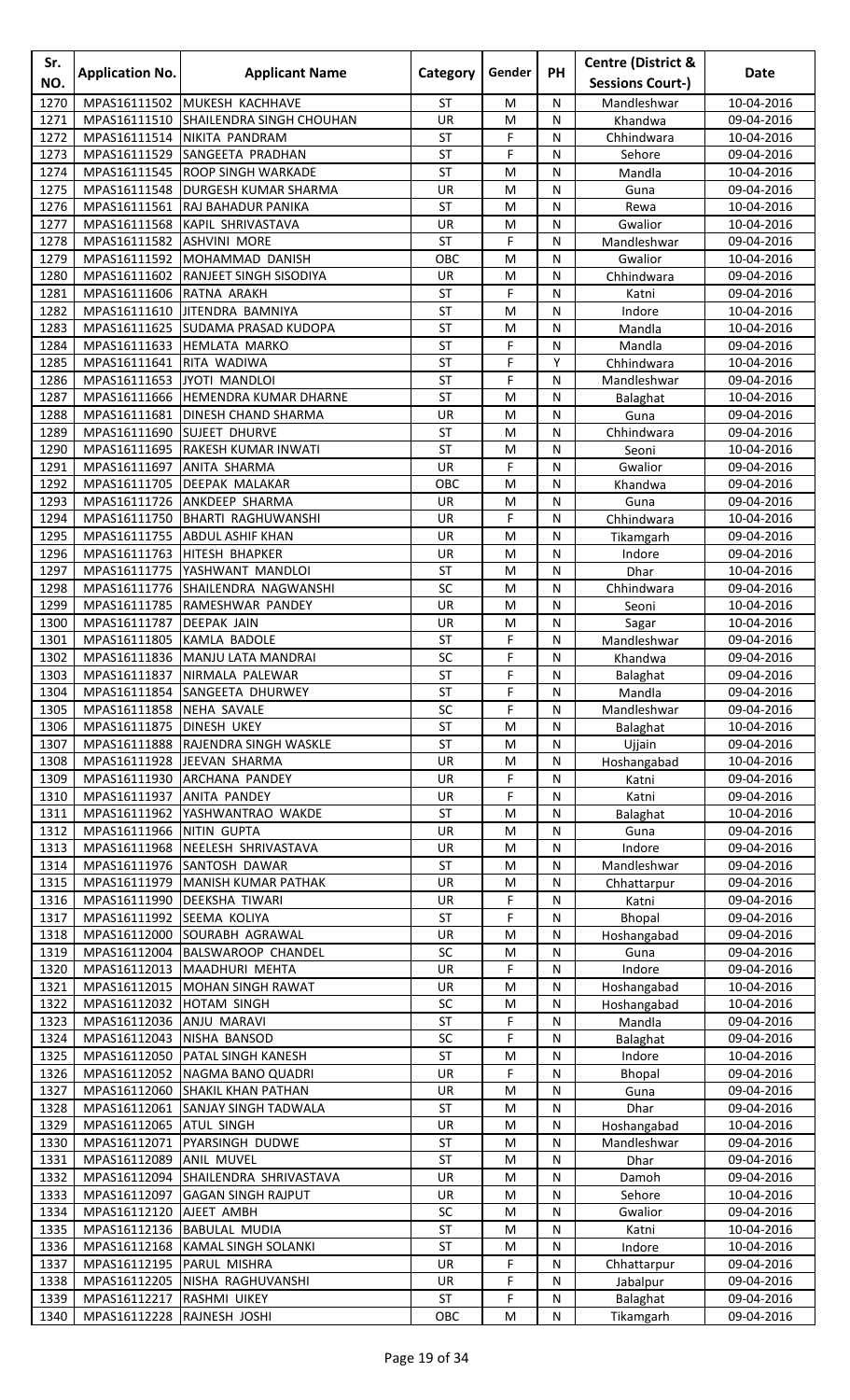| Sr. NO. | Application No. | Applicant Name | Category | Gender | PH | Centre (District & Sessions Court-) | Date |
|---|---|---|---|---|---|---|---|
| 1270 | MPAS16111502 | MUKESH KACHHAVE | ST | M | N | Mandleshwar | 10-04-2016 |
| 1271 | MPAS16111510 | SHAILENDRA SINGH CHOUHAN | UR | M | N | Khandwa | 09-04-2016 |
| 1272 | MPAS16111514 | NIKITA PANDRAM | ST | F | N | Chhindwara | 10-04-2016 |
| 1273 | MPAS16111529 | SANGEETA PRADHAN | ST | F | N | Sehore | 09-04-2016 |
| 1274 | MPAS16111545 | ROOP SINGH WARKADE | ST | M | N | Mandla | 10-04-2016 |
| 1275 | MPAS16111548 | DURGESH KUMAR SHARMA | UR | M | N | Guna | 09-04-2016 |
| 1276 | MPAS16111561 | RAJ BAHADUR PANIKA | ST | M | N | Rewa | 10-04-2016 |
| 1277 | MPAS16111568 | KAPIL SHRIVASTAVA | UR | M | N | Gwalior | 10-04-2016 |
| 1278 | MPAS16111582 | ASHVINI MORE | ST | F | N | Mandleshwar | 09-04-2016 |
| 1279 | MPAS16111592 | MOHAMMAD DANISH | OBC | M | N | Gwalior | 10-04-2016 |
| 1280 | MPAS16111602 | RANJEET SINGH SISODIYA | UR | M | N | Chhindwara | 09-04-2016 |
| 1281 | MPAS16111606 | RATNA ARAKH | ST | F | N | Katni | 09-04-2016 |
| 1282 | MPAS16111610 | JITENDRA BAMNIYA | ST | M | N | Indore | 10-04-2016 |
| 1283 | MPAS16111625 | SUDAMA PRASAD KUDOPA | ST | M | N | Mandla | 10-04-2016 |
| 1284 | MPAS16111633 | HEMLATA MARKO | ST | F | N | Mandla | 09-04-2016 |
| 1285 | MPAS16111641 | RITA WADIWA | ST | F | Y | Chhindwara | 10-04-2016 |
| 1286 | MPAS16111653 | JYOTI MANDLOI | ST | F | N | Mandleshwar | 09-04-2016 |
| 1287 | MPAS16111666 | HEMENDRA KUMAR DHARNE | ST | M | N | Balaghat | 10-04-2016 |
| 1288 | MPAS16111681 | DINESH CHAND SHARMA | UR | M | N | Guna | 09-04-2016 |
| 1289 | MPAS16111690 | SUJEET DHURVE | ST | M | N | Chhindwara | 09-04-2016 |
| 1290 | MPAS16111695 | RAKESH KUMAR INWATI | ST | M | N | Seoni | 10-04-2016 |
| 1291 | MPAS16111697 | ANITA SHARMA | UR | F | N | Gwalior | 09-04-2016 |
| 1292 | MPAS16111705 | DEEPAK MALAKAR | OBC | M | N | Khandwa | 09-04-2016 |
| 1293 | MPAS16111726 | ANKDEEP SHARMA | UR | M | N | Guna | 09-04-2016 |
| 1294 | MPAS16111750 | BHARTI RAGHUWANSHI | UR | F | N | Chhindwara | 10-04-2016 |
| 1295 | MPAS16111755 | ABDUL ASHIF KHAN | UR | M | N | Tikamgarh | 09-04-2016 |
| 1296 | MPAS16111763 | HITESH BHAPKER | UR | M | N | Indore | 09-04-2016 |
| 1297 | MPAS16111775 | YASHWANT MANDLOI | ST | M | N | Dhar | 10-04-2016 |
| 1298 | MPAS16111776 | SHAILENDRA NAGWANSHI | SC | M | N | Chhindwara | 09-04-2016 |
| 1299 | MPAS16111785 | RAMESHWAR PANDEY | UR | M | N | Seoni | 10-04-2016 |
| 1300 | MPAS16111787 | DEEPAK JAIN | UR | M | N | Sagar | 10-04-2016 |
| 1301 | MPAS16111805 | KAMLA BADOLE | ST | F | N | Mandleshwar | 09-04-2016 |
| 1302 | MPAS16111836 | MANJU LATA MANDRAI | SC | F | N | Khandwa | 09-04-2016 |
| 1303 | MPAS16111837 | NIRMALA PALEWAR | ST | F | N | Balaghat | 09-04-2016 |
| 1304 | MPAS16111854 | SANGEETA DHURWEY | ST | F | N | Mandla | 09-04-2016 |
| 1305 | MPAS16111858 | NEHA SAVALE | SC | F | N | Mandleshwar | 09-04-2016 |
| 1306 | MPAS16111875 | DINESH UKEY | ST | M | N | Balaghat | 10-04-2016 |
| 1307 | MPAS16111888 | RAJENDRA SINGH WASKLE | ST | M | N | Ujjain | 09-04-2016 |
| 1308 | MPAS16111928 | JEEVAN SHARMA | UR | M | N | Hoshangabad | 10-04-2016 |
| 1309 | MPAS16111930 | ARCHANA PANDEY | UR | F | N | Katni | 09-04-2016 |
| 1310 | MPAS16111937 | ANITA PANDEY | UR | F | N | Katni | 09-04-2016 |
| 1311 | MPAS16111962 | YASHWANTRAO WAKDE | ST | M | N | Balaghat | 10-04-2016 |
| 1312 | MPAS16111966 | NITIN GUPTA | UR | M | N | Guna | 09-04-2016 |
| 1313 | MPAS16111968 | NEELESH SHRIVASTAVA | UR | M | N | Indore | 09-04-2016 |
| 1314 | MPAS16111976 | SANTOSH DAWAR | ST | M | N | Mandleshwar | 09-04-2016 |
| 1315 | MPAS16111979 | MANISH KUMAR PATHAK | UR | M | N | Chhattarpur | 09-04-2016 |
| 1316 | MPAS16111990 | DEEKSHA TIWARI | UR | F | N | Katni | 09-04-2016 |
| 1317 | MPAS16111992 | SEEMA KOLIYA | ST | F | N | Bhopal | 09-04-2016 |
| 1318 | MPAS16112000 | SOURABH AGRAWAL | UR | M | N | Hoshangabad | 09-04-2016 |
| 1319 | MPAS16112004 | BALSWAROOP CHANDEL | SC | M | N | Guna | 09-04-2016 |
| 1320 | MPAS16112013 | MAADHURI MEHTA | UR | F | N | Indore | 09-04-2016 |
| 1321 | MPAS16112015 | MOHAN SINGH RAWAT | UR | M | N | Hoshangabad | 10-04-2016 |
| 1322 | MPAS16112032 | HOTAM SINGH | SC | M | N | Hoshangabad | 10-04-2016 |
| 1323 | MPAS16112036 | ANJU MARAVI | ST | F | N | Mandla | 09-04-2016 |
| 1324 | MPAS16112043 | NISHA BANSOD | SC | F | N | Balaghat | 09-04-2016 |
| 1325 | MPAS16112050 | PATAL SINGH KANESH | ST | M | N | Indore | 10-04-2016 |
| 1326 | MPAS16112052 | NAGMA BANO QUADRI | UR | F | N | Bhopal | 09-04-2016 |
| 1327 | MPAS16112060 | SHAKIL KHAN PATHAN | UR | M | N | Guna | 09-04-2016 |
| 1328 | MPAS16112061 | SANJAY SINGH TADWALA | ST | M | N | Dhar | 09-04-2016 |
| 1329 | MPAS16112065 | ATUL SINGH | UR | M | N | Hoshangabad | 10-04-2016 |
| 1330 | MPAS16112071 | PYARSINGH DUDWE | ST | M | N | Mandleshwar | 09-04-2016 |
| 1331 | MPAS16112089 | ANIL MUVEL | ST | M | N | Dhar | 09-04-2016 |
| 1332 | MPAS16112094 | SHAILENDRA SHRIVASTAVA | UR | M | N | Damoh | 09-04-2016 |
| 1333 | MPAS16112097 | GAGAN SINGH RAJPUT | UR | M | N | Sehore | 10-04-2016 |
| 1334 | MPAS16112120 | AJEET AMBH | SC | M | N | Gwalior | 09-04-2016 |
| 1335 | MPAS16112136 | BABULAL MUDIA | ST | M | N | Katni | 10-04-2016 |
| 1336 | MPAS16112168 | KAMAL SINGH SOLANKI | ST | M | N | Indore | 10-04-2016 |
| 1337 | MPAS16112195 | PARUL MISHRA | UR | F | N | Chhattarpur | 09-04-2016 |
| 1338 | MPAS16112205 | NISHA RAGHUVANSHI | UR | F | N | Jabalpur | 09-04-2016 |
| 1339 | MPAS16112217 | RASHMI UIKEY | ST | F | N | Balaghat | 09-04-2016 |
| 1340 | MPAS16112228 | RAJNESH JOSHI | OBC | M | N | Tikamgarh | 09-04-2016 |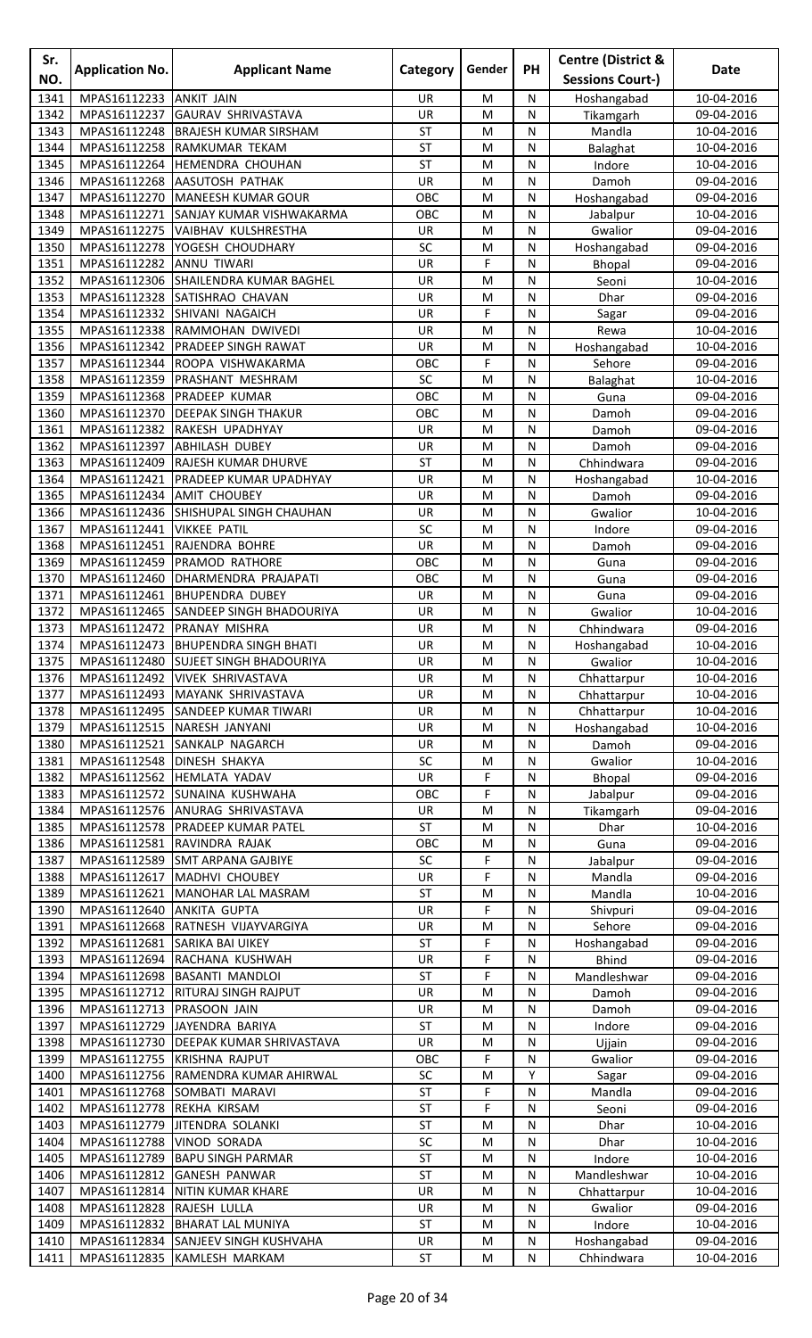| Sr. NO. | Application No. | Applicant Name | Category | Gender | PH | Centre (District & Sessions Court-) | Date |
|---|---|---|---|---|---|---|---|
| 1341 | MPAS16112233 | ANKIT JAIN | UR | M | N | Hoshangabad | 10-04-2016 |
| 1342 | MPAS16112237 | GAURAV SHRIVASTAVA | UR | M | N | Tikamgarh | 09-04-2016 |
| 1343 | MPAS16112248 | BRAJESH KUMAR SIRSHAM | ST | M | N | Mandla | 10-04-2016 |
| 1344 | MPAS16112258 | RAMKUMAR TEKAM | ST | M | N | Balaghat | 10-04-2016 |
| 1345 | MPAS16112264 | HEMENDRA CHOUHAN | ST | M | N | Indore | 10-04-2016 |
| 1346 | MPAS16112268 | AASUTOSH PATHAK | UR | M | N | Damoh | 09-04-2016 |
| 1347 | MPAS16112270 | MANEESH KUMAR GOUR | OBC | M | N | Hoshangabad | 09-04-2016 |
| 1348 | MPAS16112271 | SANJAY KUMAR VISHWAKARMA | OBC | M | N | Jabalpur | 10-04-2016 |
| 1349 | MPAS16112275 | VAIBHAV KULSHRESTHA | UR | M | N | Gwalior | 09-04-2016 |
| 1350 | MPAS16112278 | YOGESH CHOUDHARY | SC | M | N | Hoshangabad | 09-04-2016 |
| 1351 | MPAS16112282 | ANNU TIWARI | UR | F | N | Bhopal | 09-04-2016 |
| 1352 | MPAS16112306 | SHAILENDRA KUMAR BAGHEL | UR | M | N | Seoni | 10-04-2016 |
| 1353 | MPAS16112328 | SATISHRAO CHAVAN | UR | M | N | Dhar | 09-04-2016 |
| 1354 | MPAS16112332 | SHIVANI NAGAICH | UR | F | N | Sagar | 09-04-2016 |
| 1355 | MPAS16112338 | RAMMOHAN DWIVEDI | UR | M | N | Rewa | 10-04-2016 |
| 1356 | MPAS16112342 | PRADEEP SINGH RAWAT | UR | M | N | Hoshangabad | 10-04-2016 |
| 1357 | MPAS16112344 | ROOPA VISHWAKARMA | OBC | F | N | Sehore | 09-04-2016 |
| 1358 | MPAS16112359 | PRASHANT MESHRAM | SC | M | N | Balaghat | 10-04-2016 |
| 1359 | MPAS16112368 | PRADEEP KUMAR | OBC | M | N | Guna | 09-04-2016 |
| 1360 | MPAS16112370 | DEEPAK SINGH THAKUR | OBC | M | N | Damoh | 09-04-2016 |
| 1361 | MPAS16112382 | RAKESH UPADHYAY | UR | M | N | Damoh | 09-04-2016 |
| 1362 | MPAS16112397 | ABHILASH DUBEY | UR | M | N | Damoh | 09-04-2016 |
| 1363 | MPAS16112409 | RAJESH KUMAR DHURVE | ST | M | N | Chhindwara | 09-04-2016 |
| 1364 | MPAS16112421 | PRADEEP KUMAR UPADHYAY | UR | M | N | Hoshangabad | 10-04-2016 |
| 1365 | MPAS16112434 | AMIT CHOUBEY | UR | M | N | Damoh | 09-04-2016 |
| 1366 | MPAS16112436 | SHISHUPAL SINGH CHAUHAN | UR | M | N | Gwalior | 10-04-2016 |
| 1367 | MPAS16112441 | VIKKEE PATIL | SC | M | N | Indore | 09-04-2016 |
| 1368 | MPAS16112451 | RAJENDRA BOHRE | UR | M | N | Damoh | 09-04-2016 |
| 1369 | MPAS16112459 | PRAMOD RATHORE | OBC | M | N | Guna | 09-04-2016 |
| 1370 | MPAS16112460 | DHARMENDRA PRAJAPATI | OBC | M | N | Guna | 09-04-2016 |
| 1371 | MPAS16112461 | BHUPENDRA DUBEY | UR | M | N | Guna | 09-04-2016 |
| 1372 | MPAS16112465 | SANDEEP SINGH BHADOURIYA | UR | M | N | Gwalior | 10-04-2016 |
| 1373 | MPAS16112472 | PRANAY MISHRA | UR | M | N | Chhindwara | 09-04-2016 |
| 1374 | MPAS16112473 | BHUPENDRA SINGH BHATI | UR | M | N | Hoshangabad | 10-04-2016 |
| 1375 | MPAS16112480 | SUJEET SINGH BHADOURIYA | UR | M | N | Gwalior | 10-04-2016 |
| 1376 | MPAS16112492 | VIVEK SHRIVASTAVA | UR | M | N | Chhattarpur | 10-04-2016 |
| 1377 | MPAS16112493 | MAYANK SHRIVASTAVA | UR | M | N | Chhattarpur | 10-04-2016 |
| 1378 | MPAS16112495 | SANDEEP KUMAR TIWARI | UR | M | N | Chhattarpur | 10-04-2016 |
| 1379 | MPAS16112515 | NARESH JANYANI | UR | M | N | Hoshangabad | 10-04-2016 |
| 1380 | MPAS16112521 | SANKALP NAGARCH | UR | M | N | Damoh | 09-04-2016 |
| 1381 | MPAS16112548 | DINESH SHAKYA | SC | M | N | Gwalior | 10-04-2016 |
| 1382 | MPAS16112562 | HEMLATA YADAV | UR | F | N | Bhopal | 09-04-2016 |
| 1383 | MPAS16112572 | SUNAINA KUSHWAHA | OBC | F | N | Jabalpur | 09-04-2016 |
| 1384 | MPAS16112576 | ANURAG SHRIVASTAVA | UR | M | N | Tikamgarh | 09-04-2016 |
| 1385 | MPAS16112578 | PRADEEP KUMAR PATEL | ST | M | N | Dhar | 10-04-2016 |
| 1386 | MPAS16112581 | RAVINDRA RAJAK | OBC | M | N | Guna | 09-04-2016 |
| 1387 | MPAS16112589 | SMT ARPANA GAJBIYE | SC | F | N | Jabalpur | 09-04-2016 |
| 1388 | MPAS16112617 | MADHVI CHOUBEY | UR | F | N | Mandla | 09-04-2016 |
| 1389 | MPAS16112621 | MANOHAR LAL MASRAM | ST | M | N | Mandla | 10-04-2016 |
| 1390 | MPAS16112640 | ANKITA GUPTA | UR | F | N | Shivpuri | 09-04-2016 |
| 1391 | MPAS16112668 | RATNESH VIJAYVARGIYA | UR | M | N | Sehore | 09-04-2016 |
| 1392 | MPAS16112681 | SARIKA BAI UIKEY | ST | F | N | Hoshangabad | 09-04-2016 |
| 1393 | MPAS16112694 | RACHANA KUSHWAH | UR | F | N | Bhind | 09-04-2016 |
| 1394 | MPAS16112698 | BASANTI MANDLOI | ST | F | N | Mandleshwar | 09-04-2016 |
| 1395 | MPAS16112712 | RITURAJ SINGH RAJPUT | UR | M | N | Damoh | 09-04-2016 |
| 1396 | MPAS16112713 | PRASOON JAIN | UR | M | N | Damoh | 09-04-2016 |
| 1397 | MPAS16112729 | JAYENDRA BARIYA | ST | M | N | Indore | 09-04-2016 |
| 1398 | MPAS16112730 | DEEPAK KUMAR SHRIVASTAVA | UR | M | N | Ujjain | 09-04-2016 |
| 1399 | MPAS16112755 | KRISHNA RAJPUT | OBC | F | N | Gwalior | 09-04-2016 |
| 1400 | MPAS16112756 | RAMENDRA KUMAR AHIRWAL | SC | M | Y | Sagar | 09-04-2016 |
| 1401 | MPAS16112768 | SOMBATI MARAVI | ST | F | N | Mandla | 09-04-2016 |
| 1402 | MPAS16112778 | REKHA KIRSAM | ST | F | N | Seoni | 09-04-2016 |
| 1403 | MPAS16112779 | JITENDRA SOLANKI | ST | M | N | Dhar | 10-04-2016 |
| 1404 | MPAS16112788 | VINOD SORADA | SC | M | N | Dhar | 10-04-2016 |
| 1405 | MPAS16112789 | BAPU SINGH PARMAR | ST | M | N | Indore | 10-04-2016 |
| 1406 | MPAS16112812 | GANESH PANWAR | ST | M | N | Mandleshwar | 10-04-2016 |
| 1407 | MPAS16112814 | NITIN KUMAR KHARE | UR | M | N | Chhattarpur | 10-04-2016 |
| 1408 | MPAS16112828 | RAJESH LULLA | UR | M | N | Gwalior | 09-04-2016 |
| 1409 | MPAS16112832 | BHARAT LAL MUNIYA | ST | M | N | Indore | 10-04-2016 |
| 1410 | MPAS16112834 | SANJEEV SINGH KUSHVAHA | UR | M | N | Hoshangabad | 09-04-2016 |
| 1411 | MPAS16112835 | KAMLESH MARKAM | ST | M | N | Chhindwara | 10-04-2016 |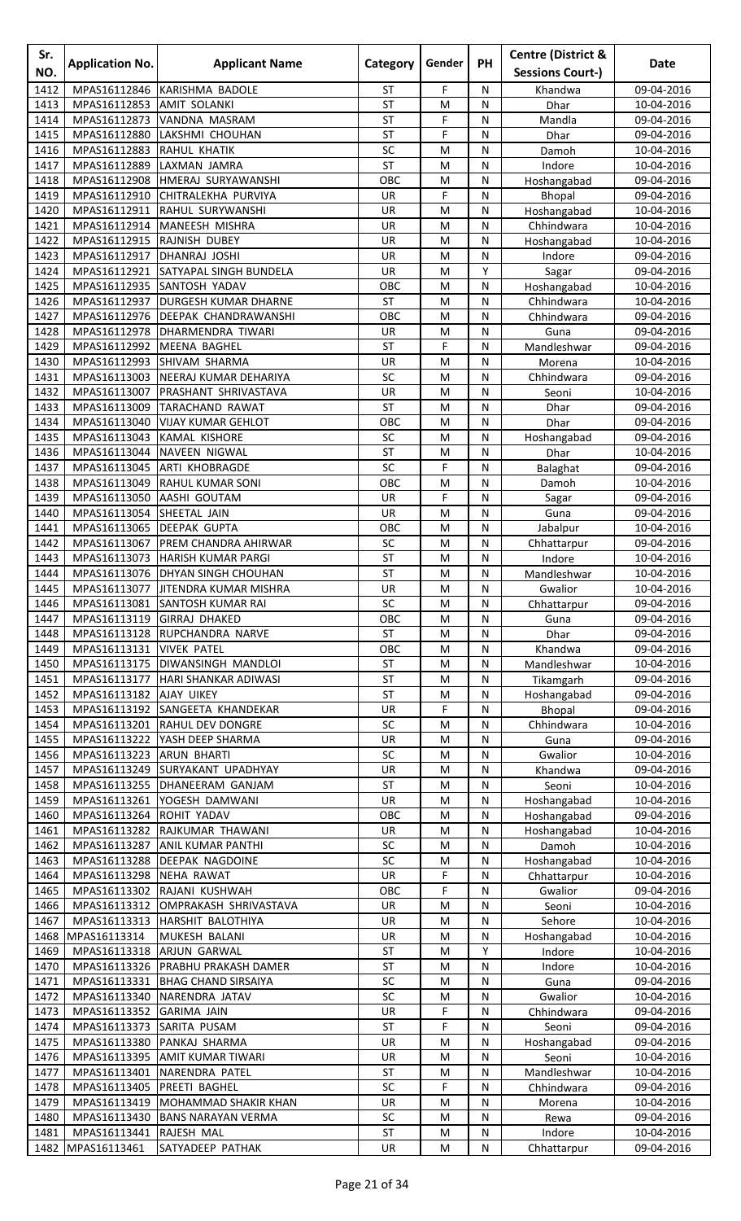| Sr. NO. | Application No. | Applicant Name | Category | Gender | PH | Centre (District & Sessions Court-) | Date |
|---|---|---|---|---|---|---|---|
| 1412 | MPAS16112846 | KARISHMA BADOLE | ST | F | N | Khandwa | 09-04-2016 |
| 1413 | MPAS16112853 | AMIT SOLANKI | ST | M | N | Dhar | 10-04-2016 |
| 1414 | MPAS16112873 | VANDNA MASRAM | ST | F | N | Mandla | 09-04-2016 |
| 1415 | MPAS16112880 | LAKSHMI CHOUHAN | ST | F | N | Dhar | 09-04-2016 |
| 1416 | MPAS16112883 | RAHUL KHATIK | SC | M | N | Damoh | 10-04-2016 |
| 1417 | MPAS16112889 | LAXMAN JAMRA | ST | M | N | Indore | 10-04-2016 |
| 1418 | MPAS16112908 | HMERAJ SURYAWANSHI | OBC | M | N | Hoshangabad | 09-04-2016 |
| 1419 | MPAS16112910 | CHITRALEKHA PURVIYA | UR | F | N | Bhopal | 09-04-2016 |
| 1420 | MPAS16112911 | RAHUL SURYWANSHI | UR | M | N | Hoshangabad | 10-04-2016 |
| 1421 | MPAS16112914 | MANEESH MISHRA | UR | M | N | Chhindwara | 10-04-2016 |
| 1422 | MPAS16112915 | RAJNISH DUBEY | UR | M | N | Hoshangabad | 10-04-2016 |
| 1423 | MPAS16112917 | DHANRAJ JOSHI | UR | M | N | Indore | 09-04-2016 |
| 1424 | MPAS16112921 | SATYAPAL SINGH BUNDELA | UR | M | Y | Sagar | 09-04-2016 |
| 1425 | MPAS16112935 | SANTOSH YADAV | OBC | M | N | Hoshangabad | 10-04-2016 |
| 1426 | MPAS16112937 | DURGESH KUMAR DHARNE | ST | M | N | Chhindwara | 10-04-2016 |
| 1427 | MPAS16112976 | DEEPAK CHANDRAWANSHI | OBC | M | N | Chhindwara | 09-04-2016 |
| 1428 | MPAS16112978 | DHARMENDRA TIWARI | UR | M | N | Guna | 09-04-2016 |
| 1429 | MPAS16112992 | MEENA BAGHEL | ST | F | N | Mandleshwar | 09-04-2016 |
| 1430 | MPAS16112993 | SHIVAM SHARMA | UR | M | N | Morena | 10-04-2016 |
| 1431 | MPAS16113003 | NEERAJ KUMAR DEHARIYA | SC | M | N | Chhindwara | 09-04-2016 |
| 1432 | MPAS16113007 | PRASHANT SHRIVASTAVA | UR | M | N | Seoni | 10-04-2016 |
| 1433 | MPAS16113009 | TARACHAND RAWAT | ST | M | N | Dhar | 09-04-2016 |
| 1434 | MPAS16113040 | VIJAY KUMAR GEHLOT | OBC | M | N | Dhar | 09-04-2016 |
| 1435 | MPAS16113043 | KAMAL KISHORE | SC | M | N | Hoshangabad | 09-04-2016 |
| 1436 | MPAS16113044 | NAVEEN NIGWAL | ST | M | N | Dhar | 10-04-2016 |
| 1437 | MPAS16113045 | ARTI KHOBRAGDE | SC | F | N | Balaghat | 09-04-2016 |
| 1438 | MPAS16113049 | RAHUL KUMAR SONI | OBC | M | N | Damoh | 10-04-2016 |
| 1439 | MPAS16113050 | AASHI GOUTAM | UR | F | N | Sagar | 09-04-2016 |
| 1440 | MPAS16113054 | SHEETAL JAIN | UR | M | N | Guna | 09-04-2016 |
| 1441 | MPAS16113065 | DEEPAK GUPTA | OBC | M | N | Jabalpur | 10-04-2016 |
| 1442 | MPAS16113067 | PREM CHANDRA AHIRWAR | SC | M | N | Chhattarpur | 09-04-2016 |
| 1443 | MPAS16113073 | HARISH KUMAR PARGI | ST | M | N | Indore | 10-04-2016 |
| 1444 | MPAS16113076 | DHYAN SINGH CHOUHAN | ST | M | N | Mandleshwar | 10-04-2016 |
| 1445 | MPAS16113077 | JITENDRA KUMAR MISHRA | UR | M | N | Gwalior | 10-04-2016 |
| 1446 | MPAS16113081 | SANTOSH KUMAR RAI | SC | M | N | Chhattarpur | 09-04-2016 |
| 1447 | MPAS16113119 | GIRRAJ DHAKED | OBC | M | N | Guna | 09-04-2016 |
| 1448 | MPAS16113128 | RUPCHANDRA NARVE | ST | M | N | Dhar | 09-04-2016 |
| 1449 | MPAS16113131 | VIVEK PATEL | OBC | M | N | Khandwa | 09-04-2016 |
| 1450 | MPAS16113175 | DIWANSINGH MANDLOI | ST | M | N | Mandleshwar | 10-04-2016 |
| 1451 | MPAS16113177 | HARI SHANKAR ADIWASI | ST | M | N | Tikamgarh | 09-04-2016 |
| 1452 | MPAS16113182 | AJAY UIKEY | ST | M | N | Hoshangabad | 09-04-2016 |
| 1453 | MPAS16113192 | SANGEETA KHANDEKAR | UR | F | N | Bhopal | 09-04-2016 |
| 1454 | MPAS16113201 | RAHUL DEV DONGRE | SC | M | N | Chhindwara | 10-04-2016 |
| 1455 | MPAS16113222 | YASH DEEP SHARMA | UR | M | N | Guna | 09-04-2016 |
| 1456 | MPAS16113223 | ARUN BHARTI | SC | M | N | Gwalior | 10-04-2016 |
| 1457 | MPAS16113249 | SURYAKANT UPADHYAY | UR | M | N | Khandwa | 09-04-2016 |
| 1458 | MPAS16113255 | DHANEERAM GANJAM | ST | M | N | Seoni | 10-04-2016 |
| 1459 | MPAS16113261 | YOGESH DAMWANI | UR | M | N | Hoshangabad | 10-04-2016 |
| 1460 | MPAS16113264 | ROHIT YADAV | OBC | M | N | Hoshangabad | 09-04-2016 |
| 1461 | MPAS16113282 | RAJKUMAR THAWANI | UR | M | N | Hoshangabad | 10-04-2016 |
| 1462 | MPAS16113287 | ANIL KUMAR PANTHI | SC | M | N | Damoh | 10-04-2016 |
| 1463 | MPAS16113288 | DEEPAK NAGDOINE | SC | M | N | Hoshangabad | 10-04-2016 |
| 1464 | MPAS16113298 | NEHA RAWAT | UR | F | N | Chhattarpur | 10-04-2016 |
| 1465 | MPAS16113302 | RAJANI KUSHWAH | OBC | F | N | Gwalior | 09-04-2016 |
| 1466 | MPAS16113312 | OMPRAKASH SHRIVASTAVA | UR | M | N | Seoni | 10-04-2016 |
| 1467 | MPAS16113313 | HARSHIT BALOTHIYA | UR | M | N | Sehore | 10-04-2016 |
| 1468 | MPAS16113314 | MUKESH BALANI | UR | M | N | Hoshangabad | 10-04-2016 |
| 1469 | MPAS16113318 | ARJUN GARWAL | ST | M | Y | Indore | 10-04-2016 |
| 1470 | MPAS16113326 | PRABHU PRAKASH DAMER | ST | M | N | Indore | 10-04-2016 |
| 1471 | MPAS16113331 | BHAG CHAND SIRSAIYA | SC | M | N | Guna | 09-04-2016 |
| 1472 | MPAS16113340 | NARENDRA JATAV | SC | M | N | Gwalior | 10-04-2016 |
| 1473 | MPAS16113352 | GARIMA JAIN | UR | F | N | Chhindwara | 09-04-2016 |
| 1474 | MPAS16113373 | SARITA PUSAM | ST | F | N | Seoni | 09-04-2016 |
| 1475 | MPAS16113380 | PANKAJ SHARMA | UR | M | N | Hoshangabad | 09-04-2016 |
| 1476 | MPAS16113395 | AMIT KUMAR TIWARI | UR | M | N | Seoni | 10-04-2016 |
| 1477 | MPAS16113401 | NARENDRA PATEL | ST | M | N | Mandleshwar | 10-04-2016 |
| 1478 | MPAS16113405 | PREETI BAGHEL | SC | F | N | Chhindwara | 09-04-2016 |
| 1479 | MPAS16113419 | MOHAMMAD SHAKIR KHAN | UR | M | N | Morena | 10-04-2016 |
| 1480 | MPAS16113430 | BANS NARAYAN VERMA | SC | M | N | Rewa | 09-04-2016 |
| 1481 | MPAS16113441 | RAJESH MAL | ST | M | N | Indore | 10-04-2016 |
| 1482 | MPAS16113461 | SATYADEEP PATHAK | UR | M | N | Chhattarpur | 09-04-2016 |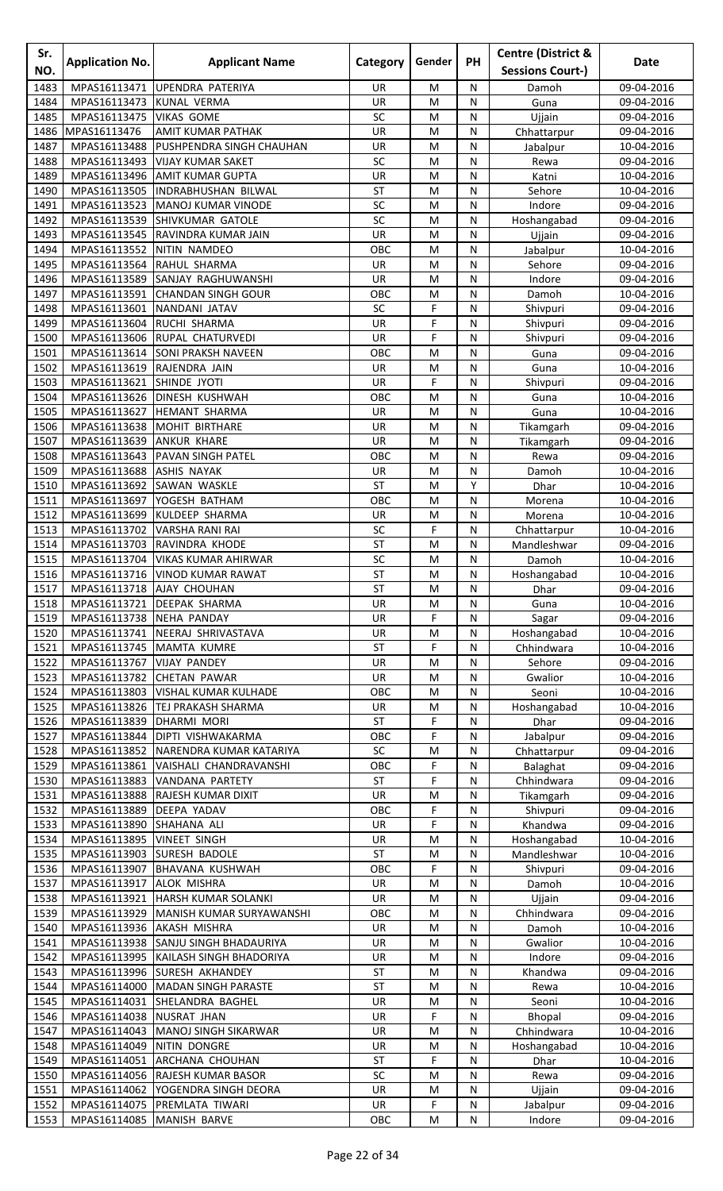| Sr. NO. | Application No. | Applicant Name | Category | Gender | PH | Centre (District & Sessions Court-) | Date |
|---|---|---|---|---|---|---|---|
| 1483 | MPAS16113471 | UPENDRA PATERIYA | UR | M | N | Damoh | 09-04-2016 |
| 1484 | MPAS16113473 | KUNAL VERMA | UR | M | N | Guna | 09-04-2016 |
| 1485 | MPAS16113475 | VIKAS GOME | SC | M | N | Ujjain | 09-04-2016 |
| 1486 | MPAS16113476 | AMIT KUMAR PATHAK | UR | M | N | Chhattarpur | 09-04-2016 |
| 1487 | MPAS16113488 | PUSHPENDRA SINGH CHAUHAN | UR | M | N | Jabalpur | 10-04-2016 |
| 1488 | MPAS16113493 | VIJAY KUMAR SAKET | SC | M | N | Rewa | 09-04-2016 |
| 1489 | MPAS16113496 | AMIT KUMAR GUPTA | UR | M | N | Katni | 10-04-2016 |
| 1490 | MPAS16113505 | INDRABHUSHAN BILWAL | ST | M | N | Sehore | 10-04-2016 |
| 1491 | MPAS16113523 | MANOJ KUMAR VINODE | SC | M | N | Indore | 09-04-2016 |
| 1492 | MPAS16113539 | SHIVKUMAR GATOLE | SC | M | N | Hoshangabad | 09-04-2016 |
| 1493 | MPAS16113545 | RAVINDRA KUMAR JAIN | UR | M | N | Ujjain | 09-04-2016 |
| 1494 | MPAS16113552 | NITIN NAMDEO | OBC | M | N | Jabalpur | 10-04-2016 |
| 1495 | MPAS16113564 | RAHUL SHARMA | UR | M | N | Sehore | 09-04-2016 |
| 1496 | MPAS16113589 | SANJAY RAGHUWANSHI | UR | M | N | Indore | 09-04-2016 |
| 1497 | MPAS16113591 | CHANDAN SINGH GOUR | OBC | M | N | Damoh | 10-04-2016 |
| 1498 | MPAS16113601 | NANDANI JATAV | SC | F | N | Shivpuri | 09-04-2016 |
| 1499 | MPAS16113604 | RUCHI SHARMA | UR | F | N | Shivpuri | 09-04-2016 |
| 1500 | MPAS16113606 | RUPAL CHATURVEDI | UR | F | N | Shivpuri | 09-04-2016 |
| 1501 | MPAS16113614 | SONI PRAKSH NAVEEN | OBC | M | N | Guna | 09-04-2016 |
| 1502 | MPAS16113619 | RAJENDRA JAIN | UR | M | N | Guna | 10-04-2016 |
| 1503 | MPAS16113621 | SHINDE JYOTI | UR | F | N | Shivpuri | 09-04-2016 |
| 1504 | MPAS16113626 | DINESH KUSHWAH | OBC | M | N | Guna | 10-04-2016 |
| 1505 | MPAS16113627 | HEMANT SHARMA | UR | M | N | Guna | 10-04-2016 |
| 1506 | MPAS16113638 | MOHIT BIRTHARE | UR | M | N | Tikamgarh | 09-04-2016 |
| 1507 | MPAS16113639 | ANKUR KHARE | UR | M | N | Tikamgarh | 09-04-2016 |
| 1508 | MPAS16113643 | PAVAN SINGH PATEL | OBC | M | N | Rewa | 09-04-2016 |
| 1509 | MPAS16113688 | ASHIS NAYAK | UR | M | N | Damoh | 10-04-2016 |
| 1510 | MPAS16113692 | SAWAN WASKLE | ST | M | Y | Dhar | 10-04-2016 |
| 1511 | MPAS16113697 | YOGESH BATHAM | OBC | M | N | Morena | 10-04-2016 |
| 1512 | MPAS16113699 | KULDEEP SHARMA | UR | M | N | Morena | 10-04-2016 |
| 1513 | MPAS16113702 | VARSHA RANI RAI | SC | F | N | Chhattarpur | 10-04-2016 |
| 1514 | MPAS16113703 | RAVINDRA KHODE | ST | M | N | Mandleshwar | 09-04-2016 |
| 1515 | MPAS16113704 | VIKAS KUMAR AHIRWAR | SC | M | N | Damoh | 10-04-2016 |
| 1516 | MPAS16113716 | VINOD KUMAR RAWAT | ST | M | N | Hoshangabad | 10-04-2016 |
| 1517 | MPAS16113718 | AJAY CHOUHAN | ST | M | N | Dhar | 09-04-2016 |
| 1518 | MPAS16113721 | DEEPAK SHARMA | UR | M | N | Guna | 10-04-2016 |
| 1519 | MPAS16113738 | NEHA PANDAY | UR | F | N | Sagar | 09-04-2016 |
| 1520 | MPAS16113741 | NEERAJ SHRIVASTAVA | UR | M | N | Hoshangabad | 10-04-2016 |
| 1521 | MPAS16113745 | MAMTA KUMRE | ST | F | N | Chhindwara | 10-04-2016 |
| 1522 | MPAS16113767 | VIJAY PANDEY | UR | M | N | Sehore | 09-04-2016 |
| 1523 | MPAS16113782 | CHETAN PAWAR | UR | M | N | Gwalior | 10-04-2016 |
| 1524 | MPAS16113803 | VISHAL KUMAR KULHADE | OBC | M | N | Seoni | 10-04-2016 |
| 1525 | MPAS16113826 | TEJ PRAKASH SHARMA | UR | M | N | Hoshangabad | 10-04-2016 |
| 1526 | MPAS16113839 | DHARMI MORI | ST | F | N | Dhar | 09-04-2016 |
| 1527 | MPAS16113844 | DIPTI VISHWAKARMA | OBC | F | N | Jabalpur | 09-04-2016 |
| 1528 | MPAS16113852 | NARENDRA KUMAR KATARIYA | SC | M | N | Chhattarpur | 09-04-2016 |
| 1529 | MPAS16113861 | VAISHALI CHANDRAVANSHI | OBC | F | N | Balaghat | 09-04-2016 |
| 1530 | MPAS16113883 | VANDANA PARTETY | ST | F | N | Chhindwara | 09-04-2016 |
| 1531 | MPAS16113888 | RAJESH KUMAR DIXIT | UR | M | N | Tikamgarh | 09-04-2016 |
| 1532 | MPAS16113889 | DEEPA YADAV | OBC | F | N | Shivpuri | 09-04-2016 |
| 1533 | MPAS16113890 | SHAHANA ALI | UR | F | N | Khandwa | 09-04-2016 |
| 1534 | MPAS16113895 | VINEET SINGH | UR | M | N | Hoshangabad | 10-04-2016 |
| 1535 | MPAS16113903 | SURESH BADOLE | ST | M | N | Mandleshwar | 10-04-2016 |
| 1536 | MPAS16113907 | BHAVANA KUSHWAH | OBC | F | N | Shivpuri | 09-04-2016 |
| 1537 | MPAS16113917 | ALOK MISHRA | UR | M | N | Damoh | 10-04-2016 |
| 1538 | MPAS16113921 | HARSH KUMAR SOLANKI | UR | M | N | Ujjain | 09-04-2016 |
| 1539 | MPAS16113929 | MANISH KUMAR SURYAWANSHI | OBC | M | N | Chhindwara | 09-04-2016 |
| 1540 | MPAS16113936 | AKASH MISHRA | UR | M | N | Damoh | 10-04-2016 |
| 1541 | MPAS16113938 | SANJU SINGH BHADAURIYA | UR | M | N | Gwalior | 10-04-2016 |
| 1542 | MPAS16113995 | KAILASH SINGH BHADORIYA | UR | M | N | Indore | 09-04-2016 |
| 1543 | MPAS16113996 | SURESH AKHANDEY | ST | M | N | Khandwa | 09-04-2016 |
| 1544 | MPAS16114000 | MADAN SINGH PARASTE | ST | M | N | Rewa | 10-04-2016 |
| 1545 | MPAS16114031 | SHELANDRA BAGHEL | UR | M | N | Seoni | 10-04-2016 |
| 1546 | MPAS16114038 | NUSRAT JHAN | UR | F | N | Bhopal | 09-04-2016 |
| 1547 | MPAS16114043 | MANOJ SINGH SIKARWAR | UR | M | N | Chhindwara | 10-04-2016 |
| 1548 | MPAS16114049 | NITIN DONGRE | UR | M | N | Hoshangabad | 10-04-2016 |
| 1549 | MPAS16114051 | ARCHANA CHOUHAN | ST | F | N | Dhar | 10-04-2016 |
| 1550 | MPAS16114056 | RAJESH KUMAR BASOR | SC | M | N | Rewa | 09-04-2016 |
| 1551 | MPAS16114062 | YOGENDRA SINGH DEORA | UR | M | N | Ujjain | 09-04-2016 |
| 1552 | MPAS16114075 | PREMLATA TIWARI | UR | F | N | Jabalpur | 09-04-2016 |
| 1553 | MPAS16114085 | MANISH BARVE | OBC | M | N | Indore | 09-04-2016 |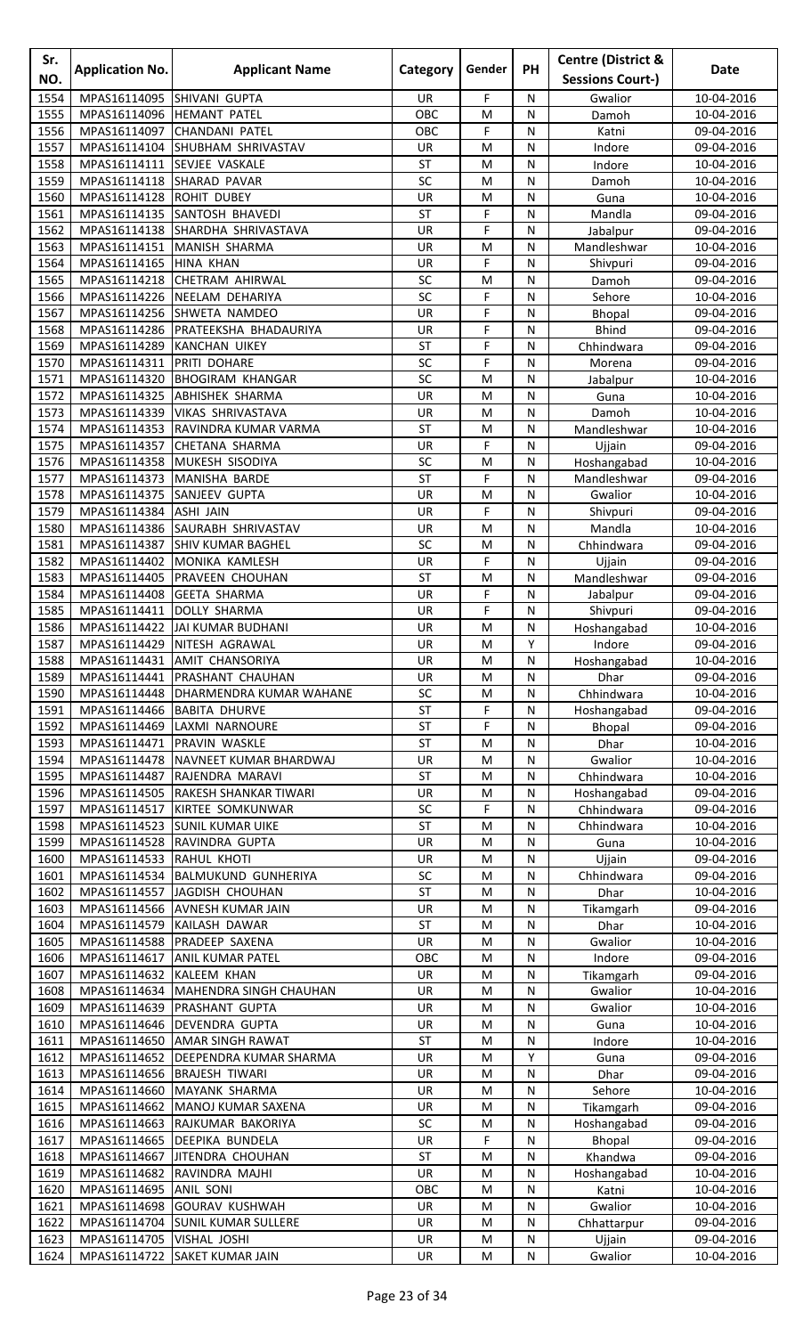| Sr. NO. | Application No. | Applicant Name | Category | Gender | PH | Centre (District & Sessions Court-) | Date |
|---|---|---|---|---|---|---|---|
| 1554 | MPAS16114095 | SHIVANI GUPTA | UR | F | N | Gwalior | 10-04-2016 |
| 1555 | MPAS16114096 | HEMANT PATEL | OBC | M | N | Damoh | 10-04-2016 |
| 1556 | MPAS16114097 | CHANDANI PATEL | OBC | F | N | Katni | 09-04-2016 |
| 1557 | MPAS16114104 | SHUBHAM SHRIVASTAV | UR | M | N | Indore | 09-04-2016 |
| 1558 | MPAS16114111 | SEVJEE VASKALE | ST | M | N | Indore | 10-04-2016 |
| 1559 | MPAS16114118 | SHARAD PAVAR | SC | M | N | Damoh | 10-04-2016 |
| 1560 | MPAS16114128 | ROHIT DUBEY | UR | M | N | Guna | 10-04-2016 |
| 1561 | MPAS16114135 | SANTOSH BHAVEDI | ST | F | N | Mandla | 09-04-2016 |
| 1562 | MPAS16114138 | SHARDHA SHRIVASTAVA | UR | F | N | Jabalpur | 09-04-2016 |
| 1563 | MPAS16114151 | MANISH SHARMA | UR | M | N | Mandleshwar | 10-04-2016 |
| 1564 | MPAS16114165 | HINA KHAN | UR | F | N | Shivpuri | 09-04-2016 |
| 1565 | MPAS16114218 | CHETRAM AHIRWAL | SC | M | N | Damoh | 09-04-2016 |
| 1566 | MPAS16114226 | NEELAM DEHARIYA | SC | F | N | Sehore | 10-04-2016 |
| 1567 | MPAS16114256 | SHWETA NAMDEO | UR | F | N | Bhopal | 09-04-2016 |
| 1568 | MPAS16114286 | PRATEEKSHA BHADAURIYA | UR | F | N | Bhind | 09-04-2016 |
| 1569 | MPAS16114289 | KANCHAN UIKEY | ST | F | N | Chhindwara | 09-04-2016 |
| 1570 | MPAS16114311 | PRITI DOHARE | SC | F | N | Morena | 09-04-2016 |
| 1571 | MPAS16114320 | BHOGIRAM KHANGAR | SC | M | N | Jabalpur | 10-04-2016 |
| 1572 | MPAS16114325 | ABHISHEK SHARMA | UR | M | N | Guna | 10-04-2016 |
| 1573 | MPAS16114339 | VIKAS SHRIVASTAVA | UR | M | N | Damoh | 10-04-2016 |
| 1574 | MPAS16114353 | RAVINDRA KUMAR VARMA | ST | M | N | Mandleshwar | 10-04-2016 |
| 1575 | MPAS16114357 | CHETANA SHARMA | UR | F | N | Ujjain | 09-04-2016 |
| 1576 | MPAS16114358 | MUKESH SISODIYA | SC | M | N | Hoshangabad | 10-04-2016 |
| 1577 | MPAS16114373 | MANISHA BARDE | ST | F | N | Mandleshwar | 09-04-2016 |
| 1578 | MPAS16114375 | SANJEEV GUPTA | UR | M | N | Gwalior | 10-04-2016 |
| 1579 | MPAS16114384 | ASHI JAIN | UR | F | N | Shivpuri | 09-04-2016 |
| 1580 | MPAS16114386 | SAURABH SHRIVASTAV | UR | M | N | Mandla | 10-04-2016 |
| 1581 | MPAS16114387 | SHIV KUMAR BAGHEL | SC | M | N | Chhindwara | 09-04-2016 |
| 1582 | MPAS16114402 | MONIKA KAMLESH | UR | F | N | Ujjain | 09-04-2016 |
| 1583 | MPAS16114405 | PRAVEEN CHOUHAN | ST | M | N | Mandleshwar | 09-04-2016 |
| 1584 | MPAS16114408 | GEETA SHARMA | UR | F | N | Jabalpur | 09-04-2016 |
| 1585 | MPAS16114411 | DOLLY SHARMA | UR | F | N | Shivpuri | 09-04-2016 |
| 1586 | MPAS16114422 | JAI KUMAR BUDHANI | UR | M | N | Hoshangabad | 10-04-2016 |
| 1587 | MPAS16114429 | NITESH AGRAWAL | UR | M | Y | Indore | 09-04-2016 |
| 1588 | MPAS16114431 | AMIT CHANSORIYA | UR | M | N | Hoshangabad | 10-04-2016 |
| 1589 | MPAS16114441 | PRASHANT CHAUHAN | UR | M | N | Dhar | 09-04-2016 |
| 1590 | MPAS16114448 | DHARMENDRA KUMAR WAHANE | SC | M | N | Chhindwara | 10-04-2016 |
| 1591 | MPAS16114466 | BABITA DHURVE | ST | F | N | Hoshangabad | 09-04-2016 |
| 1592 | MPAS16114469 | LAXMI NARNOURE | ST | F | N | Bhopal | 09-04-2016 |
| 1593 | MPAS16114471 | PRAVIN WASKLE | ST | M | N | Dhar | 10-04-2016 |
| 1594 | MPAS16114478 | NAVNEET KUMAR BHARDWAJ | UR | M | N | Gwalior | 10-04-2016 |
| 1595 | MPAS16114487 | RAJENDRA MARAVI | ST | M | N | Chhindwara | 10-04-2016 |
| 1596 | MPAS16114505 | RAKESH SHANKAR TIWARI | UR | M | N | Hoshangabad | 09-04-2016 |
| 1597 | MPAS16114517 | KIRTEE SOMKUNWAR | SC | F | N | Chhindwara | 09-04-2016 |
| 1598 | MPAS16114523 | SUNIL KUMAR UIKE | ST | M | N | Chhindwara | 10-04-2016 |
| 1599 | MPAS16114528 | RAVINDRA GUPTA | UR | M | N | Guna | 10-04-2016 |
| 1600 | MPAS16114533 | RAHUL KHOTI | UR | M | N | Ujjain | 09-04-2016 |
| 1601 | MPAS16114534 | BALMUKUND GUNHERIYA | SC | M | N | Chhindwara | 09-04-2016 |
| 1602 | MPAS16114557 | JAGDISH CHOUHAN | ST | M | N | Dhar | 10-04-2016 |
| 1603 | MPAS16114566 | AVNESH KUMAR JAIN | UR | M | N | Tikamgarh | 09-04-2016 |
| 1604 | MPAS16114579 | KAILASH DAWAR | ST | M | N | Dhar | 10-04-2016 |
| 1605 | MPAS16114588 | PRADEEP SAXENA | UR | M | N | Gwalior | 10-04-2016 |
| 1606 | MPAS16114617 | ANIL KUMAR PATEL | OBC | M | N | Indore | 09-04-2016 |
| 1607 | MPAS16114632 | KALEEM KHAN | UR | M | N | Tikamgarh | 09-04-2016 |
| 1608 | MPAS16114634 | MAHENDRA SINGH CHAUHAN | UR | M | N | Gwalior | 10-04-2016 |
| 1609 | MPAS16114639 | PRASHANT GUPTA | UR | M | N | Gwalior | 10-04-2016 |
| 1610 | MPAS16114646 | DEVENDRA GUPTA | UR | M | N | Guna | 10-04-2016 |
| 1611 | MPAS16114650 | AMAR SINGH RAWAT | ST | M | N | Indore | 10-04-2016 |
| 1612 | MPAS16114652 | DEEPENDRA KUMAR SHARMA | UR | M | Y | Guna | 09-04-2016 |
| 1613 | MPAS16114656 | BRAJESH TIWARI | UR | M | N | Dhar | 09-04-2016 |
| 1614 | MPAS16114660 | MAYANK SHARMA | UR | M | N | Sehore | 10-04-2016 |
| 1615 | MPAS16114662 | MANOJ KUMAR SAXENA | UR | M | N | Tikamgarh | 09-04-2016 |
| 1616 | MPAS16114663 | RAJKUMAR BAKORIYA | SC | M | N | Hoshangabad | 09-04-2016 |
| 1617 | MPAS16114665 | DEEPIKA BUNDELA | UR | F | N | Bhopal | 09-04-2016 |
| 1618 | MPAS16114667 | JITENDRA CHOUHAN | ST | M | N | Khandwa | 09-04-2016 |
| 1619 | MPAS16114682 | RAVINDRA MAJHI | UR | M | N | Hoshangabad | 10-04-2016 |
| 1620 | MPAS16114695 | ANIL SONI | OBC | M | N | Katni | 10-04-2016 |
| 1621 | MPAS16114698 | GOURAV KUSHWAH | UR | M | N | Gwalior | 10-04-2016 |
| 1622 | MPAS16114704 | SUNIL KUMAR SULLERE | UR | M | N | Chhattarpur | 09-04-2016 |
| 1623 | MPAS16114705 | VISHAL JOSHI | UR | M | N | Ujjain | 09-04-2016 |
| 1624 | MPAS16114722 | SAKET KUMAR JAIN | UR | M | N | Gwalior | 10-04-2016 |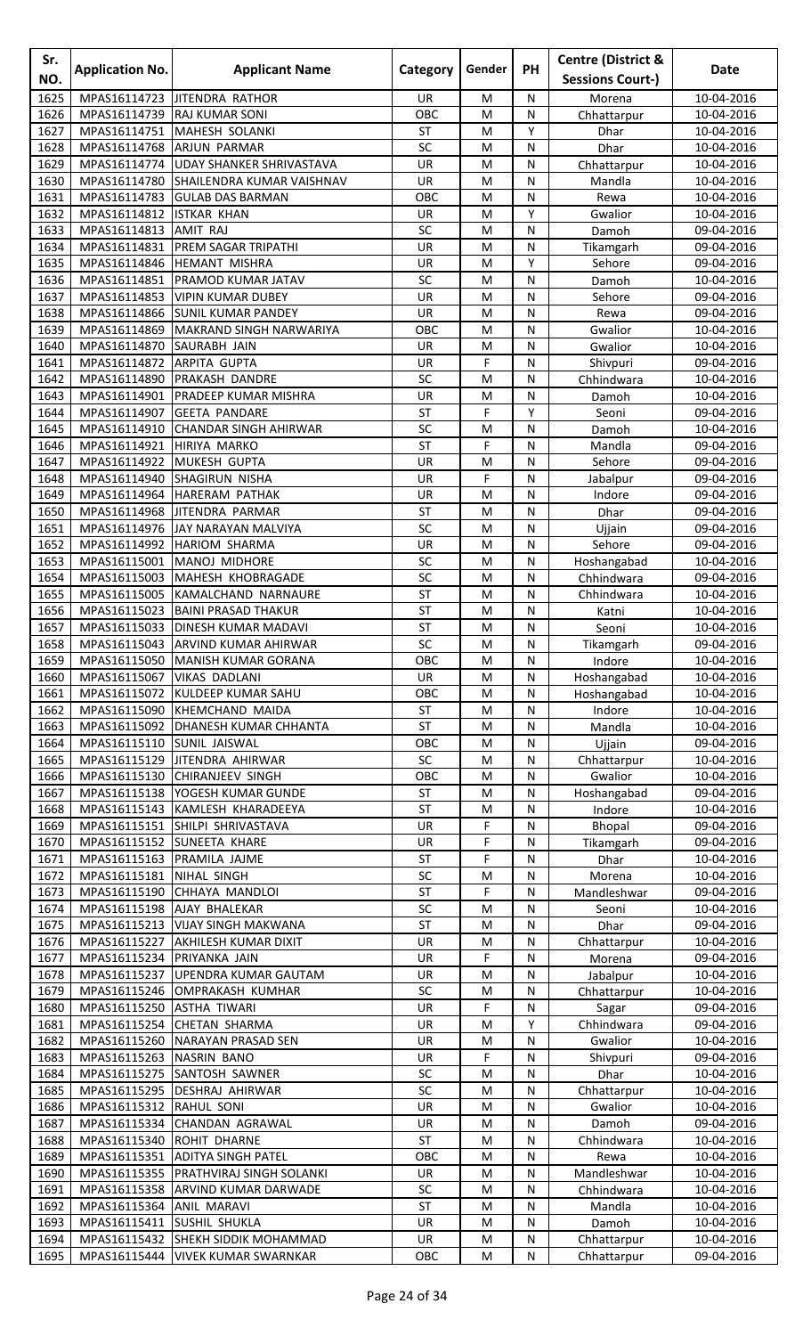| Sr. NO. | Application No. | Applicant Name | Category | Gender | PH | Centre (District & Sessions Court-) | Date |
|---|---|---|---|---|---|---|---|
| 1625 | MPAS16114723 | JITENDRA RATHOR | UR | M | N | Morena | 10-04-2016 |
| 1626 | MPAS16114739 | RAJ KUMAR SONI | OBC | M | N | Chhattarpur | 10-04-2016 |
| 1627 | MPAS16114751 | MAHESH SOLANKI | ST | M | Y | Dhar | 10-04-2016 |
| 1628 | MPAS16114768 | ARJUN PARMAR | SC | M | N | Dhar | 10-04-2016 |
| 1629 | MPAS16114774 | UDAY SHANKER SHRIVASTAVA | UR | M | N | Chhattarpur | 10-04-2016 |
| 1630 | MPAS16114780 | SHAILENDRA KUMAR VAISHNAV | UR | M | N | Mandla | 10-04-2016 |
| 1631 | MPAS16114783 | GULAB DAS BARMAN | OBC | M | N | Rewa | 10-04-2016 |
| 1632 | MPAS16114812 | ISTKAR KHAN | UR | M | Y | Gwalior | 10-04-2016 |
| 1633 | MPAS16114813 | AMIT RAJ | SC | M | N | Damoh | 09-04-2016 |
| 1634 | MPAS16114831 | PREM SAGAR TRIPATHI | UR | M | N | Tikamgarh | 09-04-2016 |
| 1635 | MPAS16114846 | HEMANT MISHRA | UR | M | Y | Sehore | 09-04-2016 |
| 1636 | MPAS16114851 | PRAMOD KUMAR JATAV | SC | M | N | Damoh | 10-04-2016 |
| 1637 | MPAS16114853 | VIPIN KUMAR DUBEY | UR | M | N | Sehore | 09-04-2016 |
| 1638 | MPAS16114866 | SUNIL KUMAR PANDEY | UR | M | N | Rewa | 09-04-2016 |
| 1639 | MPAS16114869 | MAKRAND SINGH NARWARIYA | OBC | M | N | Gwalior | 10-04-2016 |
| 1640 | MPAS16114870 | SAURABH JAIN | UR | M | N | Gwalior | 10-04-2016 |
| 1641 | MPAS16114872 | ARPITA GUPTA | UR | F | N | Shivpuri | 09-04-2016 |
| 1642 | MPAS16114890 | PRAKASH DANDRE | SC | M | N | Chhindwara | 10-04-2016 |
| 1643 | MPAS16114901 | PRADEEP KUMAR MISHRA | UR | M | N | Damoh | 10-04-2016 |
| 1644 | MPAS16114907 | GEETA PANDARE | ST | F | Y | Seoni | 09-04-2016 |
| 1645 | MPAS16114910 | CHANDAR SINGH AHIRWAR | SC | M | N | Damoh | 10-04-2016 |
| 1646 | MPAS16114921 | HIRIYA MARKO | ST | F | N | Mandla | 09-04-2016 |
| 1647 | MPAS16114922 | MUKESH GUPTA | UR | M | N | Sehore | 09-04-2016 |
| 1648 | MPAS16114940 | SHAGIRUN NISHA | UR | F | N | Jabalpur | 09-04-2016 |
| 1649 | MPAS16114964 | HARERAM PATHAK | UR | M | N | Indore | 09-04-2016 |
| 1650 | MPAS16114968 | JITENDRA PARMAR | ST | M | N | Dhar | 09-04-2016 |
| 1651 | MPAS16114976 | JAY NARAYAN MALVIYA | SC | M | N | Ujjain | 09-04-2016 |
| 1652 | MPAS16114992 | HARIOM SHARMA | UR | M | N | Sehore | 09-04-2016 |
| 1653 | MPAS16115001 | MANOJ MIDHORE | SC | M | N | Hoshangabad | 10-04-2016 |
| 1654 | MPAS16115003 | MAHESH KHOBRAGADE | SC | M | N | Chhindwara | 09-04-2016 |
| 1655 | MPAS16115005 | KAMALCHAND NARNAURE | ST | M | N | Chhindwara | 10-04-2016 |
| 1656 | MPAS16115023 | BAINI PRASAD THAKUR | ST | M | N | Katni | 10-04-2016 |
| 1657 | MPAS16115033 | DINESH KUMAR MADAVI | ST | M | N | Seoni | 10-04-2016 |
| 1658 | MPAS16115043 | ARVIND KUMAR AHIRWAR | SC | M | N | Tikamgarh | 09-04-2016 |
| 1659 | MPAS16115050 | MANISH KUMAR GORANA | OBC | M | N | Indore | 10-04-2016 |
| 1660 | MPAS16115067 | VIKAS DADLANI | UR | M | N | Hoshangabad | 10-04-2016 |
| 1661 | MPAS16115072 | KULDEEP KUMAR SAHU | OBC | M | N | Hoshangabad | 10-04-2016 |
| 1662 | MPAS16115090 | KHEMCHAND MAIDA | ST | M | N | Indore | 10-04-2016 |
| 1663 | MPAS16115092 | DHANESH KUMAR CHHANTA | ST | M | N | Mandla | 10-04-2016 |
| 1664 | MPAS16115110 | SUNIL JAISWAL | OBC | M | N | Ujjain | 09-04-2016 |
| 1665 | MPAS16115129 | JITENDRA AHIRWAR | SC | M | N | Chhattarpur | 10-04-2016 |
| 1666 | MPAS16115130 | CHIRANJEEV SINGH | OBC | M | N | Gwalior | 10-04-2016 |
| 1667 | MPAS16115138 | YOGESH KUMAR GUNDE | ST | M | N | Hoshangabad | 09-04-2016 |
| 1668 | MPAS16115143 | KAMLESH KHARADEEYA | ST | M | N | Indore | 10-04-2016 |
| 1669 | MPAS16115151 | SHILPI SHRIVASTAVA | UR | F | N | Bhopal | 09-04-2016 |
| 1670 | MPAS16115152 | SUNEETA KHARE | UR | F | N | Tikamgarh | 09-04-2016 |
| 1671 | MPAS16115163 | PRAMILA JAJME | ST | F | N | Dhar | 10-04-2016 |
| 1672 | MPAS16115181 | NIHAL SINGH | SC | M | N | Morena | 10-04-2016 |
| 1673 | MPAS16115190 | CHHAYA MANDLOI | ST | F | N | Mandleshwar | 09-04-2016 |
| 1674 | MPAS16115198 | AJAY BHALEKAR | SC | M | N | Seoni | 10-04-2016 |
| 1675 | MPAS16115213 | VIJAY SINGH MAKWANA | ST | M | N | Dhar | 09-04-2016 |
| 1676 | MPAS16115227 | AKHILESH KUMAR DIXIT | UR | M | N | Chhattarpur | 10-04-2016 |
| 1677 | MPAS16115234 | PRIYANKA JAIN | UR | F | N | Morena | 09-04-2016 |
| 1678 | MPAS16115237 | UPENDRA KUMAR GAUTAM | UR | M | N | Jabalpur | 10-04-2016 |
| 1679 | MPAS16115246 | OMPRAKASH KUMHAR | SC | M | N | Chhattarpur | 10-04-2016 |
| 1680 | MPAS16115250 | ASTHA TIWARI | UR | F | N | Sagar | 09-04-2016 |
| 1681 | MPAS16115254 | CHETAN SHARMA | UR | M | Y | Chhindwara | 09-04-2016 |
| 1682 | MPAS16115260 | NARAYAN PRASAD SEN | UR | M | N | Gwalior | 10-04-2016 |
| 1683 | MPAS16115263 | NASRIN BANO | UR | F | N | Shivpuri | 09-04-2016 |
| 1684 | MPAS16115275 | SANTOSH SAWNER | SC | M | N | Dhar | 10-04-2016 |
| 1685 | MPAS16115295 | DESHRAJ AHIRWAR | SC | M | N | Chhattarpur | 10-04-2016 |
| 1686 | MPAS16115312 | RAHUL SONI | UR | M | N | Gwalior | 10-04-2016 |
| 1687 | MPAS16115334 | CHANDAN AGRAWAL | UR | M | N | Damoh | 09-04-2016 |
| 1688 | MPAS16115340 | ROHIT DHARNE | ST | M | N | Chhindwara | 10-04-2016 |
| 1689 | MPAS16115351 | ADITYA SINGH PATEL | OBC | M | N | Rewa | 10-04-2016 |
| 1690 | MPAS16115355 | PRATHVIRAJ SINGH SOLANKI | UR | M | N | Mandleshwar | 10-04-2016 |
| 1691 | MPAS16115358 | ARVIND KUMAR DARWADE | SC | M | N | Chhindwara | 10-04-2016 |
| 1692 | MPAS16115364 | ANIL MARAVI | ST | M | N | Mandla | 10-04-2016 |
| 1693 | MPAS16115411 | SUSHIL SHUKLA | UR | M | N | Damoh | 10-04-2016 |
| 1694 | MPAS16115432 | SHEKH SIDDIK MOHAMMAD | UR | M | N | Chhattarpur | 10-04-2016 |
| 1695 | MPAS16115444 | VIVEK KUMAR SWARNKAR | OBC | M | N | Chhattarpur | 09-04-2016 |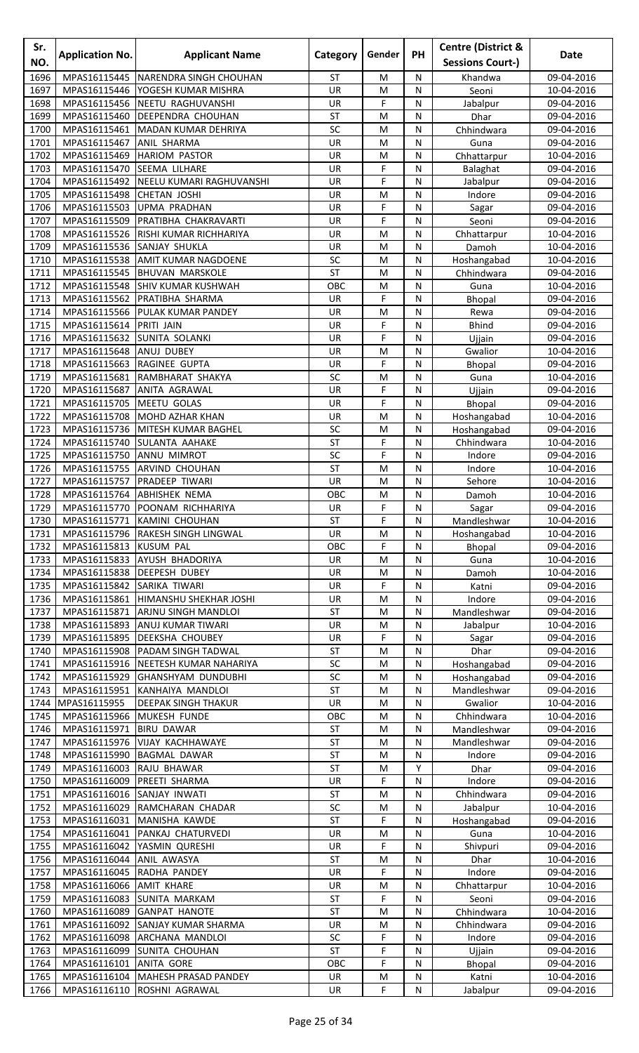| Sr. NO. | Application No. | Applicant Name | Category | Gender | PH | Centre (District & Sessions Court-) | Date |
|---|---|---|---|---|---|---|---|
| 1696 | MPAS16115445 | NARENDRA SINGH CHOUHAN | ST | M | N | Khandwa | 09-04-2016 |
| 1697 | MPAS16115446 | YOGESH KUMAR MISHRA | UR | M | N | Seoni | 10-04-2016 |
| 1698 | MPAS16115456 | NEETU RAGHUVANSHI | UR | F | N | Jabalpur | 09-04-2016 |
| 1699 | MPAS16115460 | DEEPENDRA CHOUHAN | ST | M | N | Dhar | 09-04-2016 |
| 1700 | MPAS16115461 | MADAN KUMAR DEHRIYA | SC | M | N | Chhindwara | 09-04-2016 |
| 1701 | MPAS16115467 | ANIL SHARMA | UR | M | N | Guna | 09-04-2016 |
| 1702 | MPAS16115469 | HARIOM PASTOR | UR | M | N | Chhattarpur | 10-04-2016 |
| 1703 | MPAS16115470 | SEEMA LILHARE | UR | F | N | Balaghat | 09-04-2016 |
| 1704 | MPAS16115492 | NEELU KUMARI RAGHUVANSHI | UR | F | N | Jabalpur | 09-04-2016 |
| 1705 | MPAS16115498 | CHETAN JOSHI | UR | M | N | Indore | 09-04-2016 |
| 1706 | MPAS16115503 | UPMA PRADHAN | UR | F | N | Sagar | 09-04-2016 |
| 1707 | MPAS16115509 | PRATIBHA CHAKRAVARTI | UR | F | N | Seoni | 09-04-2016 |
| 1708 | MPAS16115526 | RISHI KUMAR RICHHARIYA | UR | M | N | Chhattarpur | 10-04-2016 |
| 1709 | MPAS16115536 | SANJAY SHUKLA | UR | M | N | Damoh | 10-04-2016 |
| 1710 | MPAS16115538 | AMIT KUMAR NAGDOENE | SC | M | N | Hoshangabad | 10-04-2016 |
| 1711 | MPAS16115545 | BHUVAN MARSKOLE | ST | M | N | Chhindwara | 09-04-2016 |
| 1712 | MPAS16115548 | SHIV KUMAR KUSHWAH | OBC | M | N | Guna | 10-04-2016 |
| 1713 | MPAS16115562 | PRATIBHA SHARMA | UR | F | N | Bhopal | 09-04-2016 |
| 1714 | MPAS16115566 | PULAK KUMAR PANDEY | UR | M | N | Rewa | 09-04-2016 |
| 1715 | MPAS16115614 | PRITI JAIN | UR | F | N | Bhind | 09-04-2016 |
| 1716 | MPAS16115632 | SUNITA SOLANKI | UR | F | N | Ujjain | 09-04-2016 |
| 1717 | MPAS16115648 | ANUJ DUBEY | UR | M | N | Gwalior | 10-04-2016 |
| 1718 | MPAS16115663 | RAGINEE GUPTA | UR | F | N | Bhopal | 09-04-2016 |
| 1719 | MPAS16115681 | RAMBHARAT SHAKYA | SC | M | N | Guna | 10-04-2016 |
| 1720 | MPAS16115687 | ANITA AGRAWAL | UR | F | N | Ujjain | 09-04-2016 |
| 1721 | MPAS16115705 | MEETU GOLAS | UR | F | N | Bhopal | 09-04-2016 |
| 1722 | MPAS16115708 | MOHD AZHAR KHAN | UR | M | N | Hoshangabad | 10-04-2016 |
| 1723 | MPAS16115736 | MITESH KUMAR BAGHEL | SC | M | N | Hoshangabad | 09-04-2016 |
| 1724 | MPAS16115740 | SULANTA AAHAKE | ST | F | N | Chhindwara | 10-04-2016 |
| 1725 | MPAS16115750 | ANNU MIMROT | SC | F | N | Indore | 09-04-2016 |
| 1726 | MPAS16115755 | ARVIND CHOUHAN | ST | M | N | Indore | 10-04-2016 |
| 1727 | MPAS16115757 | PRADEEP TIWARI | UR | M | N | Sehore | 10-04-2016 |
| 1728 | MPAS16115764 | ABHISHEK NEMA | OBC | M | N | Damoh | 10-04-2016 |
| 1729 | MPAS16115770 | POONAM RICHHARIYA | UR | F | N | Sagar | 09-04-2016 |
| 1730 | MPAS16115771 | KAMINI CHOUHAN | ST | F | N | Mandleshwar | 10-04-2016 |
| 1731 | MPAS16115796 | RAKESH SINGH LINGWAL | UR | M | N | Hoshangabad | 10-04-2016 |
| 1732 | MPAS16115813 | KUSUM PAL | OBC | F | N | Bhopal | 09-04-2016 |
| 1733 | MPAS16115833 | AYUSH BHADORIYA | UR | M | N | Guna | 10-04-2016 |
| 1734 | MPAS16115838 | DEEPESH DUBEY | UR | M | N | Damoh | 10-04-2016 |
| 1735 | MPAS16115842 | SARIKA TIWARI | UR | F | N | Katni | 09-04-2016 |
| 1736 | MPAS16115861 | HIMANSHU SHEKHAR JOSHI | UR | M | N | Indore | 09-04-2016 |
| 1737 | MPAS16115871 | ARJNU SINGH MANDLOI | ST | M | N | Mandleshwar | 09-04-2016 |
| 1738 | MPAS16115893 | ANUJ KUMAR TIWARI | UR | M | N | Jabalpur | 10-04-2016 |
| 1739 | MPAS16115895 | DEEKSHA CHOUBEY | UR | F | N | Sagar | 09-04-2016 |
| 1740 | MPAS16115908 | PADAM SINGH TADWAL | ST | M | N | Dhar | 09-04-2016 |
| 1741 | MPAS16115916 | NEETESH KUMAR NAHARIYA | SC | M | N | Hoshangabad | 09-04-2016 |
| 1742 | MPAS16115929 | GHANSHYAM DUNDUBHI | SC | M | N | Hoshangabad | 09-04-2016 |
| 1743 | MPAS16115951 | KANHAIYA MANDLOI | ST | M | N | Mandleshwar | 09-04-2016 |
| 1744 | MPAS16115955 | DEEPAK SINGH THAKUR | UR | M | N | Gwalior | 10-04-2016 |
| 1745 | MPAS16115966 | MUKESH FUNDE | OBC | M | N | Chhindwara | 10-04-2016 |
| 1746 | MPAS16115971 | BIRU DAWAR | ST | M | N | Mandleshwar | 09-04-2016 |
| 1747 | MPAS16115976 | VIJAY KACHHAWAYE | ST | M | N | Mandleshwar | 09-04-2016 |
| 1748 | MPAS16115990 | BAGMAL DAWAR | ST | M | N | Indore | 09-04-2016 |
| 1749 | MPAS16116003 | RAJU BHAWAR | ST | M | Y | Dhar | 09-04-2016 |
| 1750 | MPAS16116009 | PREETI SHARMA | UR | F | N | Indore | 09-04-2016 |
| 1751 | MPAS16116016 | SANJAY INWATI | ST | M | N | Chhindwara | 09-04-2016 |
| 1752 | MPAS16116029 | RAMCHARAN CHADAR | SC | M | N | Jabalpur | 10-04-2016 |
| 1753 | MPAS16116031 | MANISHA KAWDE | ST | F | N | Hoshangabad | 09-04-2016 |
| 1754 | MPAS16116041 | PANKAJ CHATURVEDI | UR | M | N | Guna | 10-04-2016 |
| 1755 | MPAS16116042 | YASMIN QURESHI | UR | F | N | Shivpuri | 09-04-2016 |
| 1756 | MPAS16116044 | ANIL AWASYA | ST | M | N | Dhar | 10-04-2016 |
| 1757 | MPAS16116045 | RADHA PANDEY | UR | F | N | Indore | 09-04-2016 |
| 1758 | MPAS16116066 | AMIT KHARE | UR | M | N | Chhattarpur | 10-04-2016 |
| 1759 | MPAS16116083 | SUNITA MARKAM | ST | F | N | Seoni | 09-04-2016 |
| 1760 | MPAS16116089 | GANPAT HANOTE | ST | M | N | Chhindwara | 10-04-2016 |
| 1761 | MPAS16116092 | SANJAY KUMAR SHARMA | UR | M | N | Chhindwara | 09-04-2016 |
| 1762 | MPAS16116098 | ARCHANA MANDLOI | SC | F | N | Indore | 09-04-2016 |
| 1763 | MPAS16116099 | SUNITA CHOUHAN | ST | F | N | Ujjain | 09-04-2016 |
| 1764 | MPAS16116101 | ANITA GORE | OBC | F | N | Bhopal | 09-04-2016 |
| 1765 | MPAS16116104 | MAHESH PRASAD PANDEY | UR | M | N | Katni | 10-04-2016 |
| 1766 | MPAS16116110 | ROSHNI AGRAWAL | UR | F | N | Jabalpur | 09-04-2016 |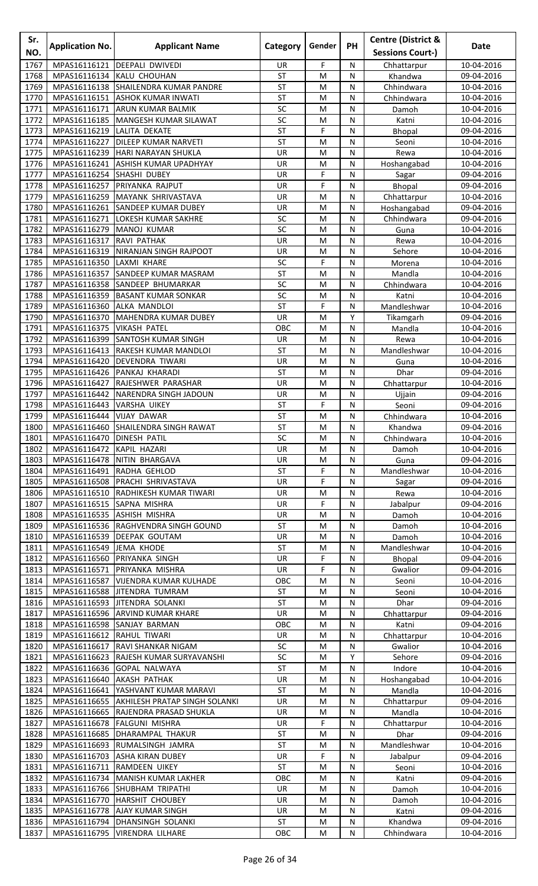| Sr. NO. | Application No. | Applicant Name | Category | Gender | PH | Centre (District & Sessions Court-) | Date |
|---|---|---|---|---|---|---|---|
| 1767 | MPAS16116121 | DEEPALI DWIVEDI | UR | F | N | Chhattarpur | 10-04-2016 |
| 1768 | MPAS16116134 | KALU CHOUHAN | ST | M | N | Khandwa | 09-04-2016 |
| 1769 | MPAS16116138 | SHAILENDRA KUMAR PANDRE | ST | M | N | Chhindwara | 10-04-2016 |
| 1770 | MPAS16116151 | ASHOK KUMAR INWATI | ST | M | N | Chhindwara | 10-04-2016 |
| 1771 | MPAS16116171 | ARUN KUMAR BALMIK | SC | M | N | Damoh | 10-04-2016 |
| 1772 | MPAS16116185 | MANGESH KUMAR SILAWAT | SC | M | N | Katni | 10-04-2016 |
| 1773 | MPAS16116219 | LALITA DEKATE | ST | F | N | Bhopal | 09-04-2016 |
| 1774 | MPAS16116227 | DILEEP KUMAR NARVETI | ST | M | N | Seoni | 10-04-2016 |
| 1775 | MPAS16116239 | HARI NARAYAN SHUKLA | UR | M | N | Rewa | 10-04-2016 |
| 1776 | MPAS16116241 | ASHISH KUMAR UPADHYAY | UR | M | N | Hoshangabad | 10-04-2016 |
| 1777 | MPAS16116254 | SHASHI DUBEY | UR | F | N | Sagar | 09-04-2016 |
| 1778 | MPAS16116257 | PRIYANKA RAJPUT | UR | F | N | Bhopal | 09-04-2016 |
| 1779 | MPAS16116259 | MAYANK SHRIVASTAVA | UR | M | N | Chhattarpur | 10-04-2016 |
| 1780 | MPAS16116261 | SANDEEP KUMAR DUBEY | UR | M | N | Hoshangabad | 09-04-2016 |
| 1781 | MPAS16116271 | LOKESH KUMAR SAKHRE | SC | M | N | Chhindwara | 09-04-2016 |
| 1782 | MPAS16116279 | MANOJ KUMAR | SC | M | N | Guna | 10-04-2016 |
| 1783 | MPAS16116317 | RAVI PATHAK | UR | M | N | Rewa | 10-04-2016 |
| 1784 | MPAS16116319 | NIRANJAN SINGH RAJPOOT | UR | M | N | Sehore | 10-04-2016 |
| 1785 | MPAS16116350 | LAXMI KHARE | SC | F | N | Morena | 10-04-2016 |
| 1786 | MPAS16116357 | SANDEEP KUMAR MASRAM | ST | M | N | Mandla | 10-04-2016 |
| 1787 | MPAS16116358 | SANDEEP BHUMARKAR | SC | M | N | Chhindwara | 10-04-2016 |
| 1788 | MPAS16116359 | BASANT KUMAR SONKAR | SC | M | N | Katni | 10-04-2016 |
| 1789 | MPAS16116360 | ALKA MANDLOI | ST | F | N | Mandleshwar | 10-04-2016 |
| 1790 | MPAS16116370 | MAHENDRA KUMAR DUBEY | UR | M | Y | Tikamgarh | 09-04-2016 |
| 1791 | MPAS16116375 | VIKASH PATEL | OBC | M | N | Mandla | 10-04-2016 |
| 1792 | MPAS16116399 | SANTOSH KUMAR SINGH | UR | M | N | Rewa | 10-04-2016 |
| 1793 | MPAS16116413 | RAKESH KUMAR MANDLOI | ST | M | N | Mandleshwar | 10-04-2016 |
| 1794 | MPAS16116420 | DEVENDRA TIWARI | UR | M | N | Guna | 10-04-2016 |
| 1795 | MPAS16116426 | PANKAJ KHARADI | ST | M | N | Dhar | 09-04-2016 |
| 1796 | MPAS16116427 | RAJESHWER PARASHAR | UR | M | N | Chhattarpur | 10-04-2016 |
| 1797 | MPAS16116442 | NARENDRA SINGH JADOUN | UR | M | N | Ujjain | 09-04-2016 |
| 1798 | MPAS16116443 | VARSHA UIKEY | ST | F | N | Seoni | 09-04-2016 |
| 1799 | MPAS16116444 | VIJAY DAWAR | ST | M | N | Chhindwara | 10-04-2016 |
| 1800 | MPAS16116460 | SHAILENDRA SINGH RAWAT | ST | M | N | Khandwa | 09-04-2016 |
| 1801 | MPAS16116470 | DINESH PATIL | SC | M | N | Chhindwara | 10-04-2016 |
| 1802 | MPAS16116472 | KAPIL HAZARI | UR | M | N | Damoh | 10-04-2016 |
| 1803 | MPAS16116478 | NITIN BHARGAVA | UR | M | N | Guna | 09-04-2016 |
| 1804 | MPAS16116491 | RADHA GEHLOD | ST | F | N | Mandleshwar | 10-04-2016 |
| 1805 | MPAS16116508 | PRACHI SHRIVASTAVA | UR | F | N | Sagar | 09-04-2016 |
| 1806 | MPAS16116510 | RADHIKESH KUMAR TIWARI | UR | M | N | Rewa | 10-04-2016 |
| 1807 | MPAS16116515 | SAPNA MISHRA | UR | F | N | Jabalpur | 09-04-2016 |
| 1808 | MPAS16116535 | ASHISH MISHRA | UR | M | N | Damoh | 10-04-2016 |
| 1809 | MPAS16116536 | RAGHVENDRA SINGH GOUND | ST | M | N | Damoh | 10-04-2016 |
| 1810 | MPAS16116539 | DEEPAK GOUTAM | UR | M | N | Damoh | 10-04-2016 |
| 1811 | MPAS16116549 | JEMA KHODE | ST | M | N | Mandleshwar | 10-04-2016 |
| 1812 | MPAS16116560 | PRIYANKA SINGH | UR | F | N | Bhopal | 09-04-2016 |
| 1813 | MPAS16116571 | PRIYANKA MISHRA | UR | F | N | Gwalior | 09-04-2016 |
| 1814 | MPAS16116587 | VIJENDRA KUMAR KULHADE | OBC | M | N | Seoni | 10-04-2016 |
| 1815 | MPAS16116588 | JITENDRA TUMRAM | ST | M | N | Seoni | 10-04-2016 |
| 1816 | MPAS16116593 | JITENDRA SOLANKI | ST | M | N | Dhar | 09-04-2016 |
| 1817 | MPAS16116596 | ARVIND KUMAR KHARE | UR | M | N | Chhattarpur | 09-04-2016 |
| 1818 | MPAS16116598 | SANJAY BARMAN | OBC | M | N | Katni | 09-04-2016 |
| 1819 | MPAS16116612 | RAHUL TIWARI | UR | M | N | Chhattarpur | 10-04-2016 |
| 1820 | MPAS16116617 | RAVI SHANKAR NIGAM | SC | M | N | Gwalior | 10-04-2016 |
| 1821 | MPAS16116623 | RAJESH KUMAR SURYAVANSHI | SC | M | Y | Sehore | 09-04-2016 |
| 1822 | MPAS16116636 | GOPAL NALWAYA | ST | M | N | Indore | 10-04-2016 |
| 1823 | MPAS16116640 | AKASH PATHAK | UR | M | N | Hoshangabad | 10-04-2016 |
| 1824 | MPAS16116641 | YASHVANT KUMAR MARAVI | ST | M | N | Mandla | 10-04-2016 |
| 1825 | MPAS16116655 | AKHILESH PRATAP SINGH SOLANKI | UR | M | N | Chhattarpur | 09-04-2016 |
| 1826 | MPAS16116665 | RAJENDRA PRASAD SHUKLA | UR | M | N | Mandla | 10-04-2016 |
| 1827 | MPAS16116678 | FALGUNI MISHRA | UR | F | N | Chhattarpur | 10-04-2016 |
| 1828 | MPAS16116685 | DHARAMPAL THAKUR | ST | M | N | Dhar | 09-04-2016 |
| 1829 | MPAS16116693 | RUMALSINGH JAMRA | ST | M | N | Mandleshwar | 10-04-2016 |
| 1830 | MPAS16116703 | ASHA KIRAN DUBEY | UR | F | N | Jabalpur | 09-04-2016 |
| 1831 | MPAS16116711 | RAMDEEN UIKEY | ST | M | N | Seoni | 10-04-2016 |
| 1832 | MPAS16116734 | MANISH KUMAR LAKHER | OBC | M | N | Katni | 09-04-2016 |
| 1833 | MPAS16116766 | SHUBHAM TRIPATHI | UR | M | N | Damoh | 10-04-2016 |
| 1834 | MPAS16116770 | HARSHIT CHOUBEY | UR | M | N | Damoh | 10-04-2016 |
| 1835 | MPAS16116778 | AJAY KUMAR SINGH | UR | M | N | Katni | 09-04-2016 |
| 1836 | MPAS16116794 | DHANSINGH SOLANKI | ST | M | N | Khandwa | 09-04-2016 |
| 1837 | MPAS16116795 | VIRENDRA LILHARE | OBC | M | N | Chhindwara | 10-04-2016 |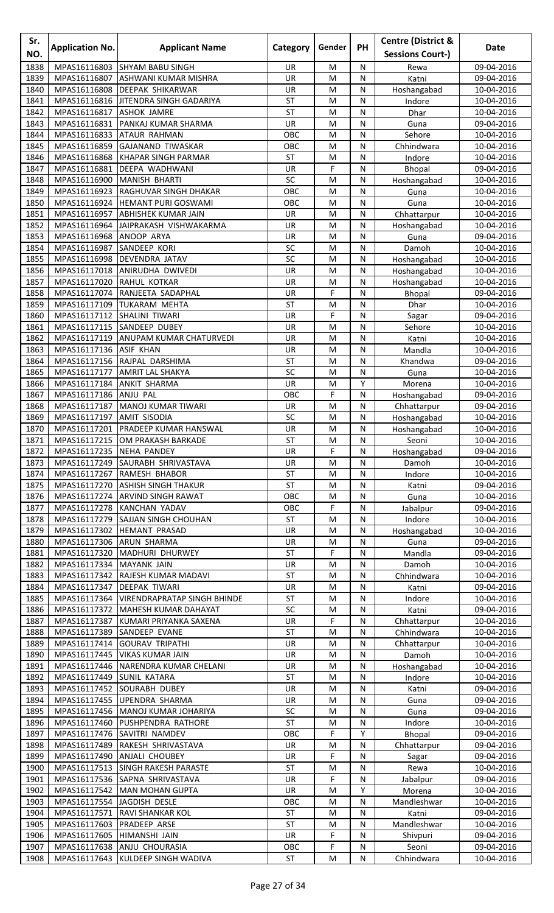| Sr. NO. | Application No. | Applicant Name | Category | Gender | PH | Centre (District & Sessions Court-) | Date |
|---|---|---|---|---|---|---|---|
| 1838 | MPAS16116803 | SHYAM BABU SINGH | UR | M | N | Rewa | 09-04-2016 |
| 1839 | MPAS16116807 | ASHWANI KUMAR MISHRA | UR | M | N | Katni | 09-04-2016 |
| 1840 | MPAS16116808 | DEEPAK SHIKARWAR | UR | M | N | Hoshangabad | 10-04-2016 |
| 1841 | MPAS16116816 | JITENDRA SINGH GADARIYA | ST | M | N | Indore | 10-04-2016 |
| 1842 | MPAS16116817 | ASHOK JAMRE | ST | M | N | Dhar | 10-04-2016 |
| 1843 | MPAS16116831 | PANKAJ KUMAR SHARMA | UR | M | N | Guna | 09-04-2016 |
| 1844 | MPAS16116833 | ATAUR RAHMAN | OBC | M | N | Sehore | 10-04-2016 |
| 1845 | MPAS16116859 | GAJANAND TIWASKAR | OBC | M | N | Chhindwara | 10-04-2016 |
| 1846 | MPAS16116868 | KHAPAR SINGH PARMAR | ST | M | N | Indore | 10-04-2016 |
| 1847 | MPAS16116881 | DEEPA WADHWANI | UR | F | N | Bhopal | 09-04-2016 |
| 1848 | MPAS16116900 | MANISH BHARTI | SC | M | N | Hoshangabad | 10-04-2016 |
| 1849 | MPAS16116923 | RAGHUVAR SINGH DHAKAR | OBC | M | N | Guna | 10-04-2016 |
| 1850 | MPAS16116924 | HEMANT PURI GOSWAMI | OBC | M | N | Guna | 10-04-2016 |
| 1851 | MPAS16116957 | ABHISHEK KUMAR JAIN | UR | M | N | Chhattarpur | 10-04-2016 |
| 1852 | MPAS16116964 | JAIPRAKASH VISHWAKARMA | UR | M | N | Hoshangabad | 10-04-2016 |
| 1853 | MPAS16116968 | ANOOP ARYA | UR | M | N | Guna | 09-04-2016 |
| 1854 | MPAS16116987 | SANDEEP KORI | SC | M | N | Damoh | 10-04-2016 |
| 1855 | MPAS16116998 | DEVENDRA JATAV | SC | M | N | Hoshangabad | 10-04-2016 |
| 1856 | MPAS16117018 | ANIRUDHA DWIVEDI | UR | M | N | Hoshangabad | 10-04-2016 |
| 1857 | MPAS16117020 | RAHUL KOTKAR | UR | M | N | Hoshangabad | 10-04-2016 |
| 1858 | MPAS16117074 | RANJEETA SADAPHAL | UR | F | N | Bhopal | 09-04-2016 |
| 1859 | MPAS16117109 | TUKARAM MEHTA | ST | M | N | Dhar | 10-04-2016 |
| 1860 | MPAS16117112 | SHALINI TIWARI | UR | F | N | Sagar | 09-04-2016 |
| 1861 | MPAS16117115 | SANDEEP DUBEY | UR | M | N | Sehore | 10-04-2016 |
| 1862 | MPAS16117119 | ANUPAM KUMAR CHATURVEDI | UR | M | N | Katni | 10-04-2016 |
| 1863 | MPAS16117136 | ASIF KHAN | UR | M | N | Mandla | 10-04-2016 |
| 1864 | MPAS16117156 | RAJPAL DARSHIMA | ST | M | N | Khandwa | 09-04-2016 |
| 1865 | MPAS16117177 | AMRIT LAL SHAKYA | SC | M | N | Guna | 10-04-2016 |
| 1866 | MPAS16117184 | ANKIT SHARMA | UR | M | Y | Morena | 10-04-2016 |
| 1867 | MPAS16117186 | ANJU PAL | OBC | F | N | Hoshangabad | 09-04-2016 |
| 1868 | MPAS16117187 | MANOJ KUMAR TIWARI | UR | M | N | Chhattarpur | 09-04-2016 |
| 1869 | MPAS16117197 | AMIT SISODIA | SC | M | N | Hoshangabad | 10-04-2016 |
| 1870 | MPAS16117201 | PRADEEP KUMAR HANSWAL | UR | M | N | Hoshangabad | 10-04-2016 |
| 1871 | MPAS16117215 | OM PRAKASH BARKADE | ST | M | N | Seoni | 10-04-2016 |
| 1872 | MPAS16117235 | NEHA PANDEY | UR | F | N | Hoshangabad | 09-04-2016 |
| 1873 | MPAS16117249 | SAURABH SHRIVASTAVA | UR | M | N | Damoh | 10-04-2016 |
| 1874 | MPAS16117267 | RAMESH BHABOR | ST | M | N | Indore | 10-04-2016 |
| 1875 | MPAS16117270 | ASHISH SINGH THAKUR | ST | M | N | Katni | 09-04-2016 |
| 1876 | MPAS16117274 | ARVIND SINGH RAWAT | OBC | M | N | Guna | 10-04-2016 |
| 1877 | MPAS16117278 | KANCHAN YADAV | OBC | F | N | Jabalpur | 09-04-2016 |
| 1878 | MPAS16117279 | SAJJAN SINGH CHOUHAN | ST | M | N | Indore | 10-04-2016 |
| 1879 | MPAS16117302 | HEMANT PRASAD | UR | M | N | Hoshangabad | 10-04-2016 |
| 1880 | MPAS16117306 | ARUN SHARMA | UR | M | N | Guna | 09-04-2016 |
| 1881 | MPAS16117320 | MADHURI DHURWEY | ST | F | N | Mandla | 09-04-2016 |
| 1882 | MPAS16117334 | MAYANK JAIN | UR | M | N | Damoh | 10-04-2016 |
| 1883 | MPAS16117342 | RAJESH KUMAR MADAVI | ST | M | N | Chhindwara | 10-04-2016 |
| 1884 | MPAS16117347 | DEEPAK TIWARI | UR | M | N | Katni | 09-04-2016 |
| 1885 | MPAS16117364 | VIRENDRAPRATAP SINGH BHINDE | ST | M | N | Indore | 10-04-2016 |
| 1886 | MPAS16117372 | MAHESH KUMAR DAHAYAT | SC | M | N | Katni | 09-04-2016 |
| 1887 | MPAS16117387 | KUMARI PRIYANKA SAXENA | UR | F | N | Chhattarpur | 10-04-2016 |
| 1888 | MPAS16117389 | SANDEEP EVANE | ST | M | N | Chhindwara | 10-04-2016 |
| 1889 | MPAS16117414 | GOURAV TRIPATHI | UR | M | N | Chhattarpur | 10-04-2016 |
| 1890 | MPAS16117445 | VIKAS KUMAR JAIN | UR | M | N | Damoh | 10-04-2016 |
| 1891 | MPAS16117446 | NARENDRA KUMAR CHELANI | UR | M | N | Hoshangabad | 10-04-2016 |
| 1892 | MPAS16117449 | SUNIL KATARA | ST | M | N | Indore | 10-04-2016 |
| 1893 | MPAS16117452 | SOURABH DUBEY | UR | M | N | Katni | 09-04-2016 |
| 1894 | MPAS16117455 | UPENDRA SHARMA | UR | M | N | Guna | 09-04-2016 |
| 1895 | MPAS16117456 | MANOJ KUMAR JOHARIYA | SC | M | N | Guna | 09-04-2016 |
| 1896 | MPAS16117460 | PUSHPENDRA RATHORE | ST | M | N | Indore | 10-04-2016 |
| 1897 | MPAS16117476 | SAVITRI NAMDEV | OBC | F | Y | Bhopal | 09-04-2016 |
| 1898 | MPAS16117489 | RAKESH SHRIVASTAVA | UR | M | N | Chhattarpur | 09-04-2016 |
| 1899 | MPAS16117490 | ANJALI CHOUBEY | UR | F | N | Sagar | 09-04-2016 |
| 1900 | MPAS16117513 | SINGH RAKESH PARASTE | ST | M | N | Rewa | 10-04-2016 |
| 1901 | MPAS16117536 | SAPNA SHRIVASTAVA | UR | F | N | Jabalpur | 09-04-2016 |
| 1902 | MPAS16117542 | MAN MOHAN GUPTA | UR | M | Y | Morena | 10-04-2016 |
| 1903 | MPAS16117554 | JAGDISH DESLE | OBC | M | N | Mandleshwar | 10-04-2016 |
| 1904 | MPAS16117571 | RAVI SHANKAR KOL | ST | M | N | Katni | 09-04-2016 |
| 1905 | MPAS16117603 | PRADEEP ARSE | ST | M | N | Mandleshwar | 10-04-2016 |
| 1906 | MPAS16117605 | HIMANSHI JAIN | UR | F | N | Shivpuri | 09-04-2016 |
| 1907 | MPAS16117638 | ANJU CHOURASIA | OBC | F | N | Seoni | 09-04-2016 |
| 1908 | MPAS16117643 | KULDEEP SINGH WADIVA | ST | M | N | Chhindwara | 10-04-2016 |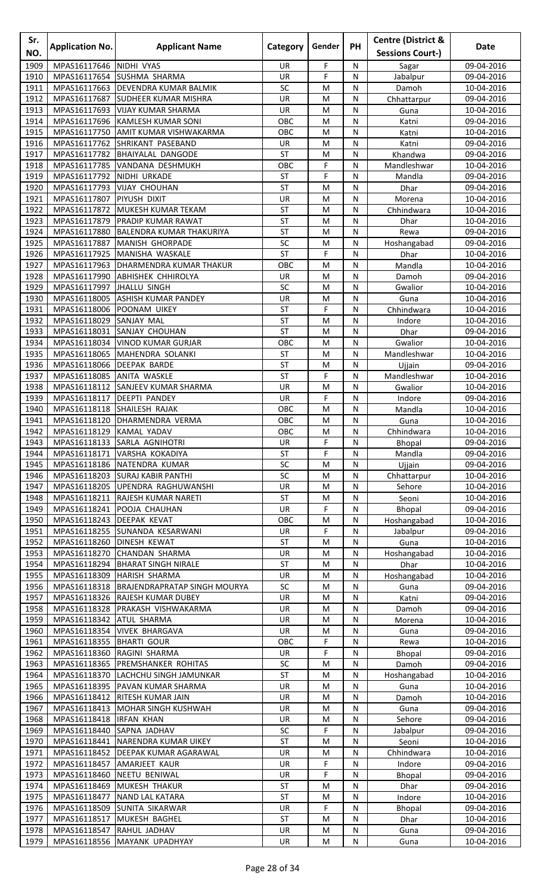| Sr. NO. | Application No. | Applicant Name | Category | Gender | PH | Centre (District & Sessions Court-) | Date |
|---|---|---|---|---|---|---|---|
| 1909 | MPAS16117646 | NIDHI VYAS | UR | F | N | Sagar | 09-04-2016 |
| 1910 | MPAS16117654 | SUSHMA SHARMA | UR | F | N | Jabalpur | 09-04-2016 |
| 1911 | MPAS16117663 | DEVENDRA KUMAR BALMIK | SC | M | N | Damoh | 10-04-2016 |
| 1912 | MPAS16117687 | SUDHEER KUMAR MISHRA | UR | M | N | Chhattarpur | 09-04-2016 |
| 1913 | MPAS16117693 | VIJAY KUMAR SHARMA | UR | M | N | Guna | 10-04-2016 |
| 1914 | MPAS16117696 | KAMLESH KUMAR SONI | OBC | M | N | Katni | 09-04-2016 |
| 1915 | MPAS16117750 | AMIT KUMAR VISHWAKARMA | OBC | M | N | Katni | 10-04-2016 |
| 1916 | MPAS16117762 | SHRIKANT PASEBAND | UR | M | N | Katni | 09-04-2016 |
| 1917 | MPAS16117782 | BHAIYALAL DANGODE | ST | M | N | Khandwa | 09-04-2016 |
| 1918 | MPAS16117785 | VANDANA DESHMUKH | OBC | F | N | Mandleshwar | 10-04-2016 |
| 1919 | MPAS16117792 | NIDHI URKADE | ST | F | N | Mandla | 09-04-2016 |
| 1920 | MPAS16117793 | VIJAY CHOUHAN | ST | M | N | Dhar | 09-04-2016 |
| 1921 | MPAS16117807 | PIYUSH DIXIT | UR | M | N | Morena | 10-04-2016 |
| 1922 | MPAS16117872 | MUKESH KUMAR TEKAM | ST | M | N | Chhindwara | 10-04-2016 |
| 1923 | MPAS16117879 | PRADIP KUMAR RAWAT | ST | M | N | Dhar | 10-04-2016 |
| 1924 | MPAS16117880 | BALENDRA KUMAR THAKURIYA | ST | M | N | Rewa | 09-04-2016 |
| 1925 | MPAS16117887 | MANISH GHORPADE | SC | M | N | Hoshangabad | 09-04-2016 |
| 1926 | MPAS16117925 | MANISHA WASKALE | ST | F | N | Dhar | 10-04-2016 |
| 1927 | MPAS16117963 | DHARMENDRA KUMAR THAKUR | OBC | M | N | Mandla | 10-04-2016 |
| 1928 | MPAS16117990 | ABHISHEK CHHIROLYA | UR | M | N | Damoh | 09-04-2016 |
| 1929 | MPAS16117997 | JHALLU SINGH | SC | M | N | Gwalior | 10-04-2016 |
| 1930 | MPAS16118005 | ASHISH KUMAR PANDEY | UR | M | N | Guna | 10-04-2016 |
| 1931 | MPAS16118006 | POONAM UIKEY | ST | F | N | Chhindwara | 10-04-2016 |
| 1932 | MPAS16118029 | SANJAY MAL | ST | M | N | Indore | 10-04-2016 |
| 1933 | MPAS16118031 | SANJAY CHOUHAN | ST | M | N | Dhar | 09-04-2016 |
| 1934 | MPAS16118034 | VINOD KUMAR GURJAR | OBC | M | N | Gwalior | 10-04-2016 |
| 1935 | MPAS16118065 | MAHENDRA SOLANKI | ST | M | N | Mandleshwar | 10-04-2016 |
| 1936 | MPAS16118066 | DEEPAK BARDE | ST | M | N | Ujjain | 09-04-2016 |
| 1937 | MPAS16118085 | ANITA WASKLE | ST | F | N | Mandleshwar | 10-04-2016 |
| 1938 | MPAS16118112 | SANJEEV KUMAR SHARMA | UR | M | N | Gwalior | 10-04-2016 |
| 1939 | MPAS16118117 | DEEPTI PANDEY | UR | F | N | Indore | 09-04-2016 |
| 1940 | MPAS16118118 | SHAILESH RAJAK | OBC | M | N | Mandla | 10-04-2016 |
| 1941 | MPAS16118120 | DHARMENDRA VERMA | OBC | M | N | Guna | 10-04-2016 |
| 1942 | MPAS16118129 | KAMAL YADAV | OBC | M | N | Chhindwara | 10-04-2016 |
| 1943 | MPAS16118133 | SARLA AGNIHOTRI | UR | F | N | Bhopal | 09-04-2016 |
| 1944 | MPAS16118171 | VARSHA KOKADIYA | ST | F | N | Mandla | 09-04-2016 |
| 1945 | MPAS16118186 | NATENDRA KUMAR | SC | M | N | Ujjain | 09-04-2016 |
| 1946 | MPAS16118203 | SURAJ KABIR PANTHI | SC | M | N | Chhattarpur | 10-04-2016 |
| 1947 | MPAS16118205 | UPENDRA RAGHUWANSHI | UR | M | N | Sehore | 10-04-2016 |
| 1948 | MPAS16118211 | RAJESH KUMAR NARETI | ST | M | N | Seoni | 10-04-2016 |
| 1949 | MPAS16118241 | POOJA CHAUHAN | UR | F | N | Bhopal | 09-04-2016 |
| 1950 | MPAS16118243 | DEEPAK KEVAT | OBC | M | N | Hoshangabad | 10-04-2016 |
| 1951 | MPAS16118255 | SUNANDA KESARWANI | UR | F | N | Jabalpur | 09-04-2016 |
| 1952 | MPAS16118260 | DINESH KEWAT | ST | M | N | Guna | 10-04-2016 |
| 1953 | MPAS16118270 | CHANDAN SHARMA | UR | M | N | Hoshangabad | 10-04-2016 |
| 1954 | MPAS16118294 | BHARAT SINGH NIRALE | ST | M | N | Dhar | 10-04-2016 |
| 1955 | MPAS16118309 | HARISH SHARMA | UR | M | N | Hoshangabad | 10-04-2016 |
| 1956 | MPAS16118318 | BRAJENDRAPRATAP SINGH MOURYA | SC | M | N | Guna | 09-04-2016 |
| 1957 | MPAS16118326 | RAJESH KUMAR DUBEY | UR | M | N | Katni | 09-04-2016 |
| 1958 | MPAS16118328 | PRAKASH VISHWAKARMA | UR | M | N | Damoh | 09-04-2016 |
| 1959 | MPAS16118342 | ATUL SHARMA | UR | M | N | Morena | 10-04-2016 |
| 1960 | MPAS16118354 | VIVEK BHARGAVA | UR | M | N | Guna | 09-04-2016 |
| 1961 | MPAS16118355 | BHARTI GOUR | OBC | F | N | Rewa | 10-04-2016 |
| 1962 | MPAS16118360 | RAGINI SHARMA | UR | F | N | Bhopal | 09-04-2016 |
| 1963 | MPAS16118365 | PREMSHANKER ROHITAS | SC | M | N | Damoh | 09-04-2016 |
| 1964 | MPAS16118370 | LACHCHU SINGH JAMUNKAR | ST | M | N | Hoshangabad | 10-04-2016 |
| 1965 | MPAS16118395 | PAVAN KUMAR SHARMA | UR | M | N | Guna | 10-04-2016 |
| 1966 | MPAS16118412 | RITESH KUMAR JAIN | UR | M | N | Damoh | 10-04-2016 |
| 1967 | MPAS16118413 | MOHAR SINGH KUSHWAH | UR | M | N | Guna | 09-04-2016 |
| 1968 | MPAS16118418 | IRFAN KHAN | UR | M | N | Sehore | 09-04-2016 |
| 1969 | MPAS16118440 | SAPNA JADHAV | SC | F | N | Jabalpur | 09-04-2016 |
| 1970 | MPAS16118441 | NARENDRA KUMAR UIKEY | ST | M | N | Seoni | 10-04-2016 |
| 1971 | MPAS16118452 | DEEPAK KUMAR AGARAWAL | UR | M | N | Chhindwara | 10-04-2016 |
| 1972 | MPAS16118457 | AMARJEET KAUR | UR | F | N | Indore | 09-04-2016 |
| 1973 | MPAS16118460 | NEETU BENIWAL | UR | F | N | Bhopal | 09-04-2016 |
| 1974 | MPAS16118469 | MUKESH THAKUR | ST | M | N | Dhar | 09-04-2016 |
| 1975 | MPAS16118477 | NAND LAL KATARA | ST | M | N | Indore | 10-04-2016 |
| 1976 | MPAS16118509 | SUNITA SIKARWAR | UR | F | N | Bhopal | 09-04-2016 |
| 1977 | MPAS16118517 | MUKESH BAGHEL | ST | M | N | Dhar | 10-04-2016 |
| 1978 | MPAS16118547 | RAHUL JADHAV | UR | M | N | Guna | 09-04-2016 |
| 1979 | MPAS16118556 | MAYANK UPADHYAY | UR | M | N | Guna | 10-04-2016 |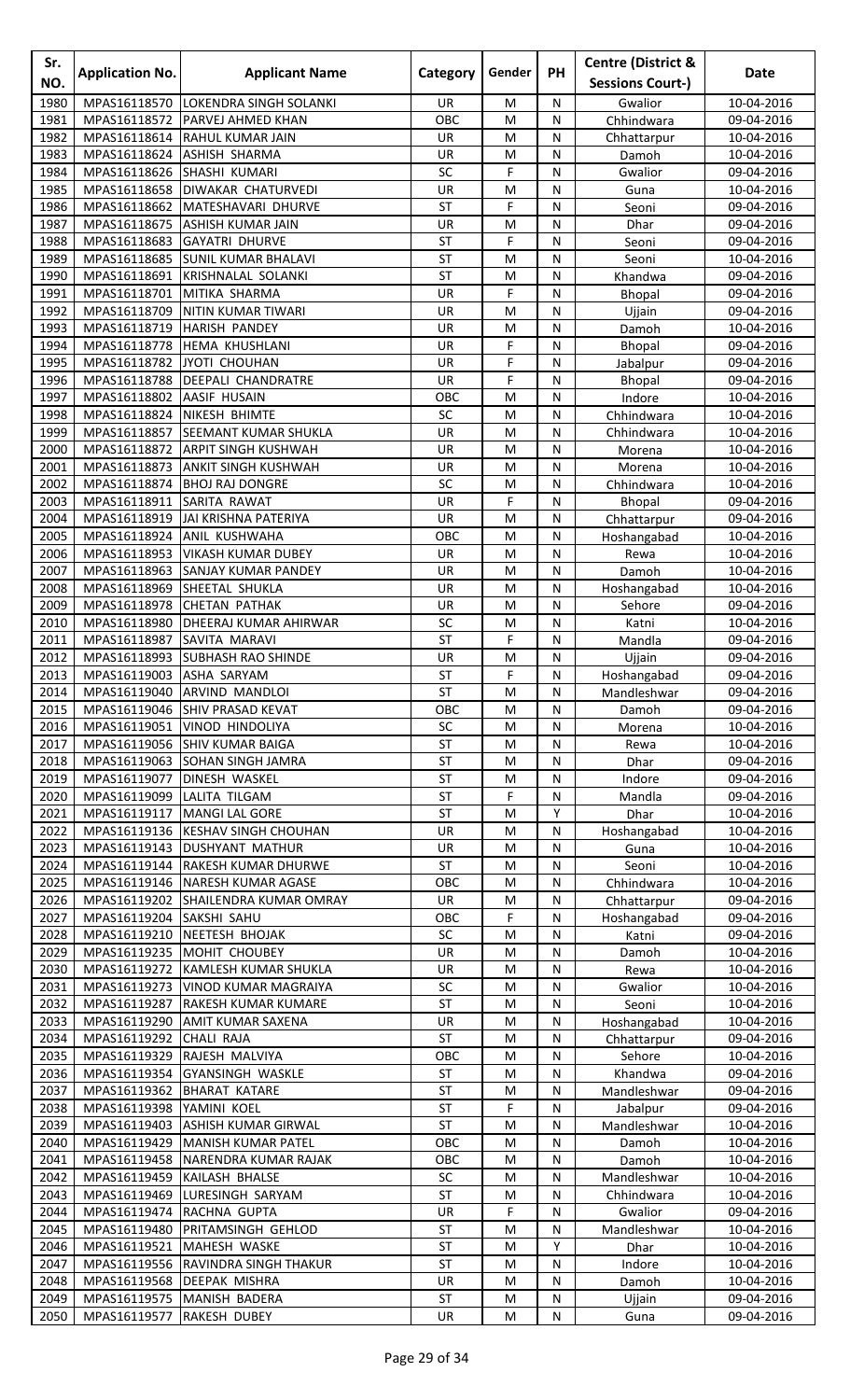| Sr. NO. | Application No. | Applicant Name | Category | Gender | PH | Centre (District & Sessions Court-) | Date |
|---|---|---|---|---|---|---|---|
| 1980 | MPAS16118570 | LOKENDRA SINGH SOLANKI | UR | M | N | Gwalior | 10-04-2016 |
| 1981 | MPAS16118572 | PARVEJ AHMED KHAN | OBC | M | N | Chhindwara | 09-04-2016 |
| 1982 | MPAS16118614 | RAHUL KUMAR JAIN | UR | M | N | Chhattarpur | 10-04-2016 |
| 1983 | MPAS16118624 | ASHISH SHARMA | UR | M | N | Damoh | 10-04-2016 |
| 1984 | MPAS16118626 | SHASHI KUMARI | SC | F | N | Gwalior | 09-04-2016 |
| 1985 | MPAS16118658 | DIWAKAR CHATURVEDI | UR | M | N | Guna | 10-04-2016 |
| 1986 | MPAS16118662 | MATESHAVARI DHURVE | ST | F | N | Seoni | 09-04-2016 |
| 1987 | MPAS16118675 | ASHISH KUMAR JAIN | UR | M | N | Dhar | 09-04-2016 |
| 1988 | MPAS16118683 | GAYATRI DHURVE | ST | F | N | Seoni | 09-04-2016 |
| 1989 | MPAS16118685 | SUNIL KUMAR BHALAVI | ST | M | N | Seoni | 10-04-2016 |
| 1990 | MPAS16118691 | KRISHNALAL SOLANKI | ST | M | N | Khandwa | 09-04-2016 |
| 1991 | MPAS16118701 | MITIKA SHARMA | UR | F | N | Bhopal | 09-04-2016 |
| 1992 | MPAS16118709 | NITIN KUMAR TIWARI | UR | M | N | Ujjain | 09-04-2016 |
| 1993 | MPAS16118719 | HARISH PANDEY | UR | M | N | Damoh | 10-04-2016 |
| 1994 | MPAS16118778 | HEMA KHUSHLANI | UR | F | N | Bhopal | 09-04-2016 |
| 1995 | MPAS16118782 | JYOTI CHOUHAN | UR | F | N | Jabalpur | 09-04-2016 |
| 1996 | MPAS16118788 | DEEPALI CHANDRATRE | UR | F | N | Bhopal | 09-04-2016 |
| 1997 | MPAS16118802 | AASIF HUSAIN | OBC | M | N | Indore | 10-04-2016 |
| 1998 | MPAS16118824 | NIKESH BHIMTE | SC | M | N | Chhindwara | 10-04-2016 |
| 1999 | MPAS16118857 | SEEMANT KUMAR SHUKLA | UR | M | N | Chhindwara | 10-04-2016 |
| 2000 | MPAS16118872 | ARPIT SINGH KUSHWAH | UR | M | N | Morena | 10-04-2016 |
| 2001 | MPAS16118873 | ANKIT SINGH KUSHWAH | UR | M | N | Morena | 10-04-2016 |
| 2002 | MPAS16118874 | BHOJ RAJ DONGRE | SC | M | N | Chhindwara | 10-04-2016 |
| 2003 | MPAS16118911 | SARITA RAWAT | UR | F | N | Bhopal | 09-04-2016 |
| 2004 | MPAS16118919 | JAI KRISHNA PATERIYA | UR | M | N | Chhattarpur | 09-04-2016 |
| 2005 | MPAS16118924 | ANIL KUSHWAHA | OBC | M | N | Hoshangabad | 10-04-2016 |
| 2006 | MPAS16118953 | VIKASH KUMAR DUBEY | UR | M | N | Rewa | 10-04-2016 |
| 2007 | MPAS16118963 | SANJAY KUMAR PANDEY | UR | M | N | Damoh | 10-04-2016 |
| 2008 | MPAS16118969 | SHEETAL SHUKLA | UR | M | N | Hoshangabad | 10-04-2016 |
| 2009 | MPAS16118978 | CHETAN PATHAK | UR | M | N | Sehore | 09-04-2016 |
| 2010 | MPAS16118980 | DHEERAJ KUMAR AHIRWAR | SC | M | N | Katni | 10-04-2016 |
| 2011 | MPAS16118987 | SAVITA MARAVI | ST | F | N | Mandla | 09-04-2016 |
| 2012 | MPAS16118993 | SUBHASH RAO SHINDE | UR | M | N | Ujjain | 09-04-2016 |
| 2013 | MPAS16119003 | ASHA SARYAM | ST | F | N | Hoshangabad | 09-04-2016 |
| 2014 | MPAS16119040 | ARVIND MANDLOI | ST | M | N | Mandleshwar | 09-04-2016 |
| 2015 | MPAS16119046 | SHIV PRASAD KEVAT | OBC | M | N | Damoh | 09-04-2016 |
| 2016 | MPAS16119051 | VINOD HINDOLIYA | SC | M | N | Morena | 10-04-2016 |
| 2017 | MPAS16119056 | SHIV KUMAR BAIGA | ST | M | N | Rewa | 10-04-2016 |
| 2018 | MPAS16119063 | SOHAN SINGH JAMRA | ST | M | N | Dhar | 09-04-2016 |
| 2019 | MPAS16119077 | DINESH WASKEL | ST | M | N | Indore | 09-04-2016 |
| 2020 | MPAS16119099 | LALITA TILGAM | ST | F | N | Mandla | 09-04-2016 |
| 2021 | MPAS16119117 | MANGI LAL GORE | ST | M | Y | Dhar | 10-04-2016 |
| 2022 | MPAS16119136 | KESHAV SINGH CHOUHAN | UR | M | N | Hoshangabad | 10-04-2016 |
| 2023 | MPAS16119143 | DUSHYANT MATHUR | UR | M | N | Guna | 10-04-2016 |
| 2024 | MPAS16119144 | RAKESH KUMAR DHURWE | ST | M | N | Seoni | 10-04-2016 |
| 2025 | MPAS16119146 | NARESH KUMAR AGASE | OBC | M | N | Chhindwara | 10-04-2016 |
| 2026 | MPAS16119202 | SHAILENDRA KUMAR OMRAY | UR | M | N | Chhattarpur | 09-04-2016 |
| 2027 | MPAS16119204 | SAKSHI SAHU | OBC | F | N | Hoshangabad | 09-04-2016 |
| 2028 | MPAS16119210 | NEETESH BHOJAK | SC | M | N | Katni | 09-04-2016 |
| 2029 | MPAS16119235 | MOHIT CHOUBEY | UR | M | N | Damoh | 10-04-2016 |
| 2030 | MPAS16119272 | KAMLESH KUMAR SHUKLA | UR | M | N | Rewa | 10-04-2016 |
| 2031 | MPAS16119273 | VINOD KUMAR MAGRAIYA | SC | M | N | Gwalior | 10-04-2016 |
| 2032 | MPAS16119287 | RAKESH KUMAR KUMARE | ST | M | N | Seoni | 10-04-2016 |
| 2033 | MPAS16119290 | AMIT KUMAR SAXENA | UR | M | N | Hoshangabad | 10-04-2016 |
| 2034 | MPAS16119292 | CHALI RAJA | ST | M | N | Chhattarpur | 09-04-2016 |
| 2035 | MPAS16119329 | RAJESH MALVIYA | OBC | M | N | Sehore | 10-04-2016 |
| 2036 | MPAS16119354 | GYANSINGH WASKLE | ST | M | N | Khandwa | 09-04-2016 |
| 2037 | MPAS16119362 | BHARAT KATARE | ST | M | N | Mandleshwar | 09-04-2016 |
| 2038 | MPAS16119398 | YAMINI KOEL | ST | F | N | Jabalpur | 09-04-2016 |
| 2039 | MPAS16119403 | ASHISH KUMAR GIRWAL | ST | M | N | Mandleshwar | 10-04-2016 |
| 2040 | MPAS16119429 | MANISH KUMAR PATEL | OBC | M | N | Damoh | 10-04-2016 |
| 2041 | MPAS16119458 | NARENDRA KUMAR RAJAK | OBC | M | N | Damoh | 10-04-2016 |
| 2042 | MPAS16119459 | KAILASH BHALSE | SC | M | N | Mandleshwar | 10-04-2016 |
| 2043 | MPAS16119469 | LURESINGH SARYAM | ST | M | N | Chhindwara | 10-04-2016 |
| 2044 | MPAS16119474 | RACHNA GUPTA | UR | F | N | Gwalior | 09-04-2016 |
| 2045 | MPAS16119480 | PRITAMSINGH GEHLOD | ST | M | N | Mandleshwar | 10-04-2016 |
| 2046 | MPAS16119521 | MAHESH WASKE | ST | M | Y | Dhar | 10-04-2016 |
| 2047 | MPAS16119556 | RAVINDRA SINGH THAKUR | ST | M | N | Indore | 10-04-2016 |
| 2048 | MPAS16119568 | DEEPAK MISHRA | UR | M | N | Damoh | 10-04-2016 |
| 2049 | MPAS16119575 | MANISH BADERA | ST | M | N | Ujjain | 09-04-2016 |
| 2050 | MPAS16119577 | RAKESH DUBEY | UR | M | N | Guna | 09-04-2016 |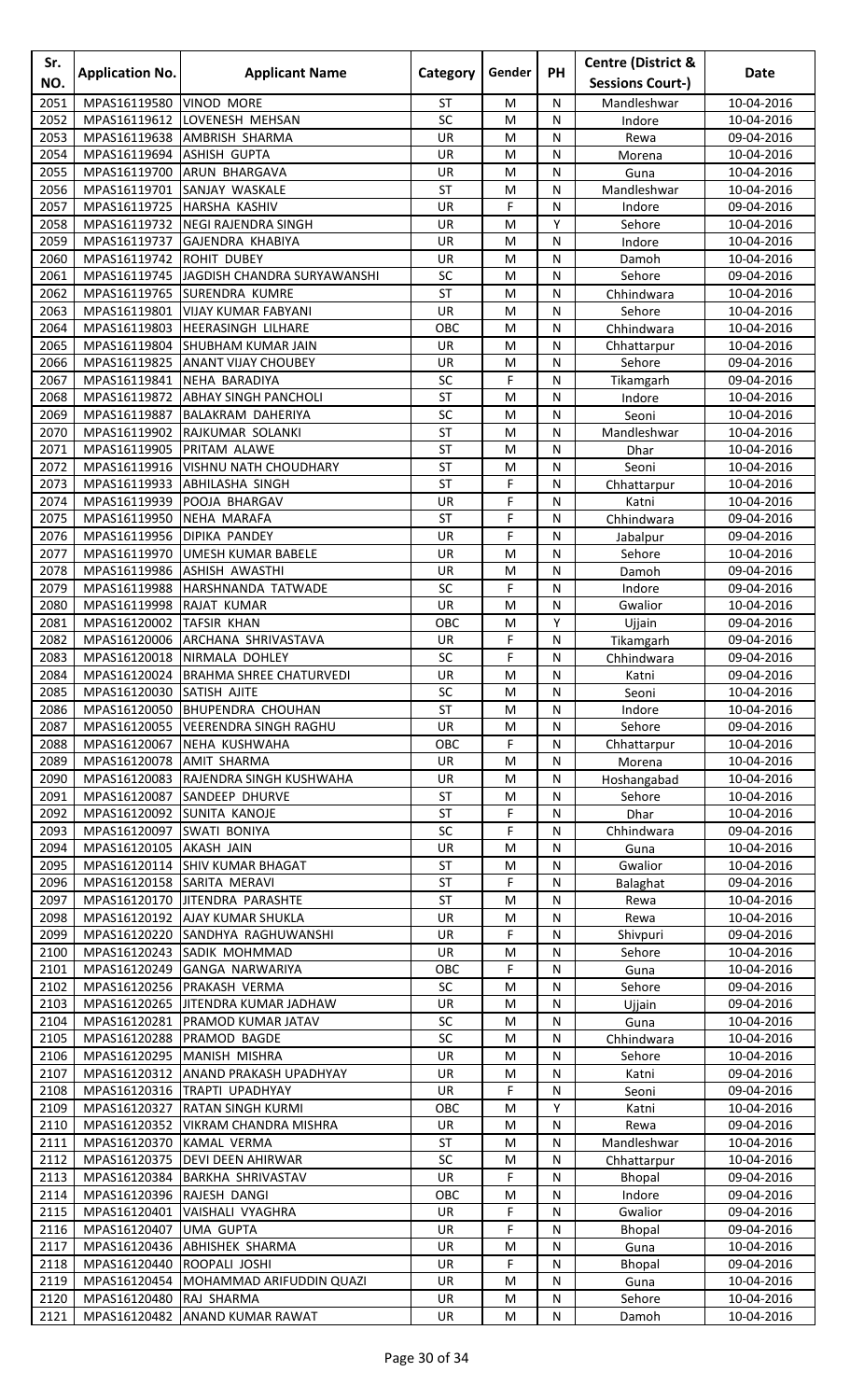| Sr. NO. | Application No. | Applicant Name | Category | Gender | PH | Centre (District & Sessions Court-) | Date |
|---|---|---|---|---|---|---|---|
| 2051 | MPAS16119580 | VINOD MORE | ST | M | N | Mandleshwar | 10-04-2016 |
| 2052 | MPAS16119612 | LOVENESH MEHSAN | SC | M | N | Indore | 10-04-2016 |
| 2053 | MPAS16119638 | AMBRISH SHARMA | UR | M | N | Rewa | 09-04-2016 |
| 2054 | MPAS16119694 | ASHISH GUPTA | UR | M | N | Morena | 10-04-2016 |
| 2055 | MPAS16119700 | ARUN BHARGAVA | UR | M | N | Guna | 10-04-2016 |
| 2056 | MPAS16119701 | SANJAY WASKALE | ST | M | N | Mandleshwar | 10-04-2016 |
| 2057 | MPAS16119725 | HARSHA KASHIV | UR | F | N | Indore | 09-04-2016 |
| 2058 | MPAS16119732 | NEGI RAJENDRA SINGH | UR | M | Y | Sehore | 10-04-2016 |
| 2059 | MPAS16119737 | GAJENDRA KHABIYA | UR | M | N | Indore | 10-04-2016 |
| 2060 | MPAS16119742 | ROHIT DUBEY | UR | M | N | Damoh | 10-04-2016 |
| 2061 | MPAS16119745 | JAGDISH CHANDRA SURYAWANSHI | SC | M | N | Sehore | 09-04-2016 |
| 2062 | MPAS16119765 | SURENDRA KUMRE | ST | M | N | Chhindwara | 10-04-2016 |
| 2063 | MPAS16119801 | VIJAY KUMAR FABYANI | UR | M | N | Sehore | 10-04-2016 |
| 2064 | MPAS16119803 | HEERASINGH LILHARE | OBC | M | N | Chhindwara | 10-04-2016 |
| 2065 | MPAS16119804 | SHUBHAM KUMAR JAIN | UR | M | N | Chhattarpur | 10-04-2016 |
| 2066 | MPAS16119825 | ANANT VIJAY CHOUBEY | UR | M | N | Sehore | 09-04-2016 |
| 2067 | MPAS16119841 | NEHA BARADIYA | SC | F | N | Tikamgarh | 09-04-2016 |
| 2068 | MPAS16119872 | ABHAY SINGH PANCHOLI | ST | M | N | Indore | 10-04-2016 |
| 2069 | MPAS16119887 | BALAKRAM DAHERIYA | SC | M | N | Seoni | 10-04-2016 |
| 2070 | MPAS16119902 | RAJKUMAR SOLANKI | ST | M | N | Mandleshwar | 10-04-2016 |
| 2071 | MPAS16119905 | PRITAM ALAWE | ST | M | N | Dhar | 10-04-2016 |
| 2072 | MPAS16119916 | VISHNU NATH CHOUDHARY | ST | M | N | Seoni | 10-04-2016 |
| 2073 | MPAS16119933 | ABHILASHA SINGH | ST | F | N | Chhattarpur | 10-04-2016 |
| 2074 | MPAS16119939 | POOJA BHARGAV | UR | F | N | Katni | 10-04-2016 |
| 2075 | MPAS16119950 | NEHA MARAFA | ST | F | N | Chhindwara | 09-04-2016 |
| 2076 | MPAS16119956 | DIPIKA PANDEY | UR | F | N | Jabalpur | 09-04-2016 |
| 2077 | MPAS16119970 | UMESH KUMAR BABELE | UR | M | N | Sehore | 10-04-2016 |
| 2078 | MPAS16119986 | ASHISH AWASTHI | UR | M | N | Damoh | 09-04-2016 |
| 2079 | MPAS16119988 | HARSHNANDA TATWADE | SC | F | N | Indore | 09-04-2016 |
| 2080 | MPAS16119998 | RAJAT KUMAR | UR | M | N | Gwalior | 10-04-2016 |
| 2081 | MPAS16120002 | TAFSIR KHAN | OBC | M | Y | Ujjain | 09-04-2016 |
| 2082 | MPAS16120006 | ARCHANA SHRIVASTAVA | UR | F | N | Tikamgarh | 09-04-2016 |
| 2083 | MPAS16120018 | NIRMALA DOHLEY | SC | F | N | Chhindwara | 09-04-2016 |
| 2084 | MPAS16120024 | BRAHMA SHREE CHATURVEDI | UR | M | N | Katni | 09-04-2016 |
| 2085 | MPAS16120030 | SATISH AJITE | SC | M | N | Seoni | 10-04-2016 |
| 2086 | MPAS16120050 | BHUPENDRA CHOUHAN | ST | M | N | Indore | 10-04-2016 |
| 2087 | MPAS16120055 | VEERENDRA SINGH RAGHU | UR | M | N | Sehore | 09-04-2016 |
| 2088 | MPAS16120067 | NEHA KUSHWAHA | OBC | F | N | Chhattarpur | 10-04-2016 |
| 2089 | MPAS16120078 | AMIT SHARMA | UR | M | N | Morena | 10-04-2016 |
| 2090 | MPAS16120083 | RAJENDRA SINGH KUSHWAHA | UR | M | N | Hoshangabad | 10-04-2016 |
| 2091 | MPAS16120087 | SANDEEP DHURVE | ST | M | N | Sehore | 10-04-2016 |
| 2092 | MPAS16120092 | SUNITA KANOJE | ST | F | N | Dhar | 10-04-2016 |
| 2093 | MPAS16120097 | SWATI BONIYA | SC | F | N | Chhindwara | 09-04-2016 |
| 2094 | MPAS16120105 | AKASH JAIN | UR | M | N | Guna | 10-04-2016 |
| 2095 | MPAS16120114 | SHIV KUMAR BHAGAT | ST | M | N | Gwalior | 10-04-2016 |
| 2096 | MPAS16120158 | SARITA MERAVI | ST | F | N | Balaghat | 09-04-2016 |
| 2097 | MPAS16120170 | JITENDRA PARASHTE | ST | M | N | Rewa | 10-04-2016 |
| 2098 | MPAS16120192 | AJAY KUMAR SHUKLA | UR | M | N | Rewa | 10-04-2016 |
| 2099 | MPAS16120220 | SANDHYA RAGHUWANSHI | UR | F | N | Shivpuri | 09-04-2016 |
| 2100 | MPAS16120243 | SADIK MOHMMAD | UR | M | N | Sehore | 10-04-2016 |
| 2101 | MPAS16120249 | GANGA NARWARIYA | OBC | F | N | Guna | 10-04-2016 |
| 2102 | MPAS16120256 | PRAKASH VERMA | SC | M | N | Sehore | 09-04-2016 |
| 2103 | MPAS16120265 | JITENDRA KUMAR JADHAW | UR | M | N | Ujjain | 09-04-2016 |
| 2104 | MPAS16120281 | PRAMOD KUMAR JATAV | SC | M | N | Guna | 10-04-2016 |
| 2105 | MPAS16120288 | PRAMOD BAGDE | SC | M | N | Chhindwara | 10-04-2016 |
| 2106 | MPAS16120295 | MANISH MISHRA | UR | M | N | Sehore | 10-04-2016 |
| 2107 | MPAS16120312 | ANAND PRAKASH UPADHYAY | UR | M | N | Katni | 09-04-2016 |
| 2108 | MPAS16120316 | TRAPTI UPADHYAY | UR | F | N | Seoni | 09-04-2016 |
| 2109 | MPAS16120327 | RATAN SINGH KURMI | OBC | M | Y | Katni | 10-04-2016 |
| 2110 | MPAS16120352 | VIKRAM CHANDRA MISHRA | UR | M | N | Rewa | 09-04-2016 |
| 2111 | MPAS16120370 | KAMAL VERMA | ST | M | N | Mandleshwar | 10-04-2016 |
| 2112 | MPAS16120375 | DEVI DEEN AHIRWAR | SC | M | N | Chhattarpur | 10-04-2016 |
| 2113 | MPAS16120384 | BARKHA SHRIVASTAV | UR | F | N | Bhopal | 09-04-2016 |
| 2114 | MPAS16120396 | RAJESH DANGI | OBC | M | N | Indore | 09-04-2016 |
| 2115 | MPAS16120401 | VAISHALI VYAGHRA | UR | F | N | Gwalior | 09-04-2016 |
| 2116 | MPAS16120407 | UMA GUPTA | UR | F | N | Bhopal | 09-04-2016 |
| 2117 | MPAS16120436 | ABHISHEK SHARMA | UR | M | N | Guna | 10-04-2016 |
| 2118 | MPAS16120440 | ROOPALI JOSHI | UR | F | N | Bhopal | 09-04-2016 |
| 2119 | MPAS16120454 | MOHAMMAD ARIFUDDIN QUAZI | UR | M | N | Guna | 10-04-2016 |
| 2120 | MPAS16120480 | RAJ SHARMA | UR | M | N | Sehore | 10-04-2016 |
| 2121 | MPAS16120482 | ANAND KUMAR RAWAT | UR | M | N | Damoh | 10-04-2016 |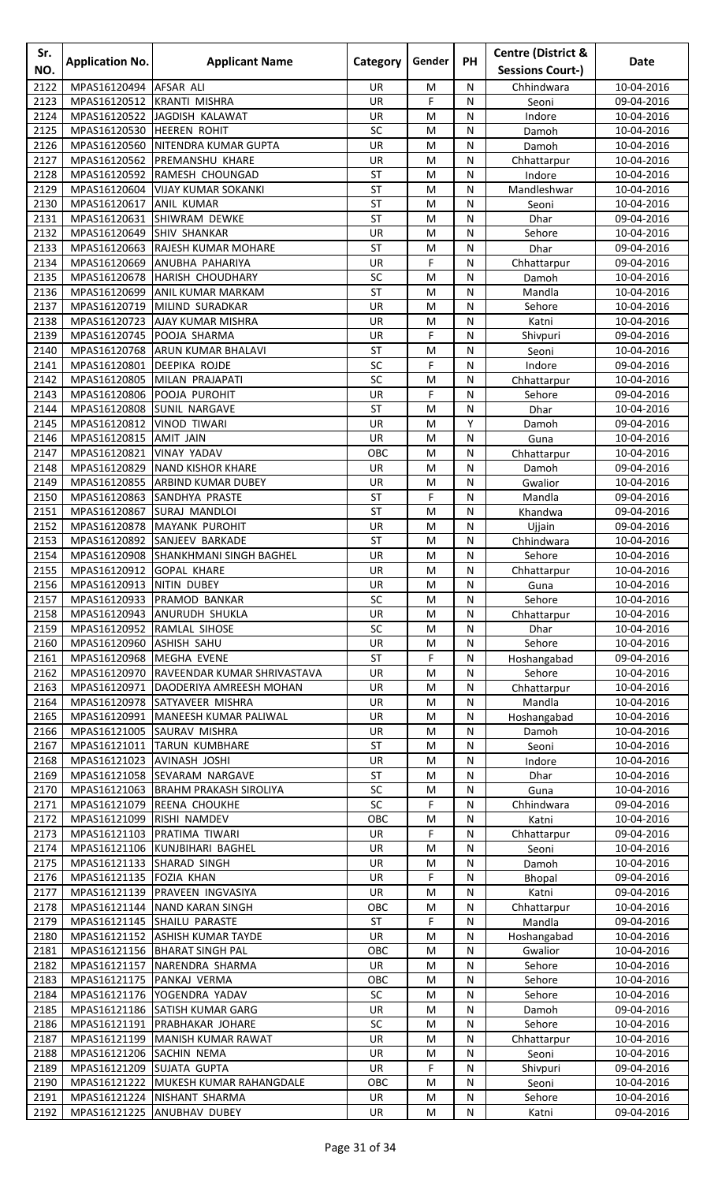| Sr. NO. | Application No. | Applicant Name | Category | Gender | PH | Centre (District & Sessions Court-) | Date |
|---|---|---|---|---|---|---|---|
| 2122 | MPAS16120494 | AFSAR ALI | UR | M | N | Chhindwara | 10-04-2016 |
| 2123 | MPAS16120512 | KRANTI MISHRA | UR | F | N | Seoni | 09-04-2016 |
| 2124 | MPAS16120522 | JAGDISH KALAWAT | UR | M | N | Indore | 10-04-2016 |
| 2125 | MPAS16120530 | HEEREN ROHIT | SC | M | N | Damoh | 10-04-2016 |
| 2126 | MPAS16120560 | NITENDRA KUMAR GUPTA | UR | M | N | Damoh | 10-04-2016 |
| 2127 | MPAS16120562 | PREMANSHU KHARE | UR | M | N | Chhattarpur | 10-04-2016 |
| 2128 | MPAS16120592 | RAMESH CHOUNGAD | ST | M | N | Indore | 10-04-2016 |
| 2129 | MPAS16120604 | VIJAY KUMAR SOKANKI | ST | M | N | Mandleshwar | 10-04-2016 |
| 2130 | MPAS16120617 | ANIL KUMAR | ST | M | N | Seoni | 10-04-2016 |
| 2131 | MPAS16120631 | SHIWRAM DEWKE | ST | M | N | Dhar | 09-04-2016 |
| 2132 | MPAS16120649 | SHIV SHANKAR | UR | M | N | Sehore | 10-04-2016 |
| 2133 | MPAS16120663 | RAJESH KUMAR MOHARE | ST | M | N | Dhar | 09-04-2016 |
| 2134 | MPAS16120669 | ANUBHA PAHARIYA | UR | F | N | Chhattarpur | 09-04-2016 |
| 2135 | MPAS16120678 | HARISH CHOUDHARY | SC | M | N | Damoh | 10-04-2016 |
| 2136 | MPAS16120699 | ANIL KUMAR MARKAM | ST | M | N | Mandla | 10-04-2016 |
| 2137 | MPAS16120719 | MILIND SURADKAR | UR | M | N | Sehore | 10-04-2016 |
| 2138 | MPAS16120723 | AJAY KUMAR MISHRA | UR | M | N | Katni | 10-04-2016 |
| 2139 | MPAS16120745 | POOJA SHARMA | UR | F | N | Shivpuri | 09-04-2016 |
| 2140 | MPAS16120768 | ARUN KUMAR BHALAVI | ST | M | N | Seoni | 10-04-2016 |
| 2141 | MPAS16120801 | DEEPIKA ROJDE | SC | F | N | Indore | 09-04-2016 |
| 2142 | MPAS16120805 | MILAN PRAJAPATI | SC | M | N | Chhattarpur | 10-04-2016 |
| 2143 | MPAS16120806 | POOJA PUROHIT | UR | F | N | Sehore | 09-04-2016 |
| 2144 | MPAS16120808 | SUNIL NARGAVE | ST | M | N | Dhar | 10-04-2016 |
| 2145 | MPAS16120812 | VINOD TIWARI | UR | M | Y | Damoh | 09-04-2016 |
| 2146 | MPAS16120815 | AMIT JAIN | UR | M | N | Guna | 10-04-2016 |
| 2147 | MPAS16120821 | VINAY YADAV | OBC | M | N | Chhattarpur | 10-04-2016 |
| 2148 | MPAS16120829 | NAND KISHOR KHARE | UR | M | N | Damoh | 09-04-2016 |
| 2149 | MPAS16120855 | ARBIND KUMAR DUBEY | UR | M | N | Gwalior | 10-04-2016 |
| 2150 | MPAS16120863 | SANDHYA PRASTE | ST | F | N | Mandla | 09-04-2016 |
| 2151 | MPAS16120867 | SURAJ MANDLOI | ST | M | N | Khandwa | 09-04-2016 |
| 2152 | MPAS16120878 | MAYANK PUROHIT | UR | M | N | Ujjain | 09-04-2016 |
| 2153 | MPAS16120892 | SANJEEV BARKADE | ST | M | N | Chhindwara | 10-04-2016 |
| 2154 | MPAS16120908 | SHANKHMANI SINGH BAGHEL | UR | M | N | Sehore | 10-04-2016 |
| 2155 | MPAS16120912 | GOPAL KHARE | UR | M | N | Chhattarpur | 10-04-2016 |
| 2156 | MPAS16120913 | NITIN DUBEY | UR | M | N | Guna | 10-04-2016 |
| 2157 | MPAS16120933 | PRAMOD BANKAR | SC | M | N | Sehore | 10-04-2016 |
| 2158 | MPAS16120943 | ANURUDH SHUKLA | UR | M | N | Chhattarpur | 10-04-2016 |
| 2159 | MPAS16120952 | RAMLAL SIHOSE | SC | M | N | Dhar | 10-04-2016 |
| 2160 | MPAS16120960 | ASHISH SAHU | UR | M | N | Sehore | 10-04-2016 |
| 2161 | MPAS16120968 | MEGHA EVENE | ST | F | N | Hoshangabad | 09-04-2016 |
| 2162 | MPAS16120970 | RAVEENDAR KUMAR SHRIVASTAVA | UR | M | N | Sehore | 10-04-2016 |
| 2163 | MPAS16120971 | DAODERIYA AMREESH MOHAN | UR | M | N | Chhattarpur | 10-04-2016 |
| 2164 | MPAS16120978 | SATYAVEER MISHRA | UR | M | N | Mandla | 10-04-2016 |
| 2165 | MPAS16120991 | MANEESH KUMAR PALIWAL | UR | M | N | Hoshangabad | 10-04-2016 |
| 2166 | MPAS16121005 | SAURAV MISHRA | UR | M | N | Damoh | 10-04-2016 |
| 2167 | MPAS16121011 | TARUN KUMBHARE | ST | M | N | Seoni | 10-04-2016 |
| 2168 | MPAS16121023 | AVINASH JOSHI | UR | M | N | Indore | 10-04-2016 |
| 2169 | MPAS16121058 | SEVARAM NARGAVE | ST | M | N | Dhar | 10-04-2016 |
| 2170 | MPAS16121063 | BRAHM PRAKASH SIROLIYA | SC | M | N | Guna | 10-04-2016 |
| 2171 | MPAS16121079 | REENA CHOUKHE | SC | F | N | Chhindwara | 09-04-2016 |
| 2172 | MPAS16121099 | RISHI NAMDEV | OBC | M | N | Katni | 10-04-2016 |
| 2173 | MPAS16121103 | PRATIMA TIWARI | UR | F | N | Chhattarpur | 09-04-2016 |
| 2174 | MPAS16121106 | KUNJBIHARI BAGHEL | UR | M | N | Seoni | 10-04-2016 |
| 2175 | MPAS16121133 | SHARAD SINGH | UR | M | N | Damoh | 10-04-2016 |
| 2176 | MPAS16121135 | FOZIA KHAN | UR | F | N | Bhopal | 09-04-2016 |
| 2177 | MPAS16121139 | PRAVEEN INGVASIYA | UR | M | N | Katni | 09-04-2016 |
| 2178 | MPAS16121144 | NAND KARAN SINGH | OBC | M | N | Chhattarpur | 10-04-2016 |
| 2179 | MPAS16121145 | SHAILU PARASTE | ST | F | N | Mandla | 09-04-2016 |
| 2180 | MPAS16121152 | ASHISH KUMAR TAYDE | UR | M | N | Hoshangabad | 10-04-2016 |
| 2181 | MPAS16121156 | BHARAT SINGH PAL | OBC | M | N | Gwalior | 10-04-2016 |
| 2182 | MPAS16121157 | NARENDRA SHARMA | UR | M | N | Sehore | 10-04-2016 |
| 2183 | MPAS16121175 | PANKAJ VERMA | OBC | M | N | Sehore | 10-04-2016 |
| 2184 | MPAS16121176 | YOGENDRA YADAV | SC | M | N | Sehore | 10-04-2016 |
| 2185 | MPAS16121186 | SATISH KUMAR GARG | UR | M | N | Damoh | 09-04-2016 |
| 2186 | MPAS16121191 | PRABHAKAR JOHARE | SC | M | N | Sehore | 10-04-2016 |
| 2187 | MPAS16121199 | MANISH KUMAR RAWAT | UR | M | N | Chhattarpur | 10-04-2016 |
| 2188 | MPAS16121206 | SACHIN NEMA | UR | M | N | Seoni | 10-04-2016 |
| 2189 | MPAS16121209 | SUJATA GUPTA | UR | F | N | Shivpuri | 09-04-2016 |
| 2190 | MPAS16121222 | MUKESH KUMAR RAHANGDALE | OBC | M | N | Seoni | 10-04-2016 |
| 2191 | MPAS16121224 | NISHANT SHARMA | UR | M | N | Sehore | 10-04-2016 |
| 2192 | MPAS16121225 | ANUBHAV DUBEY | UR | M | N | Katni | 09-04-2016 |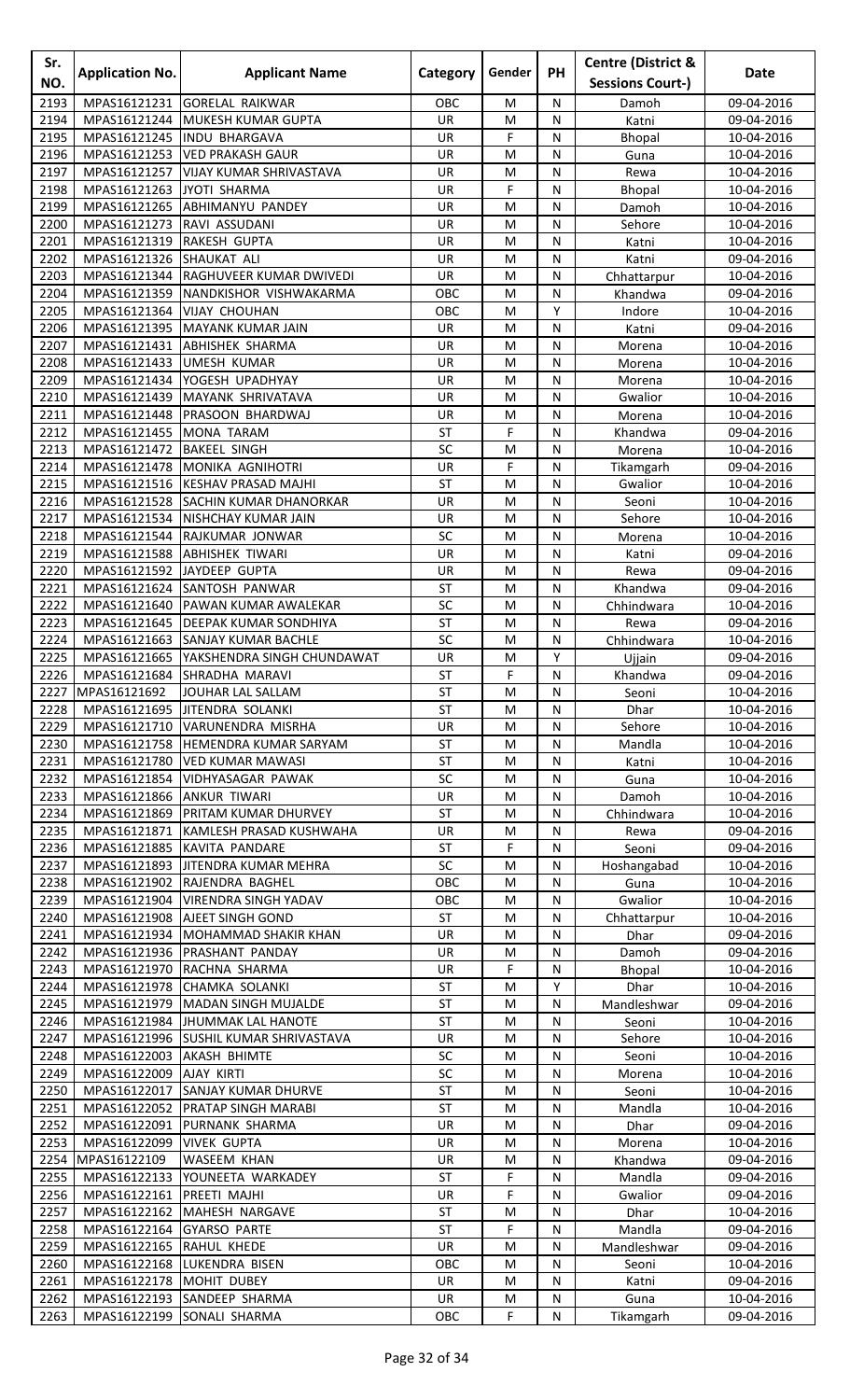| Sr. NO. | Application No. | Applicant Name | Category | Gender | PH | Centre (District & Sessions Court-) | Date |
|---|---|---|---|---|---|---|---|
| 2193 | MPAS16121231 | GORELAL RAIKWAR | OBC | M | N | Damoh | 09-04-2016 |
| 2194 | MPAS16121244 | MUKESH KUMAR GUPTA | UR | M | N | Katni | 09-04-2016 |
| 2195 | MPAS16121245 | INDU BHARGAVA | UR | F | N | Bhopal | 10-04-2016 |
| 2196 | MPAS16121253 | VED PRAKASH GAUR | UR | M | N | Guna | 10-04-2016 |
| 2197 | MPAS16121257 | VIJAY KUMAR SHRIVASTAVA | UR | M | N | Rewa | 10-04-2016 |
| 2198 | MPAS16121263 | JYOTI SHARMA | UR | F | N | Bhopal | 10-04-2016 |
| 2199 | MPAS16121265 | ABHIMANYU PANDEY | UR | M | N | Damoh | 10-04-2016 |
| 2200 | MPAS16121273 | RAVI ASSUDANI | UR | M | N | Sehore | 10-04-2016 |
| 2201 | MPAS16121319 | RAKESH GUPTA | UR | M | N | Katni | 10-04-2016 |
| 2202 | MPAS16121326 | SHAUKAT ALI | UR | M | N | Katni | 09-04-2016 |
| 2203 | MPAS16121344 | RAGHUVEER KUMAR DWIVEDI | UR | M | N | Chhattarpur | 10-04-2016 |
| 2204 | MPAS16121359 | NANDKISHOR VISHWAKARMA | OBC | M | N | Khandwa | 09-04-2016 |
| 2205 | MPAS16121364 | VIJAY CHOUHAN | OBC | M | Y | Indore | 10-04-2016 |
| 2206 | MPAS16121395 | MAYANK KUMAR JAIN | UR | M | N | Katni | 09-04-2016 |
| 2207 | MPAS16121431 | ABHISHEK SHARMA | UR | M | N | Morena | 10-04-2016 |
| 2208 | MPAS16121433 | UMESH KUMAR | UR | M | N | Morena | 10-04-2016 |
| 2209 | MPAS16121434 | YOGESH UPADHYAY | UR | M | N | Morena | 10-04-2016 |
| 2210 | MPAS16121439 | MAYANK SHRIVATAVA | UR | M | N | Gwalior | 10-04-2016 |
| 2211 | MPAS16121448 | PRASOON BHARDWAJ | UR | M | N | Morena | 10-04-2016 |
| 2212 | MPAS16121455 | MONA TARAM | ST | F | N | Khandwa | 09-04-2016 |
| 2213 | MPAS16121472 | BAKEEL SINGH | SC | M | N | Morena | 10-04-2016 |
| 2214 | MPAS16121478 | MONIKA AGNIHOTRI | UR | F | N | Tikamgarh | 09-04-2016 |
| 2215 | MPAS16121516 | KESHAV PRASAD MAJHI | ST | M | N | Gwalior | 10-04-2016 |
| 2216 | MPAS16121528 | SACHIN KUMAR DHANORKAR | UR | M | N | Seoni | 10-04-2016 |
| 2217 | MPAS16121534 | NISHCHAY KUMAR JAIN | UR | M | N | Sehore | 10-04-2016 |
| 2218 | MPAS16121544 | RAJKUMAR JONWAR | SC | M | N | Morena | 10-04-2016 |
| 2219 | MPAS16121588 | ABHISHEK TIWARI | UR | M | N | Katni | 09-04-2016 |
| 2220 | MPAS16121592 | JAYDEEP GUPTA | UR | M | N | Rewa | 09-04-2016 |
| 2221 | MPAS16121624 | SANTOSH PANWAR | ST | M | N | Khandwa | 09-04-2016 |
| 2222 | MPAS16121640 | PAWAN KUMAR AWALEKAR | SC | M | N | Chhindwara | 10-04-2016 |
| 2223 | MPAS16121645 | DEEPAK KUMAR SONDHIYA | ST | M | N | Rewa | 09-04-2016 |
| 2224 | MPAS16121663 | SANJAY KUMAR BACHLE | SC | M | N | Chhindwara | 10-04-2016 |
| 2225 | MPAS16121665 | YAKSHENDRA SINGH CHUNDAWAT | UR | M | Y | Ujjain | 09-04-2016 |
| 2226 | MPAS16121684 | SHRADHA MARAVI | ST | F | N | Khandwa | 09-04-2016 |
| 2227 | MPAS16121692 | JOUHAR LAL SALLAM | ST | M | N | Seoni | 10-04-2016 |
| 2228 | MPAS16121695 | JITENDRA SOLANKI | ST | M | N | Dhar | 10-04-2016 |
| 2229 | MPAS16121710 | VARUNENDRA MISRHA | UR | M | N | Sehore | 10-04-2016 |
| 2230 | MPAS16121758 | HEMENDRA KUMAR SARYAM | ST | M | N | Mandla | 10-04-2016 |
| 2231 | MPAS16121780 | VED KUMAR MAWASI | ST | M | N | Katni | 10-04-2016 |
| 2232 | MPAS16121854 | VIDHYASAGAR PAWAK | SC | M | N | Guna | 10-04-2016 |
| 2233 | MPAS16121866 | ANKUR TIWARI | UR | M | N | Damoh | 10-04-2016 |
| 2234 | MPAS16121869 | PRITAM KUMAR DHURVEY | ST | M | N | Chhindwara | 10-04-2016 |
| 2235 | MPAS16121871 | KAMLESH PRASAD KUSHWAHA | UR | M | N | Rewa | 09-04-2016 |
| 2236 | MPAS16121885 | KAVITA PANDARE | ST | F | N | Seoni | 09-04-2016 |
| 2237 | MPAS16121893 | JITENDRA KUMAR MEHRA | SC | M | N | Hoshangabad | 10-04-2016 |
| 2238 | MPAS16121902 | RAJENDRA BAGHEL | OBC | M | N | Guna | 10-04-2016 |
| 2239 | MPAS16121904 | VIRENDRA SINGH YADAV | OBC | M | N | Gwalior | 10-04-2016 |
| 2240 | MPAS16121908 | AJEET SINGH GOND | ST | M | N | Chhattarpur | 10-04-2016 |
| 2241 | MPAS16121934 | MOHAMMAD SHAKIR KHAN | UR | M | N | Dhar | 09-04-2016 |
| 2242 | MPAS16121936 | PRASHANT PANDAY | UR | M | N | Damoh | 09-04-2016 |
| 2243 | MPAS16121970 | RACHNA SHARMA | UR | F | N | Bhopal | 10-04-2016 |
| 2244 | MPAS16121978 | CHAMKA SOLANKI | ST | M | Y | Dhar | 10-04-2016 |
| 2245 | MPAS16121979 | MADAN SINGH MUJALDE | ST | M | N | Mandleshwar | 09-04-2016 |
| 2246 | MPAS16121984 | JHUMMAK LAL HANOTE | ST | M | N | Seoni | 10-04-2016 |
| 2247 | MPAS16121996 | SUSHIL KUMAR SHRIVASTAVA | UR | M | N | Sehore | 10-04-2016 |
| 2248 | MPAS16122003 | AKASH BHIMTE | SC | M | N | Seoni | 10-04-2016 |
| 2249 | MPAS16122009 | AJAY KIRTI | SC | M | N | Morena | 10-04-2016 |
| 2250 | MPAS16122017 | SANJAY KUMAR DHURVE | ST | M | N | Seoni | 10-04-2016 |
| 2251 | MPAS16122052 | PRATAP SINGH MARABI | ST | M | N | Mandla | 10-04-2016 |
| 2252 | MPAS16122091 | PURNANK SHARMA | UR | M | N | Dhar | 09-04-2016 |
| 2253 | MPAS16122099 | VIVEK GUPTA | UR | M | N | Morena | 10-04-2016 |
| 2254 | MPAS16122109 | WASEEM KHAN | UR | M | N | Khandwa | 09-04-2016 |
| 2255 | MPAS16122133 | YOUNEETA WARKADEY | ST | F | N | Mandla | 09-04-2016 |
| 2256 | MPAS16122161 | PREETI MAJHI | UR | F | N | Gwalior | 09-04-2016 |
| 2257 | MPAS16122162 | MAHESH NARGAVE | ST | M | N | Dhar | 10-04-2016 |
| 2258 | MPAS16122164 | GYARSO PARTE | ST | F | N | Mandla | 09-04-2016 |
| 2259 | MPAS16122165 | RAHUL KHEDE | UR | M | N | Mandleshwar | 09-04-2016 |
| 2260 | MPAS16122168 | LUKENDRA BISEN | OBC | M | N | Seoni | 10-04-2016 |
| 2261 | MPAS16122178 | MOHIT DUBEY | UR | M | N | Katni | 09-04-2016 |
| 2262 | MPAS16122193 | SANDEEP SHARMA | UR | M | N | Guna | 10-04-2016 |
| 2263 | MPAS16122199 | SONALI SHARMA | OBC | F | N | Tikamgarh | 09-04-2016 |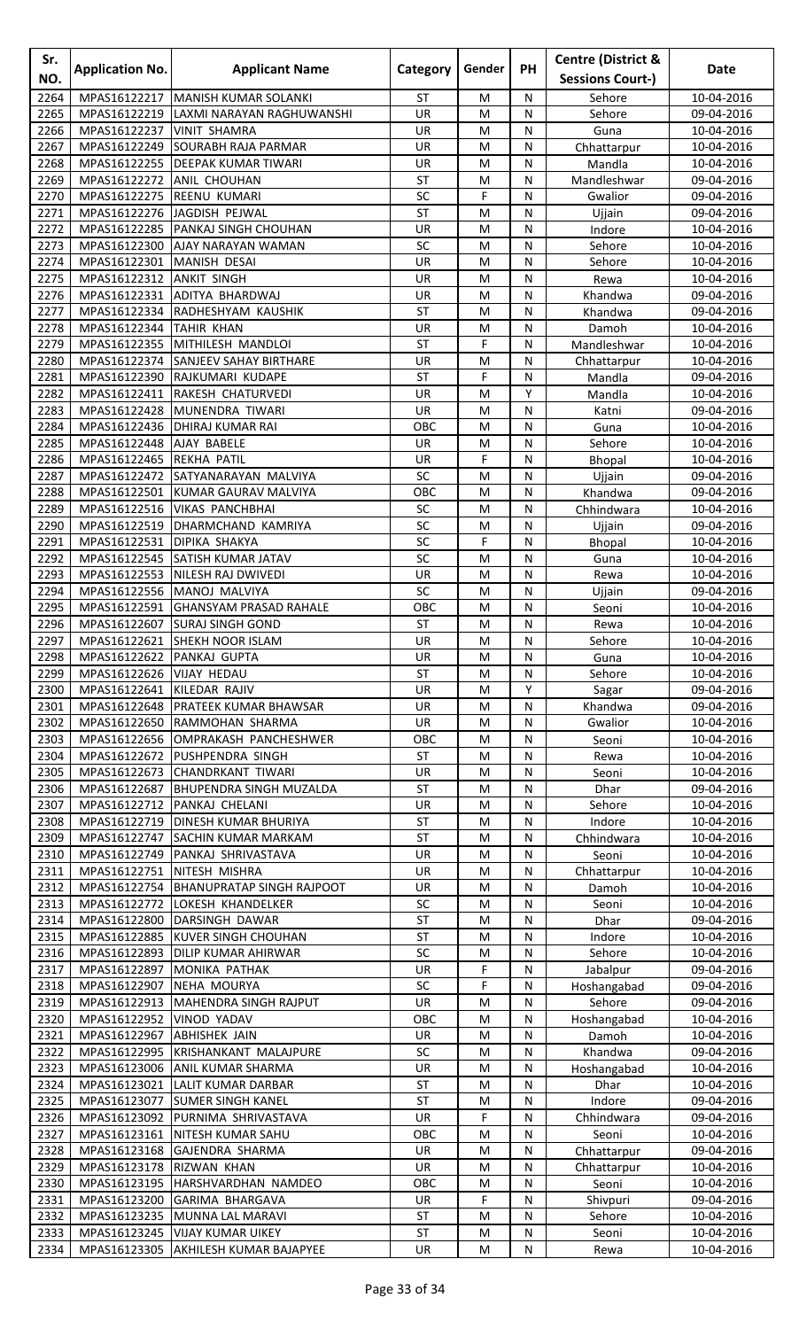| Sr. NO. | Application No. | Applicant Name | Category | Gender | PH | Centre (District & Sessions Court-) | Date |
|---|---|---|---|---|---|---|---|
| 2264 | MPAS16122217 | MANISH KUMAR SOLANKI | ST | M | N | Sehore | 10-04-2016 |
| 2265 | MPAS16122219 | LAXMI NARAYAN RAGHUWANSHI | UR | M | N | Sehore | 09-04-2016 |
| 2266 | MPAS16122237 | VINIT SHAMRA | UR | M | N | Guna | 10-04-2016 |
| 2267 | MPAS16122249 | SOURABH RAJA PARMAR | UR | M | N | Chhattarpur | 10-04-2016 |
| 2268 | MPAS16122255 | DEEPAK KUMAR TIWARI | UR | M | N | Mandla | 10-04-2016 |
| 2269 | MPAS16122272 | ANIL CHOUHAN | ST | M | N | Mandleshwar | 09-04-2016 |
| 2270 | MPAS16122275 | REENU KUMARI | SC | F | N | Gwalior | 09-04-2016 |
| 2271 | MPAS16122276 | JAGDISH PEJWAL | ST | M | N | Ujjain | 09-04-2016 |
| 2272 | MPAS16122285 | PANKAJ SINGH CHOUHAN | UR | M | N | Indore | 10-04-2016 |
| 2273 | MPAS16122300 | AJAY NARAYAN WAMAN | SC | M | N | Sehore | 10-04-2016 |
| 2274 | MPAS16122301 | MANISH DESAI | UR | M | N | Sehore | 10-04-2016 |
| 2275 | MPAS16122312 | ANKIT SINGH | UR | M | N | Rewa | 10-04-2016 |
| 2276 | MPAS16122331 | ADITYA BHARDWAJ | UR | M | N | Khandwa | 09-04-2016 |
| 2277 | MPAS16122334 | RADHESHYAM KAUSHIK | ST | M | N | Khandwa | 09-04-2016 |
| 2278 | MPAS16122344 | TAHIR KHAN | UR | M | N | Damoh | 10-04-2016 |
| 2279 | MPAS16122355 | MITHILESH MANDLOI | ST | F | N | Mandleshwar | 10-04-2016 |
| 2280 | MPAS16122374 | SANJEEV SAHAY BIRTHARE | UR | M | N | Chhattarpur | 10-04-2016 |
| 2281 | MPAS16122390 | RAJKUMARI KUDAPE | ST | F | N | Mandla | 09-04-2016 |
| 2282 | MPAS16122411 | RAKESH CHATURVEDI | UR | M | Y | Mandla | 10-04-2016 |
| 2283 | MPAS16122428 | MUNENDRA TIWARI | UR | M | N | Katni | 09-04-2016 |
| 2284 | MPAS16122436 | DHIRAJ KUMAR RAI | OBC | M | N | Guna | 10-04-2016 |
| 2285 | MPAS16122448 | AJAY BABELE | UR | M | N | Sehore | 10-04-2016 |
| 2286 | MPAS16122465 | REKHA PATIL | UR | F | N | Bhopal | 10-04-2016 |
| 2287 | MPAS16122472 | SATYANARAYAN MALVIYA | SC | M | N | Ujjain | 09-04-2016 |
| 2288 | MPAS16122501 | KUMAR GAURAV MALVIYA | OBC | M | N | Khandwa | 09-04-2016 |
| 2289 | MPAS16122516 | VIKAS PANCHBHAI | SC | M | N | Chhindwara | 10-04-2016 |
| 2290 | MPAS16122519 | DHARMCHAND KAMRIYA | SC | M | N | Ujjain | 09-04-2016 |
| 2291 | MPAS16122531 | DIPIKA SHAKYA | SC | F | N | Bhopal | 10-04-2016 |
| 2292 | MPAS16122545 | SATISH KUMAR JATAV | SC | M | N | Guna | 10-04-2016 |
| 2293 | MPAS16122553 | NILESH RAJ DWIVEDI | UR | M | N | Rewa | 10-04-2016 |
| 2294 | MPAS16122556 | MANOJ MALVIYA | SC | M | N | Ujjain | 09-04-2016 |
| 2295 | MPAS16122591 | GHANSYAM PRASAD RAHALE | OBC | M | N | Seoni | 10-04-2016 |
| 2296 | MPAS16122607 | SURAJ SINGH GOND | ST | M | N | Rewa | 10-04-2016 |
| 2297 | MPAS16122621 | SHEKH NOOR ISLAM | UR | M | N | Sehore | 10-04-2016 |
| 2298 | MPAS16122622 | PANKAJ GUPTA | UR | M | N | Guna | 10-04-2016 |
| 2299 | MPAS16122626 | VIJAY HEDAU | ST | M | N | Sehore | 10-04-2016 |
| 2300 | MPAS16122641 | KILEDAR RAJIV | UR | M | Y | Sagar | 09-04-2016 |
| 2301 | MPAS16122648 | PRATEEK KUMAR BHAWSAR | UR | M | N | Khandwa | 09-04-2016 |
| 2302 | MPAS16122650 | RAMMOHAN SHARMA | UR | M | N | Gwalior | 10-04-2016 |
| 2303 | MPAS16122656 | OMPRAKASH PANCHESHWER | OBC | M | N | Seoni | 10-04-2016 |
| 2304 | MPAS16122672 | PUSHPENDRA SINGH | ST | M | N | Rewa | 10-04-2016 |
| 2305 | MPAS16122673 | CHANDRKANT TIWARI | UR | M | N | Seoni | 10-04-2016 |
| 2306 | MPAS16122687 | BHUPENDRA SINGH MUZALDA | ST | M | N | Dhar | 09-04-2016 |
| 2307 | MPAS16122712 | PANKAJ CHELANI | UR | M | N | Sehore | 10-04-2016 |
| 2308 | MPAS16122719 | DINESH KUMAR BHURIYA | ST | M | N | Indore | 10-04-2016 |
| 2309 | MPAS16122747 | SACHIN KUMAR MARKAM | ST | M | N | Chhindwara | 10-04-2016 |
| 2310 | MPAS16122749 | PANKAJ SHRIVASTAVA | UR | M | N | Seoni | 10-04-2016 |
| 2311 | MPAS16122751 | NITESH MISHRA | UR | M | N | Chhattarpur | 10-04-2016 |
| 2312 | MPAS16122754 | BHANUPRATAP SINGH RAJPOOT | UR | M | N | Damoh | 10-04-2016 |
| 2313 | MPAS16122772 | LOKESH KHANDELKER | SC | M | N | Seoni | 10-04-2016 |
| 2314 | MPAS16122800 | DARSINGH DAWAR | ST | M | N | Dhar | 09-04-2016 |
| 2315 | MPAS16122885 | KUVER SINGH CHOUHAN | ST | M | N | Indore | 10-04-2016 |
| 2316 | MPAS16122893 | DILIP KUMAR AHIRWAR | SC | M | N | Sehore | 10-04-2016 |
| 2317 | MPAS16122897 | MONIKA PATHAK | UR | F | N | Jabalpur | 09-04-2016 |
| 2318 | MPAS16122907 | NEHA MOURYA | SC | F | N | Hoshangabad | 09-04-2016 |
| 2319 | MPAS16122913 | MAHENDRA SINGH RAJPUT | UR | M | N | Sehore | 09-04-2016 |
| 2320 | MPAS16122952 | VINOD YADAV | OBC | M | N | Hoshangabad | 10-04-2016 |
| 2321 | MPAS16122967 | ABHISHEK JAIN | UR | M | N | Damoh | 10-04-2016 |
| 2322 | MPAS16122995 | KRISHANKANT MALAJPURE | SC | M | N | Khandwa | 09-04-2016 |
| 2323 | MPAS16123006 | ANIL KUMAR SHARMA | UR | M | N | Hoshangabad | 10-04-2016 |
| 2324 | MPAS16123021 | LALIT KUMAR DARBAR | ST | M | N | Dhar | 10-04-2016 |
| 2325 | MPAS16123077 | SUMER SINGH KANEL | ST | M | N | Indore | 09-04-2016 |
| 2326 | MPAS16123092 | PURNIMA SHRIVASTAVA | UR | F | N | Chhindwara | 09-04-2016 |
| 2327 | MPAS16123161 | NITESH KUMAR SAHU | OBC | M | N | Seoni | 10-04-2016 |
| 2328 | MPAS16123168 | GAJENDRA SHARMA | UR | M | N | Chhattarpur | 09-04-2016 |
| 2329 | MPAS16123178 | RIZWAN KHAN | UR | M | N | Chhattarpur | 10-04-2016 |
| 2330 | MPAS16123195 | HARSHVARDHAN NAMDEO | OBC | M | N | Seoni | 10-04-2016 |
| 2331 | MPAS16123200 | GARIMA BHARGAVA | UR | F | N | Shivpuri | 09-04-2016 |
| 2332 | MPAS16123235 | MUNNA LAL MARAVI | ST | M | N | Sehore | 10-04-2016 |
| 2333 | MPAS16123245 | VIJAY KUMAR UIKEY | ST | M | N | Seoni | 10-04-2016 |
| 2334 | MPAS16123305 | AKHILESH KUMAR BAJAPYEE | UR | M | N | Rewa | 10-04-2016 |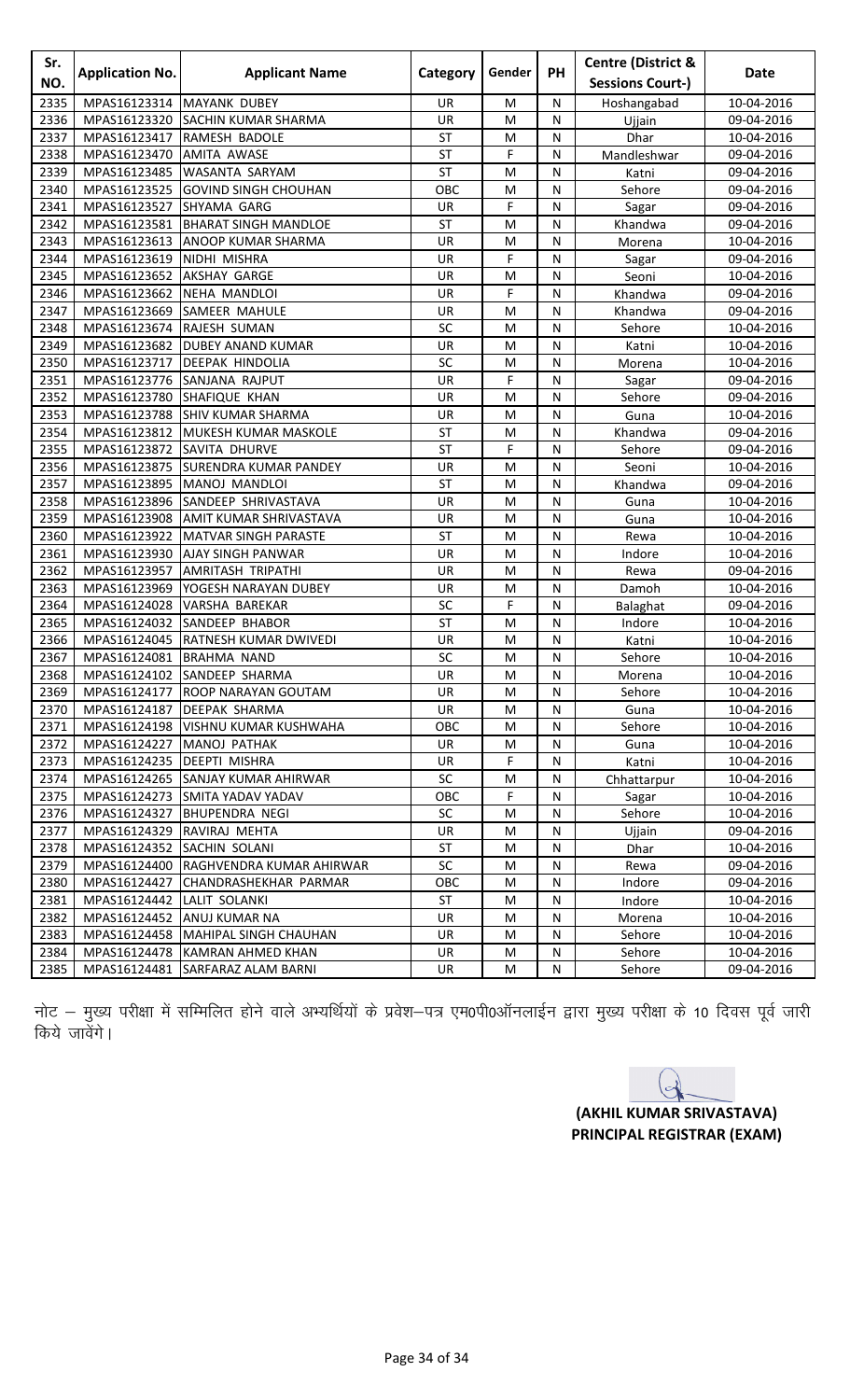| Sr. NO. | Application No. | Applicant Name | Category | Gender | PH | Centre (District & Sessions Court-) | Date |
|---|---|---|---|---|---|---|---|
| 2335 | MPAS16123314 | MAYANK DUBEY | UR | M | N | Hoshangabad | 10-04-2016 |
| 2336 | MPAS16123320 | SACHIN KUMAR SHARMA | UR | M | N | Ujjain | 09-04-2016 |
| 2337 | MPAS16123417 | RAMESH BADOLE | ST | M | N | Dhar | 10-04-2016 |
| 2338 | MPAS16123470 | AMITA AWASE | ST | F | N | Mandleshwar | 09-04-2016 |
| 2339 | MPAS16123485 | WASANTA SARYAM | ST | M | N | Katni | 09-04-2016 |
| 2340 | MPAS16123525 | GOVIND SINGH CHOUHAN | OBC | M | N | Sehore | 09-04-2016 |
| 2341 | MPAS16123527 | SHYAMA GARG | UR | F | N | Sagar | 09-04-2016 |
| 2342 | MPAS16123581 | BHARAT SINGH MANDLOE | ST | M | N | Khandwa | 09-04-2016 |
| 2343 | MPAS16123613 | ANOOP KUMAR SHARMA | UR | M | N | Morena | 10-04-2016 |
| 2344 | MPAS16123619 | NIDHI MISHRA | UR | F | N | Sagar | 09-04-2016 |
| 2345 | MPAS16123652 | AKSHAY GARGE | UR | M | N | Seoni | 10-04-2016 |
| 2346 | MPAS16123662 | NEHA MANDLOI | UR | F | N | Khandwa | 09-04-2016 |
| 2347 | MPAS16123669 | SAMEER MAHULE | UR | M | N | Khandwa | 09-04-2016 |
| 2348 | MPAS16123674 | RAJESH SUMAN | SC | M | N | Sehore | 10-04-2016 |
| 2349 | MPAS16123682 | DUBEY ANAND KUMAR | UR | M | N | Katni | 10-04-2016 |
| 2350 | MPAS16123717 | DEEPAK HINDOLIA | SC | M | N | Morena | 10-04-2016 |
| 2351 | MPAS16123776 | SANJANA RAJPUT | UR | F | N | Sagar | 09-04-2016 |
| 2352 | MPAS16123780 | SHAFIQUE KHAN | UR | M | N | Sehore | 09-04-2016 |
| 2353 | MPAS16123788 | SHIV KUMAR SHARMA | UR | M | N | Guna | 10-04-2016 |
| 2354 | MPAS16123812 | MUKESH KUMAR MASKOLE | ST | M | N | Khandwa | 09-04-2016 |
| 2355 | MPAS16123872 | SAVITA DHURVE | ST | F | N | Sehore | 09-04-2016 |
| 2356 | MPAS16123875 | SURENDRA KUMAR PANDEY | UR | M | N | Seoni | 10-04-2016 |
| 2357 | MPAS16123895 | MANOJ MANDLOI | ST | M | N | Khandwa | 09-04-2016 |
| 2358 | MPAS16123896 | SANDEEP SHRIVASTAVA | UR | M | N | Guna | 10-04-2016 |
| 2359 | MPAS16123908 | AMIT KUMAR SHRIVASTAVA | UR | M | N | Guna | 10-04-2016 |
| 2360 | MPAS16123922 | MATVAR SINGH PARASTE | ST | M | N | Rewa | 10-04-2016 |
| 2361 | MPAS16123930 | AJAY SINGH PANWAR | UR | M | N | Indore | 10-04-2016 |
| 2362 | MPAS16123957 | AMRITASH TRIPATHI | UR | M | N | Rewa | 09-04-2016 |
| 2363 | MPAS16123969 | YOGESH NARAYAN DUBEY | UR | M | N | Damoh | 10-04-2016 |
| 2364 | MPAS16124028 | VARSHA BAREKAR | SC | F | N | Balaghat | 09-04-2016 |
| 2365 | MPAS16124032 | SANDEEP BHABOR | ST | M | N | Indore | 10-04-2016 |
| 2366 | MPAS16124045 | RATNESH KUMAR DWIVEDI | UR | M | N | Katni | 10-04-2016 |
| 2367 | MPAS16124081 | BRAHMA NAND | SC | M | N | Sehore | 10-04-2016 |
| 2368 | MPAS16124102 | SANDEEP SHARMA | UR | M | N | Morena | 10-04-2016 |
| 2369 | MPAS16124177 | ROOP NARAYAN GOUTAM | UR | M | N | Sehore | 10-04-2016 |
| 2370 | MPAS16124187 | DEEPAK SHARMA | UR | M | N | Guna | 10-04-2016 |
| 2371 | MPAS16124198 | VISHNU KUMAR KUSHWAHA | OBC | M | N | Sehore | 10-04-2016 |
| 2372 | MPAS16124227 | MANOJ PATHAK | UR | M | N | Guna | 10-04-2016 |
| 2373 | MPAS16124235 | DEEPTI MISHRA | UR | F | N | Katni | 10-04-2016 |
| 2374 | MPAS16124265 | SANJAY KUMAR AHIRWAR | SC | M | N | Chhattarpur | 10-04-2016 |
| 2375 | MPAS16124273 | SMITA YADAV YADAV | OBC | F | N | Sagar | 10-04-2016 |
| 2376 | MPAS16124327 | BHUPENDRA NEGI | SC | M | N | Sehore | 10-04-2016 |
| 2377 | MPAS16124329 | RAVIRAJ MEHTA | UR | M | N | Ujjain | 09-04-2016 |
| 2378 | MPAS16124352 | SACHIN SOLANI | ST | M | N | Dhar | 10-04-2016 |
| 2379 | MPAS16124400 | RAGHVENDRA KUMAR AHIRWAR | SC | M | N | Rewa | 09-04-2016 |
| 2380 | MPAS16124427 | CHANDRASHEKHAR PARMAR | OBC | M | N | Indore | 09-04-2016 |
| 2381 | MPAS16124442 | LALIT SOLANKI | ST | M | N | Indore | 10-04-2016 |
| 2382 | MPAS16124452 | ANUJ KUMAR NA | UR | M | N | Morena | 10-04-2016 |
| 2383 | MPAS16124458 | MAHIPAL SINGH CHAUHAN | UR | M | N | Sehore | 10-04-2016 |
| 2384 | MPAS16124478 | KAMRAN AHMED KHAN | UR | M | N | Sehore | 10-04-2016 |
| 2385 | MPAS16124481 | SARFARAZ ALAM BARNI | UR | M | N | Sehore | 09-04-2016 |

नोट – मुख्य परीक्षा में सम्मिलित होने वाले अभ्यर्थियों के प्रवेश–पत्र एम0पी0ऑनलाईन द्वारा मुख्य परीक्षा के 10 दिवस पूर्व जारी किये जावेंगे।

**(AKHIL KUMAR SRIVASTAVA)**
**PRINCIPAL REGISTRAR (EXAM)**